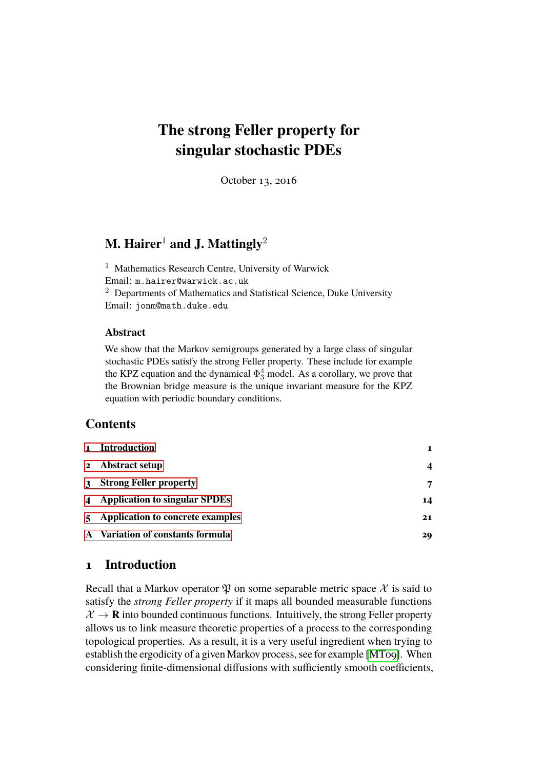# The strong Feller property for singular stochastic PDEs

October 13, 2016

**M. Hairer[1] and J. Mattingly[2]**

[1] Mathematics Research Centre, University of Warwick
Email: m.hairer@warwick.ac.uk
[2] Departments of Mathematics and Statistical Science, Duke University
Email: jonm@math.duke.edu

### Abstract

We show that the Markov semigroups generated by a large class of singular stochastic PDEs satisfy the strong Feller property. These include for example the KPZ equation and the dynamical $\Phi^4_3$ model. As a corollary, we prove that the Brownian bridge measure is the unique invariant measure for the KPZ equation with periodic boundary conditions.

## Contents

| | | |
|---|---|---|
| **1** | **Introduction** | **1** |
| **2** | **Abstract setup** | **4** |
| **3** | **Strong Feller property** | **7** |
| **4** | **Application to singular SPDEs** | **14** |
| **5** | **Application to concrete examples** | **21** |
| **A** | **Variation of constants formula** | **29** |

## 1 Introduction

Recall that a Markov operator $\mathfrak{P}$ on some separable metric space $\mathcal{X}$ is said to satisfy the *strong Feller property* if it maps all bounded measurable functions $\mathcal{X} \to \mathbf{R}$ into bounded continuous functions. Intuitively, the strong Feller property allows us to link measure theoretic properties of a process to the corresponding topological properties. As a result, it is a very useful ingredient when trying to establish the ergodicity of a given Markov process, see for example [MT09]. When considering finite-dimensional diffusions with sufficiently smooth coefficients,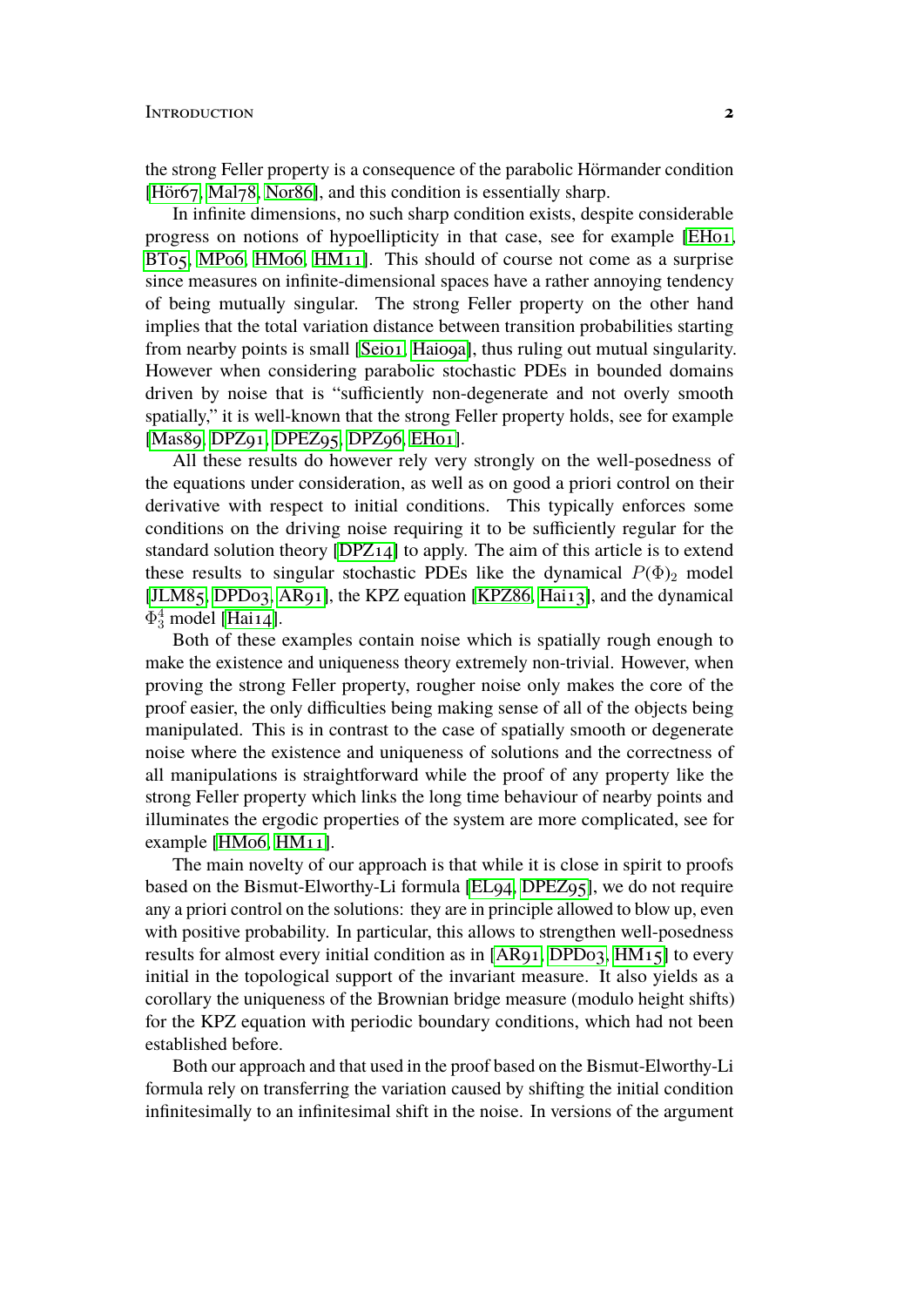the strong Feller property is a consequence of the parabolic Hörmander condition [Hör67, Mal78, Nor86], and this condition is essentially sharp.

In infinite dimensions, no such sharp condition exists, despite considerable progress on notions of hypoellipticity in that case, see for example [EH01, BT05, MP06, HM06, HM11]. This should of course not come as a surprise since measures on infinite-dimensional spaces have a rather annoying tendency of being mutually singular. The strong Feller property on the other hand implies that the total variation distance between transition probabilities starting from nearby points is small [Sei01, Hai09a], thus ruling out mutual singularity. However when considering parabolic stochastic PDEs in bounded domains driven by noise that is "sufficiently non-degenerate and not overly smooth spatially," it is well-known that the strong Feller property holds, see for example [Mas89, DPZ91, DPEZ95, DPZ96, EH01].

All these results do however rely very strongly on the well-posedness of the equations under consideration, as well as on good a priori control on their derivative with respect to initial conditions. This typically enforces some conditions on the driving noise requiring it to be sufficiently regular for the standard solution theory [DPZ14] to apply. The aim of this article is to extend these results to singular stochastic PDEs like the dynamical $P(\Phi)_2$ model [JLM85, DPD03, AR91], the KPZ equation [KPZ86, Hai13], and the dynamical $\Phi^4_3$ model [Hai14].

Both of these examples contain noise which is spatially rough enough to make the existence and uniqueness theory extremely non-trivial. However, when proving the strong Feller property, rougher noise only makes the core of the proof easier, the only difficulties being making sense of all of the objects being manipulated. This is in contrast to the case of spatially smooth or degenerate noise where the existence and uniqueness of solutions and the correctness of all manipulations is straightforward while the proof of any property like the strong Feller property which links the long time behaviour of nearby points and illuminates the ergodic properties of the system are more complicated, see for example [HM06, HM11].

The main novelty of our approach is that while it is close in spirit to proofs based on the Bismut-Elworthy-Li formula [EL94, DPEZ95], we do not require any a priori control on the solutions: they are in principle allowed to blow up, even with positive probability. In particular, this allows to strengthen well-posedness results for almost every initial condition as in [AR91, DPD03, HM15] to every initial in the topological support of the invariant measure. It also yields as a corollary the uniqueness of the Brownian bridge measure (modulo height shifts) for the KPZ equation with periodic boundary conditions, which had not been established before.

Both our approach and that used in the proof based on the Bismut-Elworthy-Li formula rely on transferring the variation caused by shifting the initial condition infinitesimally to an infinitesimal shift in the noise. In versions of the argument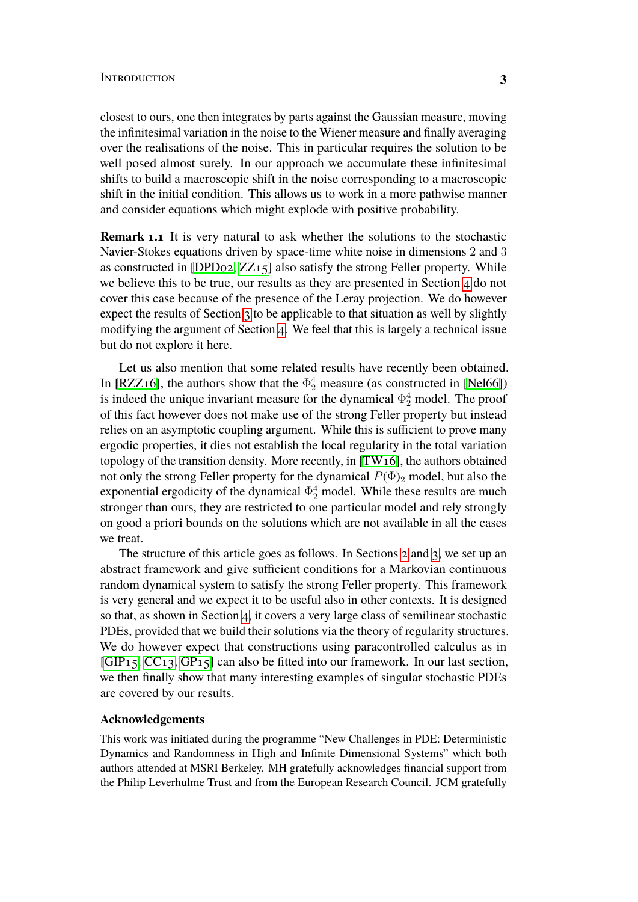closest to ours, one then integrates by parts against the Gaussian measure, moving the infinitesimal variation in the noise to the Wiener measure and finally averaging over the realisations of the noise. This in particular requires the solution to be well posed almost surely. In our approach we accumulate these infinitesimal shifts to build a macroscopic shift in the noise corresponding to a macroscopic shift in the initial condition. This allows us to work in a more pathwise manner and consider equations which might explode with positive probability.

**Remark 1.1** It is very natural to ask whether the solutions to the stochastic Navier-Stokes equations driven by space-time white noise in dimensions 2 and 3 as constructed in [DPD02, ZZ15] also satisfy the strong Feller property. While we believe this to be true, our results as they are presented in Section 4 do not cover this case because of the presence of the Leray projection. We do however expect the results of Section 3 to be applicable to that situation as well by slightly modifying the argument of Section 4. We feel that this is largely a technical issue but do not explore it here.

Let us also mention that some related results have recently been obtained. In [RZZ16], the authors show that the $\Phi^4_2$ measure (as constructed in [Nel66]) is indeed the unique invariant measure for the dynamical $\Phi^4_2$ model. The proof of this fact however does not make use of the strong Feller property but instead relies on an asymptotic coupling argument. While this is sufficient to prove many ergodic properties, it dies not establish the local regularity in the total variation topology of the transition density. More recently, in [TW16], the authors obtained not only the strong Feller property for the dynamical $P(\Phi)_2$ model, but also the exponential ergodicity of the dynamical $\Phi^4_2$ model. While these results are much stronger than ours, they are restricted to one particular model and rely strongly on good a priori bounds on the solutions which are not available in all the cases we treat.

The structure of this article goes as follows. In Sections 2 and 3, we set up an abstract framework and give sufficient conditions for a Markovian continuous random dynamical system to satisfy the strong Feller property. This framework is very general and we expect it to be useful also in other contexts. It is designed so that, as shown in Section 4, it covers a very large class of semilinear stochastic PDEs, provided that we build their solutions via the theory of regularity structures. We do however expect that constructions using paracontrolled calculus as in [GIP15, CC13, GP15] can also be fitted into our framework. In our last section, we then finally show that many interesting examples of singular stochastic PDEs are covered by our results.

### Acknowledgements

This work was initiated during the programme "New Challenges in PDE: Deterministic Dynamics and Randomness in High and Infinite Dimensional Systems" which both authors attended at MSRI Berkeley. MH gratefully acknowledges financial support from the Philip Leverhulme Trust and from the European Research Council. JCM gratefully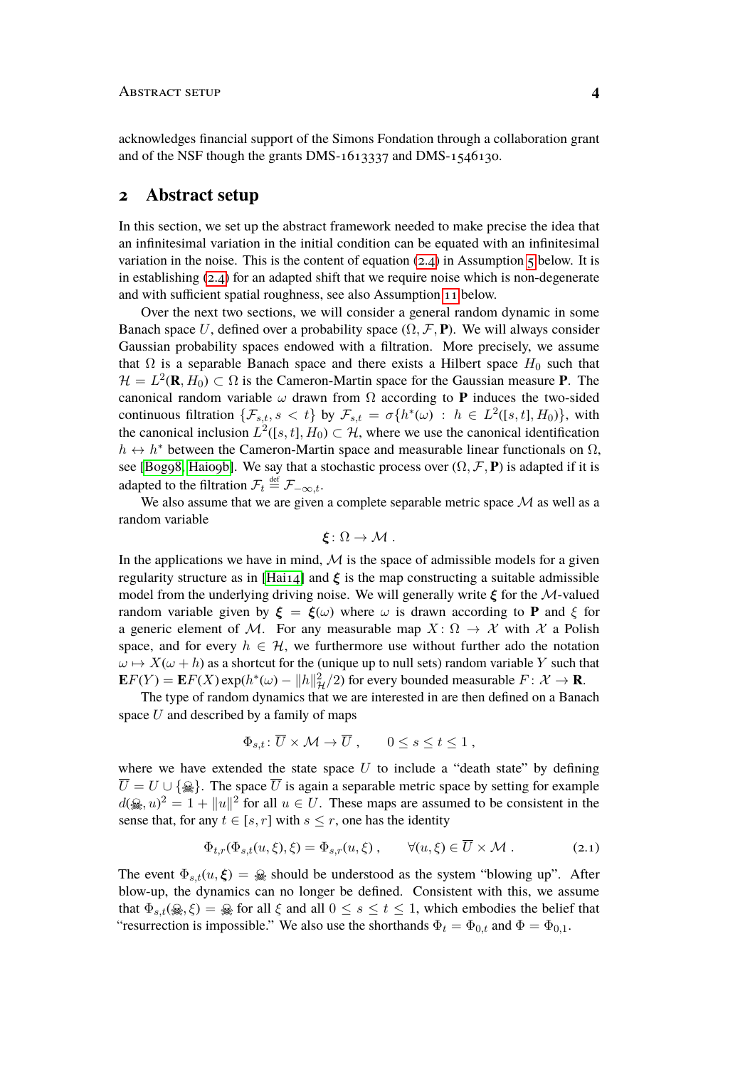acknowledges financial support of the Simons Fondation through a collaboration grant and of the NSF though the grants DMS-1613337 and DMS-1546130.

## 2 Abstract setup

In this section, we set up the abstract framework needed to make precise the idea that an infinitesimal variation in the initial condition can be equated with an infinitesimal variation in the noise. This is the content of equation (2.4) in Assumption 5 below. It is in establishing (2.4) for an adapted shift that we require noise which is non-degenerate and with sufficient spatial roughness, see also Assumption 11 below.

Over the next two sections, we will consider a general random dynamic in some Banach space $U$, defined over a probability space $(\Omega, \mathcal{F}, \mathbf{P})$. We will always consider Gaussian probability spaces endowed with a filtration. More precisely, we assume that $\Omega$ is a separable Banach space and there exists a Hilbert space $H_0$ such that $\mathcal{H} = L^2(\mathbf{R}, H_0) \subset \Omega$ is the Cameron-Martin space for the Gaussian measure $\mathbf{P}$. The canonical random variable $\omega$ drawn from $\Omega$ according to $\mathbf{P}$ induces the two-sided continuous filtration $\{\mathcal{F}_{s,t}, s < t\}$ by $\mathcal{F}_{s,t} = \sigma\{h^*(\omega) : h \in L^2([s,t], H_0)\}$, with the canonical inclusion $L^2([s,t], H_0) \subset \mathcal{H}$, where we use the canonical identification $h \leftrightarrow h^*$ between the Cameron-Martin space and measurable linear functionals on $\Omega$, see [Bog98, Hai09b]. We say that a stochastic process over $(\Omega, \mathcal{F}, \mathbf{P})$ is adapted if it is adapted to the filtration $\mathcal{F}_t \stackrel{\text{def}}{=} \mathcal{F}_{-\infty,t}$.

We also assume that we are given a complete separable metric space $\mathcal{M}$ as well as a random variable

$$\boldsymbol{\xi} \colon \Omega \to \mathcal{M} \;.$$

In the applications we have in mind, $\mathcal{M}$ is the space of admissible models for a given regularity structure as in [Hai14] and $\boldsymbol{\xi}$ is the map constructing a suitable admissible model from the underlying driving noise. We will generally write $\boldsymbol{\xi}$ for the $\mathcal{M}$-valued random variable given by $\boldsymbol{\xi} = \boldsymbol{\xi}(\omega)$ where $\omega$ is drawn according to $\mathbf{P}$ and $\xi$ for a generic element of $\mathcal{M}$. For any measurable map $X \colon \Omega \to \mathcal{X}$ with $\mathcal{X}$ a Polish space, and for every $h \in \mathcal{H}$, we furthermore use without further ado the notation $\omega \mapsto X(\omega + h)$ as a shortcut for the (unique up to null sets) random variable $Y$ such that $\mathbf{E}F(Y) = \mathbf{E}F(X)\exp(h^*(\omega) - \|h\|_{\mathcal{H}}^2/2)$ for every bounded measurable $F \colon \mathcal{X} \to \mathbf{R}$.

The type of random dynamics that we are interested in are then defined on a Banach space $U$ and described by a family of maps

$$\Phi_{s,t} \colon \overline{U} \times \mathcal{M} \to \overline{U} \;, \qquad 0 \le s \le t \le 1 \;,$$

where we have extended the state space $U$ to include a "death state" by defining $\overline{U} = U \cup \{☠\}$. The space $\overline{U}$ is again a separable metric space by setting for example $d(☠, u)^2 = 1 + \|u\|^2$ for all $u \in U$. These maps are assumed to be consistent in the sense that, for any $t \in [s,r]$ with $s \le r$, one has the identity

$$\Phi_{t,r}(\Phi_{s,t}(u,\xi),\xi) = \Phi_{s,r}(u,\xi) \;, \qquad \forall (u,\xi) \in \overline{U} \times \mathcal{M} \;. \tag{2.1}$$

The event $\Phi_{s,t}(u, \boldsymbol{\xi}) = ☠$ should be understood as the system "blowing up". After blow-up, the dynamics can no longer be defined. Consistent with this, we assume that $\Phi_{s,t}(☠, \xi) = ☠$ for all $\xi$ and all $0 \le s \le t \le 1$, which embodies the belief that "resurrection is impossible." We also use the shorthands $\Phi_t = \Phi_{0,t}$ and $\Phi = \Phi_{0,1}$.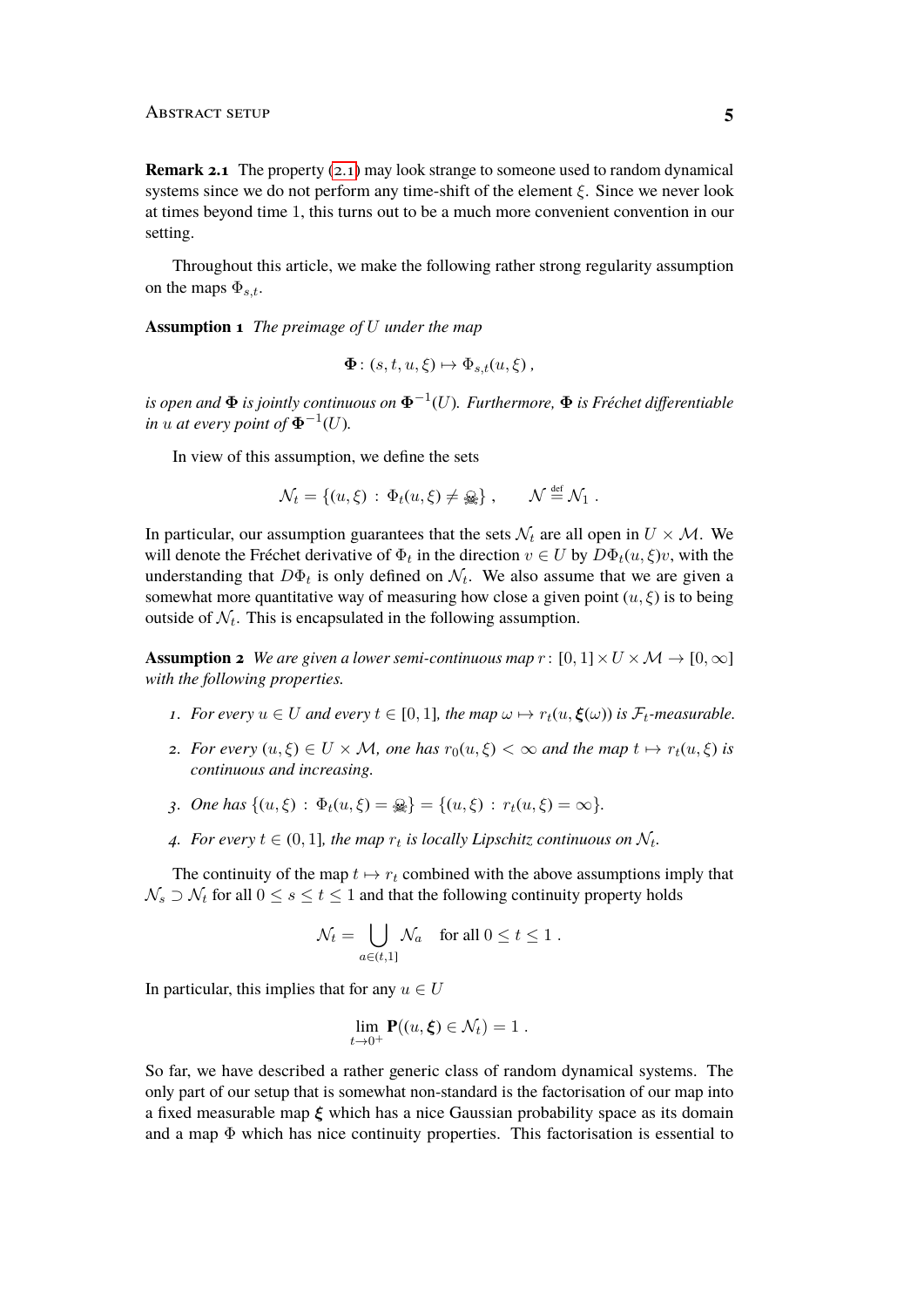**Remark 2.1** The property (2.1) may look strange to someone used to random dynamical systems since we do not perform any time-shift of the element $\xi$. Since we never look at times beyond time 1, this turns out to be a much more convenient convention in our setting.

Throughout this article, we make the following rather strong regularity assumption on the maps $\Phi_{s,t}$.

**Assumption 1** *The preimage of $U$ under the map*

$$\mathbf{\Phi}\colon (s,t,u,\xi) \mapsto \Phi_{s,t}(u,\xi)\;,$$

*is open and $\mathbf{\Phi}$ is jointly continuous on $\mathbf{\Phi}^{-1}(U)$. Furthermore, $\mathbf{\Phi}$ is Fréchet differentiable in $u$ at every point of $\mathbf{\Phi}^{-1}(U)$.*

In view of this assumption, we define the sets

$$\mathcal{N}_t = \{(u,\xi) \,:\, \Phi_t(u,\xi) \neq \text{☠}\}\;, \qquad \mathcal{N} \stackrel{\text{def}}{=} \mathcal{N}_1\;.$$

In particular, our assumption guarantees that the sets $\mathcal{N}_t$ are all open in $U \times \mathcal{M}$. We will denote the Fréchet derivative of $\Phi_t$ in the direction $v \in U$ by $D\Phi_t(u,\xi)v$, with the understanding that $D\Phi_t$ is only defined on $\mathcal{N}_t$. We also assume that we are given a somewhat more quantitative way of measuring how close a given point $(u,\xi)$ is to being outside of $\mathcal{N}_t$. This is encapsulated in the following assumption.

**Assumption 2** *We are given a lower semi-continuous map $r\colon [0,1]\times U \times \mathcal{M} \to [0,\infty]$ with the following properties.*

1. *For every $u \in U$ and every $t \in [0,1]$, the map $\omega \mapsto r_t(u,\boldsymbol{\xi}(\omega))$ is $\mathcal{F}_t$-measurable.*
2. *For every $(u,\xi) \in U \times \mathcal{M}$, one has $r_0(u,\xi) < \infty$ and the map $t \mapsto r_t(u,\xi)$ is continuous and increasing.*
3. *One has $\{(u,\xi) \,:\, \Phi_t(u,\xi) = \text{☠}\} = \{(u,\xi) \,:\, r_t(u,\xi) = \infty\}$.*
4. *For every $t \in (0,1]$, the map $r_t$ is locally Lipschitz continuous on $\mathcal{N}_t$.*

The continuity of the map $t \mapsto r_t$ combined with the above assumptions imply that $\mathcal{N}_s \supset \mathcal{N}_t$ for all $0 \le s \le t \le 1$ and that the following continuity property holds

$$\mathcal{N}_t = \bigcup_{a\in(t,1]} \mathcal{N}_a \quad \text{for all } 0 \le t \le 1\;.$$

In particular, this implies that for any $u \in U$

$$\lim_{t\to 0^+} \mathbf{P}((u,\boldsymbol{\xi}) \in \mathcal{N}_t) = 1\;.$$

So far, we have described a rather generic class of random dynamical systems. The only part of our setup that is somewhat non-standard is the factorisation of our map into a fixed measurable map $\boldsymbol{\xi}$ which has a nice Gaussian probability space as its domain and a map $\Phi$ which has nice continuity properties. This factorisation is essential to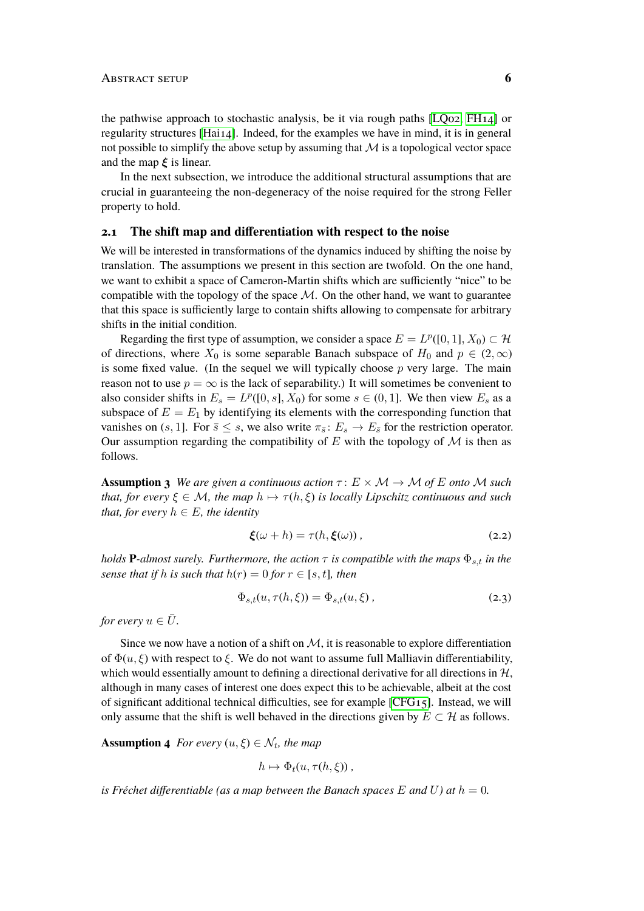the pathwise approach to stochastic analysis, be it via rough paths [LQ02, FH14] or regularity structures [Hai14]. Indeed, for the examples we have in mind, it is in general not possible to simplify the above setup by assuming that $\mathcal{M}$ is a topological vector space and the map $\boldsymbol{\xi}$ is linear.

In the next subsection, we introduce the additional structural assumptions that are crucial in guaranteeing the non-degeneracy of the noise required for the strong Feller property to hold.

## 2.1 The shift map and differentiation with respect to the noise

We will be interested in transformations of the dynamics induced by shifting the noise by translation. The assumptions we present in this section are twofold. On the one hand, we want to exhibit a space of Cameron-Martin shifts which are sufficiently "nice" to be compatible with the topology of the space $\mathcal{M}$. On the other hand, we want to guarantee that this space is sufficiently large to contain shifts allowing to compensate for arbitrary shifts in the initial condition.

Regarding the first type of assumption, we consider a space $E = L^p([0,1], X_0) \subset \mathcal{H}$ of directions, where $X_0$ is some separable Banach subspace of $H_0$ and $p \in (2, \infty)$ is some fixed value. (In the sequel we will typically choose $p$ very large. The main reason not to use $p = \infty$ is the lack of separability.) It will sometimes be convenient to also consider shifts in $E_s = L^p([0,s], X_0)$ for some $s \in (0,1]$. We then view $E_s$ as a subspace of $E = E_1$ by identifying its elements with the corresponding function that vanishes on $(s,1]$. For $\bar{s} \leq s$, we also write $\pi_{\bar{s}} \colon E_s \to E_{\bar{s}}$ for the restriction operator. Our assumption regarding the compatibility of $E$ with the topology of $\mathcal{M}$ is then as follows.

**Assumption 3** *We are given a continuous action $\tau \colon E \times \mathcal{M} \to \mathcal{M}$ of $E$ onto $\mathcal{M}$ such that, for every $\xi \in \mathcal{M}$, the map $h \mapsto \tau(h, \xi)$ is locally Lipschitz continuous and such that, for every $h \in E$, the identity*

$$\boldsymbol{\xi}(\omega + h) = \tau(h, \boldsymbol{\xi}(\omega)) , \tag{2.2}$$

*holds* $\mathbf{P}$*-almost surely. Furthermore, the action $\tau$ is compatible with the maps $\Phi_{s,t}$ in the sense that if $h$ is such that $h(r) = 0$ for $r \in [s,t]$, then*

$$\Phi_{s,t}(u, \tau(h, \xi)) = \Phi_{s,t}(u, \xi) , \tag{2.3}$$

*for every $u \in \bar{U}$.*

Since we now have a notion of a shift on $\mathcal{M}$, it is reasonable to explore differentiation of $\Phi(u, \xi)$ with respect to $\xi$. We do not want to assume full Malliavin differentiability, which would essentially amount to defining a directional derivative for all directions in $\mathcal{H}$, although in many cases of interest one does expect this to be achievable, albeit at the cost of significant additional technical difficulties, see for example [CFG15]. Instead, we will only assume that the shift is well behaved in the directions given by $E \subset \mathcal{H}$ as follows.

**Assumption 4** *For every $(u, \xi) \in \mathcal{N}_t$, the map*

$$h \mapsto \Phi_t(u, \tau(h, \xi)) ,$$

*is Fréchet differentiable (as a map between the Banach spaces $E$ and $U$) at $h = 0$.*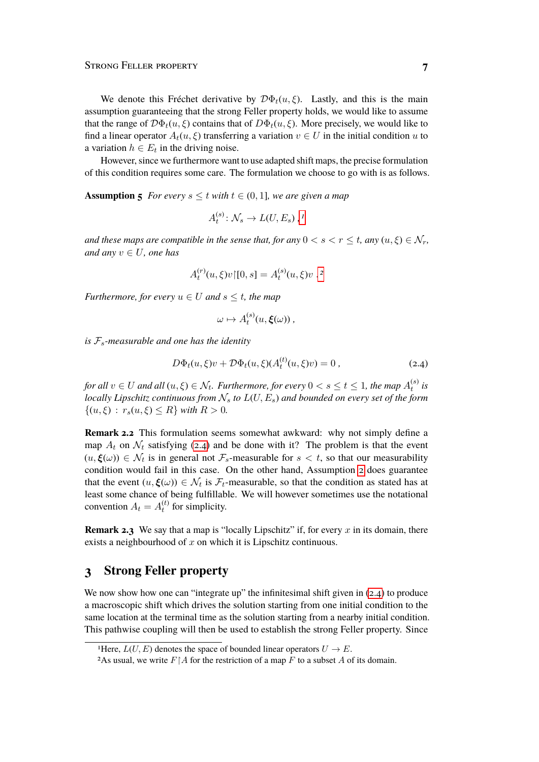We denote this Fréchet derivative by $\mathcal{D}\Phi_t(u,\xi)$. Lastly, and this is the main assumption guaranteeing that the strong Feller property holds, we would like to assume that the range of $\mathcal{D}\Phi_t(u,\xi)$ contains that of $D\Phi_t(u,\xi)$. More precisely, we would like to find a linear operator $A_t(u,\xi)$ transferring a variation $v \in U$ in the initial condition $u$ to a variation $h \in E_t$ in the driving noise.

However, since we furthermore want to use adapted shift maps, the precise formulation of this condition requires some care. The formulation we choose to go with is as follows.

**Assumption 5** *For every $s \le t$ with $t \in (0,1]$, we are given a map*

$$A_t^{(s)} \colon \mathcal{N}_s \to L(U, E_s)\;,^{1}$$

*and these maps are compatible in the sense that, for any $0 < s < r \le t$, any $(u,\xi) \in \mathcal{N}_r$, and any $v \in U$, one has*

$$A_t^{(r)}(u,\xi)v\restriction[0,s] = A_t^{(s)}(u,\xi)v\;.^{2}$$

*Furthermore, for every $u \in U$ and $s \le t$, the map*

$$\omega \mapsto A_t^{(s)}(u, \boldsymbol{\xi}(\omega))\;,$$

*is $\mathcal{F}_s$-measurable and one has the identity*

$$D\Phi_t(u,\xi)v + \mathcal{D}\Phi_t(u,\xi)(A_t^{(t)}(u,\xi)v) = 0\;, \tag{2.4}$$

*for all $v \in U$ and all $(u,\xi) \in \mathcal{N}_t$. Furthermore, for every $0 < s \le t \le 1$, the map $A_t^{(s)}$ is locally Lipschitz continuous from $\mathcal{N}_s$ to $L(U, E_s)$ and bounded on every set of the form $\{(u,\xi) \,:\, r_s(u,\xi) \le R\}$ with $R > 0$.*

**Remark 2.2** This formulation seems somewhat awkward: why not simply define a map $A_t$ on $\mathcal{N}_t$ satisfying (2.4) and be done with it? The problem is that the event $(u, \boldsymbol{\xi}(\omega)) \in \mathcal{N}_t$ is in general not $\mathcal{F}_s$-measurable for $s < t$, so that our measurability condition would fail in this case. On the other hand, Assumption 2 does guarantee that the event $(u, \boldsymbol{\xi}(\omega)) \in \mathcal{N}_t$ is $\mathcal{F}_t$-measurable, so that the condition as stated has at least some chance of being fulfillable. We will however sometimes use the notational convention $A_t = A_t^{(t)}$ for simplicity.

**Remark 2.3** We say that a map is "locally Lipschitz" if, for every $x$ in its domain, there exists a neighbourhood of $x$ on which it is Lipschitz continuous.

## 3 Strong Feller property

We now show how one can "integrate up" the infinitesimal shift given in (2.4) to produce a macroscopic shift which drives the solution starting from one initial condition to the same location at the terminal time as the solution starting from a nearby initial condition. This pathwise coupling will then be used to establish the strong Feller property. Since

---

[1] Here, $L(U,E)$ denotes the space of bounded linear operators $U \to E$.

[2] As usual, we write $F\restriction A$ for the restriction of a map $F$ to a subset $A$ of its domain.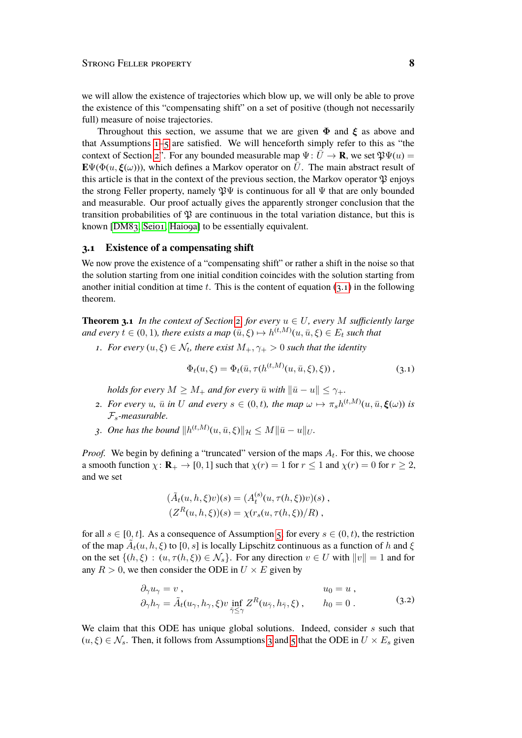we will allow the existence of trajectories which blow up, we will only be able to prove the existence of this "compensating shift" on a set of positive (though not necessarily full) measure of noise trajectories.

Throughout this section, we assume that we are given $\boldsymbol{\Phi}$ and $\boldsymbol{\xi}$ as above and that Assumptions 1–5 are satisfied. We will henceforth simply refer to this as "the context of Section 2". For any bounded measurable map $\Psi\colon \bar U \to \mathbf{R}$, we set $\mathfrak{P}\Psi(u) = \mathbf{E}\Psi(\Phi(u, \boldsymbol{\xi}(\omega)))$, which defines a Markov operator on $\bar U$. The main abstract result of this article is that in the context of the previous section, the Markov operator $\mathfrak{P}$ enjoys the strong Feller property, namely $\mathfrak{P}\Psi$ is continuous for all $\Psi$ that are only bounded and measurable. Our proof actually gives the apparently stronger conclusion that the transition probabilities of $\mathfrak{P}$ are continuous in the total variation distance, but this is known [DM83, Sei01, Hai09a] to be essentially equivalent.

### 3.1 Existence of a compensating shift

We now prove the existence of a "compensating shift" or rather a shift in the noise so that the solution starting from one initial condition coincides with the solution starting from another initial condition at time $t$. This is the content of equation (3.1) in the following theorem.

**Theorem 3.1** *In the context of Section 2, for every $u \in U$, every $M$ sufficiently large and every $t \in (0,1)$, there exists a map $(\bar u, \xi) \mapsto h^{(t,M)}(u, \bar u, \xi) \in E_t$ such that*

1. *For every $(u,\xi) \in \mathcal{N}_t$, there exist $M_+, \gamma_+ > 0$ such that the identity*

$$\Phi_t(u,\xi) = \Phi_t(\bar u, \tau(h^{(t,M)}(u,\bar u,\xi),\xi))\,, \tag{3.1}$$

   *holds for every $M \ge M_+$ and for every $\bar u$ with $\|\bar u - u\| \le \gamma_+$.*

2. *For every $u$, $\bar u$ in $U$ and every $s \in (0,t)$, the map $\omega \mapsto \pi_s h^{(t,M)}(u,\bar u,\boldsymbol{\xi}(\omega))$ is $\mathcal{F}_s$-measurable.*

3. *One has the bound $\|h^{(t,M)}(u,\bar u,\xi)\|_{\mathcal{H}} \le M\|\bar u - u\|_U$.*

*Proof.* We begin by defining a "truncated" version of the maps $A_t$. For this, we choose a smooth function $\chi\colon \mathbf{R}_+ \to [0,1]$ such that $\chi(r) = 1$ for $r \le 1$ and $\chi(r) = 0$ for $r \ge 2$, and we set

$$\begin{aligned}
(\tilde A_t(u,h,\xi)v)(s) &= (A_t^{(s)}(u,\tau(h,\xi))v)(s)\,,\\
(Z^R(u,h,\xi))(s) &= \chi(r_s(u,\tau(h,\xi))/R)\,,
\end{aligned}$$

for all $s \in [0,t]$. As a consequence of Assumption 5, for every $s \in (0,t)$, the restriction of the map $\tilde A_t(u,h,\xi)$ to $[0,s]$ is locally Lipschitz continuous as a function of $h$ and $\xi$ on the set $\{(h,\xi)\,:\,(u,\tau(h,\xi)) \in \mathcal{N}_s\}$. For any direction $v \in U$ with $\|v\| = 1$ and for any $R > 0$, we then consider the ODE in $U \times E$ given by

$$\begin{aligned}
\partial_\gamma u_\gamma &= v\,, & u_0 &= u\,,\\
\partial_\gamma h_\gamma &= \tilde A_t(u_\gamma,h_\gamma,\xi)v \inf_{\bar\gamma \le \gamma} Z^R(u_{\bar\gamma},h_{\bar\gamma},\xi)\,, & h_0 &= 0\,.
\end{aligned} \tag{3.2}$$

We claim that this ODE has unique global solutions. Indeed, consider $s$ such that $(u,\xi) \in \mathcal{N}_s$. Then, it follows from Assumptions 3 and 5 that the ODE in $U \times E_s$ given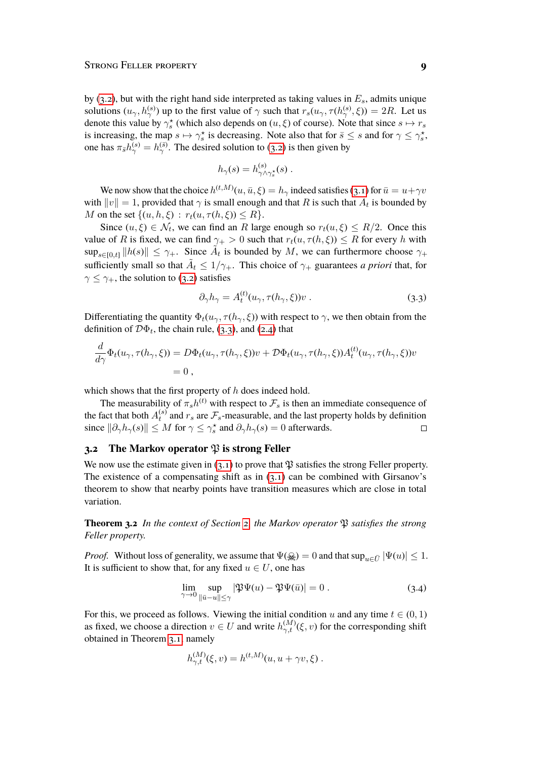by (3.2), but with the right hand side interpreted as taking values in $E_s$, admits unique solutions $(u_\gamma, h_\gamma^{(s)})$ up to the first value of $\gamma$ such that $r_s(u_\gamma, \tau(h_\gamma^{(s)}, \xi)) = 2R$. Let us denote this value by $\gamma_s^\star$ (which also depends on $(u,\xi)$ of course). Note that since $s \mapsto r_s$ is increasing, the map $s \mapsto \gamma_s^\star$ is decreasing. Note also that for $\bar s \le s$ and for $\gamma \le \gamma_s^\star$, one has $\pi_{\bar s} h_\gamma^{(s)} = h_\gamma^{(\bar s)}$. The desired solution to (3.2) is then given by

$$h_\gamma(s) = h^{(s)}_{\gamma \wedge \gamma_s^\star}(s) \;.$$

We now show that the choice $h^{(t,M)}(u,\bar u,\xi) = h_\gamma$ indeed satisfies (3.1) for $\bar u = u + \gamma v$ with $\|v\| = 1$, provided that $\gamma$ is small enough and that $R$ is such that $A_t$ is bounded by $M$ on the set $\{(u,h,\xi) \,:\, r_t(u,\tau(h,\xi)) \le R\}$.

Since $(u,\xi) \in \mathcal{N}_t$, we can find an $R$ large enough so $r_t(u,\xi) \le R/2$. Once this value of $R$ is fixed, we can find $\gamma_+ > 0$ such that $r_t(u,\tau(h,\xi)) \le R$ for every $h$ with $\sup_{s\in[0,t]} \|h(s)\| \le \gamma_+$. Since $\tilde A_t$ is bounded by $M$, we can furthermore choose $\gamma_+$ sufficiently small so that $\tilde A_t \le 1/\gamma_+$. This choice of $\gamma_+$ guarantees *a priori* that, for $\gamma \le \gamma_+$, the solution to (3.2) satisfies

$$\partial_\gamma h_\gamma = A_t^{(t)}(u_\gamma, \tau(h_\gamma,\xi)) v \;. \tag{3.3}$$

Differentiating the quantity $\Phi_t(u_\gamma, \tau(h_\gamma,\xi))$ with respect to $\gamma$, we then obtain from the definition of $\mathcal{D}\Phi_t$, the chain rule, (3.3), and (2.4) that

$$\begin{aligned}\frac{d}{d\gamma}\Phi_t(u_\gamma,\tau(h_\gamma,\xi)) &= D\Phi_t(u_\gamma,\tau(h_\gamma,\xi))v + \mathcal{D}\Phi_t(u_\gamma,\tau(h_\gamma,\xi))A_t^{(t)}(u_\gamma,\tau(h_\gamma,\xi))v \\ &= 0\;,\end{aligned}$$

which shows that the first property of $h$ does indeed hold.

The measurability of $\pi_s h^{(t)}$ with respect to $\mathcal{F}_s$ is then an immediate consequence of the fact that both $A_t^{(s)}$ and $r_s$ are $\mathcal{F}_s$-measurable, and the last property holds by definition since $\|\partial_\gamma h_\gamma(s)\| \le M$ for $\gamma \le \gamma_s^\star$ and $\partial_\gamma h_\gamma(s) = 0$ afterwards. □

## 3.2 The Markov operator $\mathfrak{P}$ is strong Feller

We now use the estimate given in (3.1) to prove that $\mathfrak{P}$ satisfies the strong Feller property. The existence of a compensating shift as in (3.1) can be combined with Girsanov's theorem to show that nearby points have transition measures which are close in total variation.

**Theorem 3.2** *In the context of Section 2, the Markov operator $\mathfrak{P}$ satisfies the strong Feller property.*

*Proof.* Without loss of generality, we assume that $\Psi(☠) = 0$ and that $\sup_{u\in\bar U} |\Psi(u)| \le 1$. It is sufficient to show that, for any fixed $u \in U$, one has

$$\lim_{\gamma\to 0} \sup_{\|\bar u - u\| \le \gamma} |\mathfrak{P}\Psi(u) - \mathfrak{P}\Psi(\bar u)| = 0\;. \tag{3.4}$$

For this, we proceed as follows. Viewing the initial condition $u$ and any time $t \in (0,1)$ as fixed, we choose a direction $v \in U$ and write $h_{\gamma,t}^{(M)}(\xi, v)$ for the corresponding shift obtained in Theorem 3.1, namely

$$h_{\gamma,t}^{(M)}(\xi,v) = h^{(t,M)}(u, u+\gamma v, \xi)\;.$$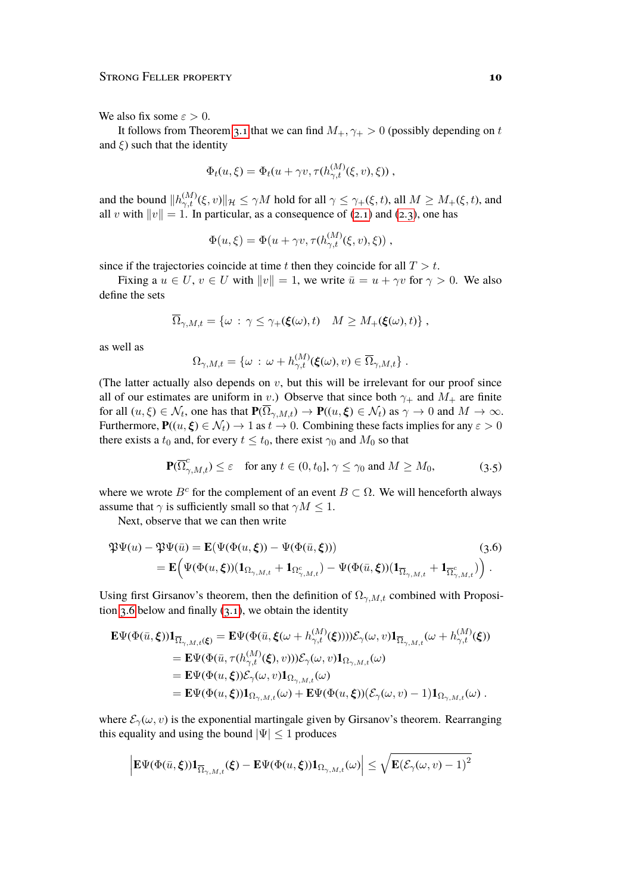We also fix some $\varepsilon > 0$.

It follows from Theorem 3.1 that we can find $M_+, \gamma_+ > 0$ (possibly depending on $t$ and $\xi$) such that the identity

$$\Phi_t(u, \xi) = \Phi_t(u + \gamma v, \tau(h^{(M)}_{\gamma,t}(\xi, v), \xi)) ,$$

and the bound $\|h^{(M)}_{\gamma,t}(\xi, v)\|_{\mathcal{H}} \le \gamma M$ hold for all $\gamma \le \gamma_+(\xi, t)$, all $M \ge M_+(\xi, t)$, and all $v$ with $\|v\| = 1$. In particular, as a consequence of (2.1) and (2.3), one has

$$\Phi(u, \xi) = \Phi(u + \gamma v, \tau(h^{(M)}_{\gamma,t}(\xi, v), \xi)) ,$$

since if the trajectories coincide at time $t$ then they coincide for all $T > t$.

Fixing a $u \in U$, $v \in U$ with $\|v\| = 1$, we write $\bar u = u + \gamma v$ for $\gamma > 0$. We also define the sets

$$\overline{\Omega}_{\gamma,M,t} = \{\omega \,:\, \gamma \le \gamma_+(\boldsymbol{\xi}(\omega), t) \quad M \ge M_+(\boldsymbol{\xi}(\omega), t)\} ,$$

as well as

$$\Omega_{\gamma,M,t} = \{\omega \,:\, \omega + h^{(M)}_{\gamma,t}(\boldsymbol{\xi}(\omega), v) \in \overline{\Omega}_{\gamma,M,t}\} .$$

(The latter actually also depends on $v$, but this will be irrelevant for our proof since all of our estimates are uniform in $v$.) Observe that since both $\gamma_+$ and $M_+$ are finite for all $(u, \xi) \in \mathcal{N}_t$, one has that $\mathbf{P}(\overline{\Omega}_{\gamma,M,t}) \to \mathbf{P}((u, \boldsymbol{\xi}) \in \mathcal{N}_t)$ as $\gamma \to 0$ and $M \to \infty$. Furthermore, $\mathbf{P}((u, \boldsymbol{\xi}) \in \mathcal{N}_t) \to 1$ as $t \to 0$. Combining these facts implies for any $\varepsilon > 0$ there exists a $t_0$ and, for every $t \le t_0$, there exist $\gamma_0$ and $M_0$ so that

$$\mathbf{P}(\overline{\Omega}^c_{\gamma,M,t}) \le \varepsilon \quad \text{for any } t \in (0, t_0],\ \gamma \le \gamma_0 \text{ and } M \ge M_0, \tag{3.5}$$

where we wrote $B^c$ for the complement of an event $B \subset \Omega$. We will henceforth always assume that $\gamma$ is sufficiently small so that $\gamma M \le 1$.

Next, observe that we can then write

$$\begin{aligned}
\mathfrak{P}\Psi(u) - \mathfrak{P}\Psi(\bar u) &= \mathbf{E}(\Psi(\Phi(u, \boldsymbol{\xi})) - \Psi(\Phi(\bar u, \boldsymbol{\xi}))) \\
&= \mathbf{E}\Big(\Psi(\Phi(u, \boldsymbol{\xi}))(\mathbf{1}_{\Omega_{\gamma,M,t}} + \mathbf{1}_{\Omega^c_{\gamma,M,t}}) - \Psi(\Phi(\bar u, \boldsymbol{\xi}))(\mathbf{1}_{\overline{\Omega}_{\gamma,M,t}} + \mathbf{1}_{\overline{\Omega}^c_{\gamma,M,t}})\Big) .
\end{aligned} \tag{3.6}$$

Using first Girsanov's theorem, then the definition of $\Omega_{\gamma,M,t}$ combined with Proposition 3.6 below and finally (3.1), we obtain the identity

$$\begin{aligned}
\mathbf{E}\Psi(\Phi(\bar u, \boldsymbol{\xi}))\mathbf{1}_{\overline{\Omega}_{\gamma,M,t}(\boldsymbol{\xi})} &= \mathbf{E}\Psi(\Phi(\bar u, \boldsymbol{\xi}(\omega + h^{(M)}_{\gamma,t}(\boldsymbol{\xi}))))\mathcal{E}_\gamma(\omega, v)\mathbf{1}_{\overline{\Omega}_{\gamma,M,t}}(\omega + h^{(M)}_{\gamma,t}(\boldsymbol{\xi})) \\
&= \mathbf{E}\Psi(\Phi(\bar u, \tau(h^{(M)}_{\gamma,t}(\boldsymbol{\xi}), v)))\mathcal{E}_\gamma(\omega, v)\mathbf{1}_{\Omega_{\gamma,M,t}}(\omega) \\
&= \mathbf{E}\Psi(\Phi(u, \boldsymbol{\xi}))\mathcal{E}_\gamma(\omega, v)\mathbf{1}_{\Omega_{\gamma,M,t}}(\omega) \\
&= \mathbf{E}\Psi(\Phi(u, \boldsymbol{\xi}))\mathbf{1}_{\Omega_{\gamma,M,t}}(\omega) + \mathbf{E}\Psi(\Phi(u, \boldsymbol{\xi}))(\mathcal{E}_\gamma(\omega, v) - 1)\mathbf{1}_{\Omega_{\gamma,M,t}}(\omega) .
\end{aligned}$$

where $\mathcal{E}_\gamma(\omega, v)$ is the exponential martingale given by Girsanov's theorem. Rearranging this equality and using the bound $|\Psi| \le 1$ produces

$$\Big|\mathbf{E}\Psi(\Phi(\bar u, \boldsymbol{\xi}))\mathbf{1}_{\overline{\Omega}_{\gamma,M,t}}(\boldsymbol{\xi}) - \mathbf{E}\Psi(\Phi(u, \boldsymbol{\xi}))\mathbf{1}_{\Omega_{\gamma,M,t}}(\omega)\Big| \le \sqrt{\mathbf{E}(\mathcal{E}_\gamma(\omega, v) - 1)^2}$$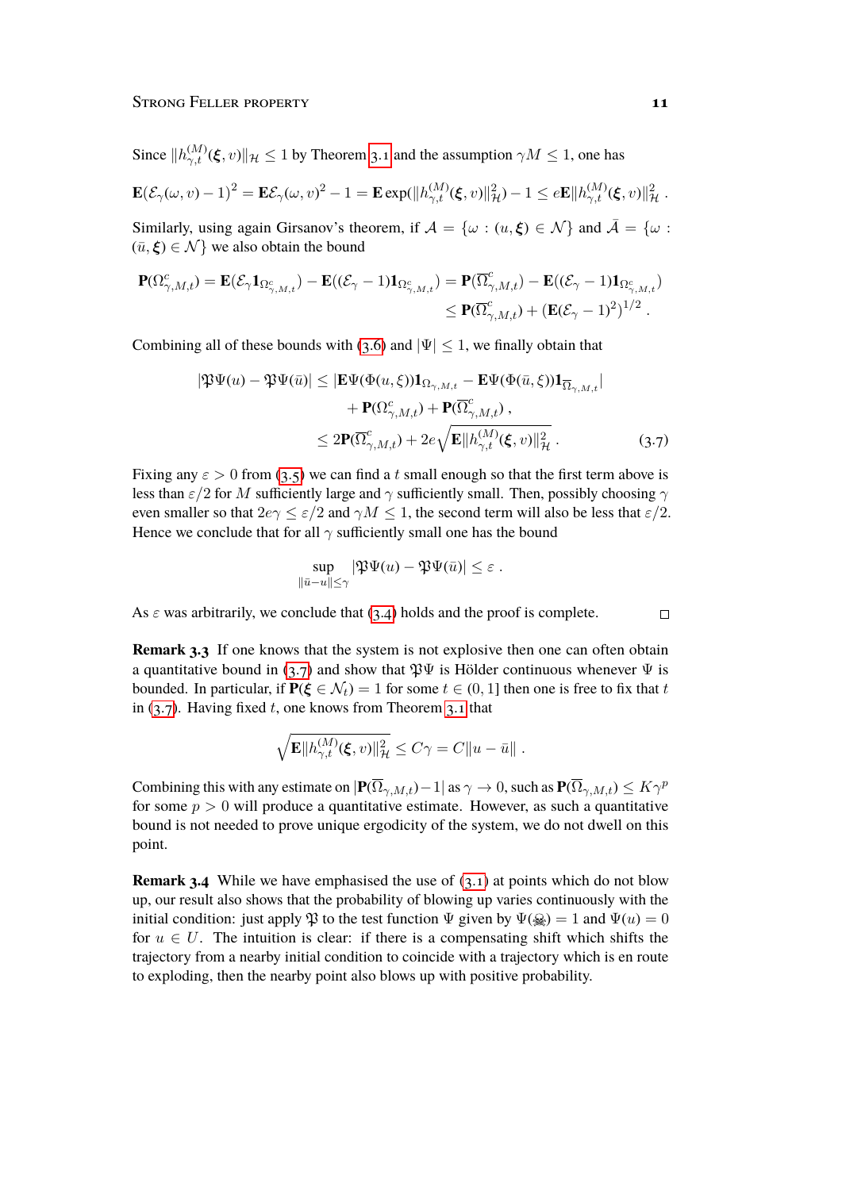Since $\|h^{(M)}_{\gamma,t}(\boldsymbol{\xi}, v)\|_{\mathcal{H}} \le 1$ by Theorem 3.1 and the assumption $\gamma M \le 1$, one has

$$\mathbf{E}(\mathcal{E}_\gamma(\omega, v) - 1)^2 = \mathbf{E}\mathcal{E}_\gamma(\omega, v)^2 - 1 = \mathbf{E}\exp(\|h^{(M)}_{\gamma,t}(\boldsymbol{\xi}, v)\|^2_{\mathcal{H}}) - 1 \le e\mathbf{E}\|h^{(M)}_{\gamma,t}(\boldsymbol{\xi}, v)\|^2_{\mathcal{H}} \;.$$

Similarly, using again Girsanov's theorem, if $\mathcal{A} = \{\omega : (u, \boldsymbol{\xi}) \in \mathcal{N}\}$ and $\bar{\mathcal{A}} = \{\omega : (\bar u, \boldsymbol{\xi}) \in \mathcal{N}\}$ we also obtain the bound

$$\begin{aligned}\mathbf{P}(\Omega^c_{\gamma,M,t}) = \mathbf{E}(\mathcal{E}_\gamma \mathbf{1}_{\Omega^c_{\gamma,M,t}}) - \mathbf{E}((\mathcal{E}_\gamma - 1)\mathbf{1}_{\Omega^c_{\gamma,M,t}}) &= \mathbf{P}(\overline{\Omega}^c_{\gamma,M,t}) - \mathbf{E}((\mathcal{E}_\gamma - 1)\mathbf{1}_{\Omega^c_{\gamma,M,t}}) \\ &\le \mathbf{P}(\overline{\Omega}^c_{\gamma,M,t}) + (\mathbf{E}(\mathcal{E}_\gamma - 1)^2)^{1/2} \;.\end{aligned}$$

Combining all of these bounds with (3.6) and $|\Psi| \le 1$, we finally obtain that

$$\begin{aligned}|\mathfrak{P}\Psi(u) - \mathfrak{P}\Psi(\bar u)| &\le |\mathbf{E}\Psi(\Phi(u,\xi))\mathbf{1}_{\Omega_{\gamma,M,t}} - \mathbf{E}\Psi(\Phi(\bar u,\xi))\mathbf{1}_{\overline{\Omega}_{\gamma,M,t}}| \\ &\quad + \mathbf{P}(\Omega^c_{\gamma,M,t}) + \mathbf{P}(\overline{\Omega}^c_{\gamma,M,t}) \;, \\ &\le 2\mathbf{P}(\overline{\Omega}^c_{\gamma,M,t}) + 2e\sqrt{\mathbf{E}\|h^{(M)}_{\gamma,t}(\boldsymbol{\xi}, v)\|^2_{\mathcal{H}}} \;. \end{aligned} \tag{3.7}$$

Fixing any $\varepsilon > 0$ from (3.5) we can find a $t$ small enough so that the first term above is less than $\varepsilon/2$ for $M$ sufficiently large and $\gamma$ sufficiently small. Then, possibly choosing $\gamma$ even smaller so that $2e\gamma \le \varepsilon/2$ and $\gamma M \le 1$, the second term will also be less that $\varepsilon/2$. Hence we conclude that for all $\gamma$ sufficiently small one has the bound

$$\sup_{\|\bar u - u\| \le \gamma} |\mathfrak{P}\Psi(u) - \mathfrak{P}\Psi(\bar u)| \le \varepsilon \;.$$

As $\varepsilon$ was arbitrarily, we conclude that (3.4) holds and the proof is complete. □

**Remark 3.3** If one knows that the system is not explosive then one can often obtain a quantitative bound in (3.7) and show that $\mathfrak{P}\Psi$ is Hölder continuous whenever $\Psi$ is bounded. In particular, if $\mathbf{P}(\boldsymbol{\xi} \in \mathcal{N}_t) = 1$ for some $t \in (0, 1]$ then one is free to fix that $t$ in (3.7). Having fixed $t$, one knows from Theorem 3.1 that

$$\sqrt{\mathbf{E}\|h^{(M)}_{\gamma,t}(\boldsymbol{\xi}, v)\|^2_{\mathcal{H}}} \le C\gamma = C\|u - \bar u\| \;.$$

Combining this with any estimate on $|\mathbf{P}(\overline{\Omega}_{\gamma,M,t}) - 1|$ as $\gamma \to 0$, such as $\mathbf{P}(\overline{\Omega}_{\gamma,M,t}) \le K\gamma^p$ for some $p > 0$ will produce a quantitative estimate. However, as such a quantitative bound is not needed to prove unique ergodicity of the system, we do not dwell on this point.

**Remark 3.4** While we have emphasised the use of (3.1) at points which do not blow up, our result also shows that the probability of blowing up varies continuously with the initial condition: just apply $\mathfrak{P}$ to the test function $\Psi$ given by $\Psi(☠) = 1$ and $\Psi(u) = 0$ for $u \in U$. The intuition is clear: if there is a compensating shift which shifts the trajectory from a nearby initial condition to coincide with a trajectory which is en route to exploding, then the nearby point also blows up with positive probability.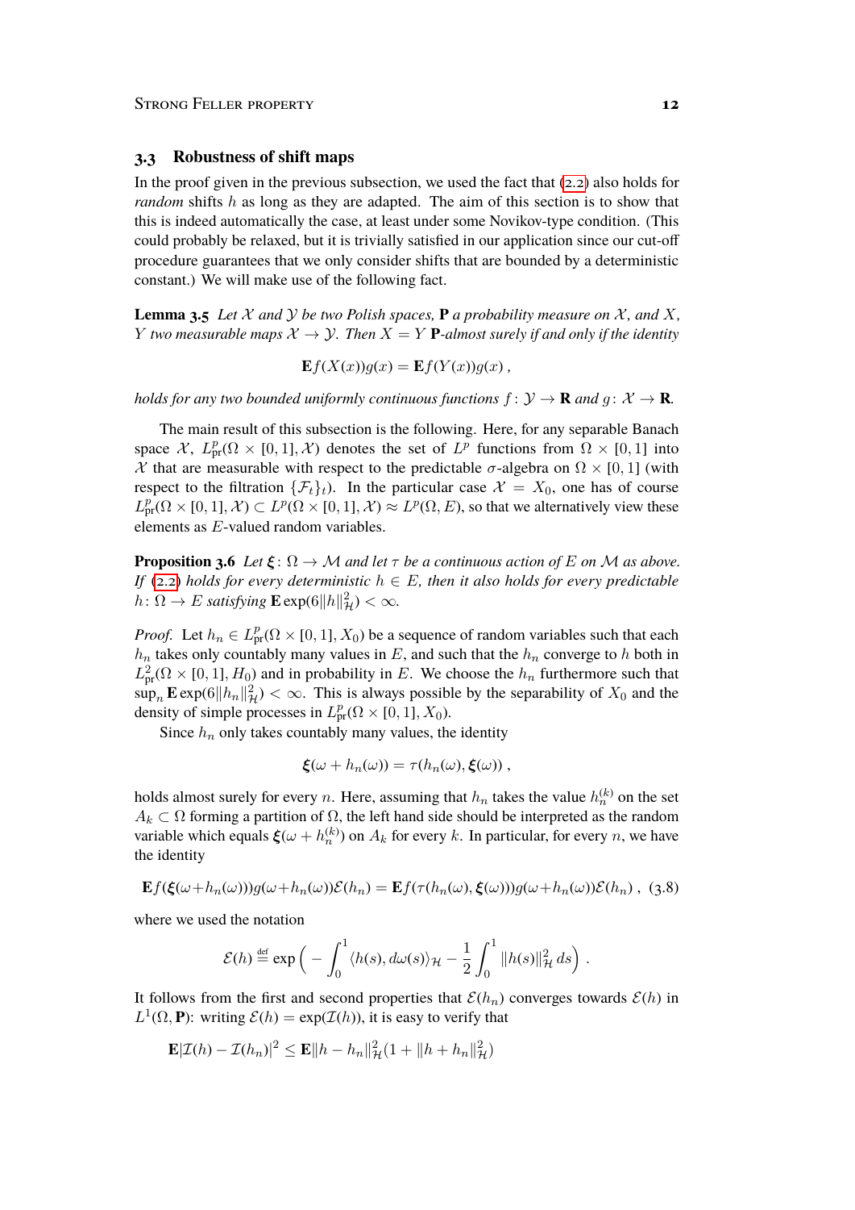### 3.3 Robustness of shift maps

In the proof given in the previous subsection, we used the fact that (2.2) also holds for *random* shifts $h$ as long as they are adapted. The aim of this section is to show that this is indeed automatically the case, at least under some Novikov-type condition. (This could probably be relaxed, but it is trivially satisfied in our application since our cut-off procedure guarantees that we only consider shifts that are bounded by a deterministic constant.) We will make use of the following fact.

**Lemma 3.5** *Let $\mathcal{X}$ and $\mathcal{Y}$ be two Polish spaces, $\mathbf{P}$ a probability measure on $\mathcal{X}$, and $X$, $Y$ two measurable maps $\mathcal{X} \to \mathcal{Y}$. Then $X = Y$ $\mathbf{P}$-almost surely if and only if the identity*

$$\mathbf{E} f(X(x))g(x) = \mathbf{E} f(Y(x))g(x) \;,$$

*holds for any two bounded uniformly continuous functions $f \colon \mathcal{Y} \to \mathbf{R}$ and $g \colon \mathcal{X} \to \mathbf{R}$.*

The main result of this subsection is the following. Here, for any separable Banach space $\mathcal{X}$, $L^p_{\mathrm{pr}}(\Omega \times [0,1], \mathcal{X})$ denotes the set of $L^p$ functions from $\Omega \times [0,1]$ into $\mathcal{X}$ that are measurable with respect to the predictable $\sigma$-algebra on $\Omega \times [0,1]$ (with respect to the filtration $\{\mathcal{F}_t\}_t$). In the particular case $\mathcal{X} = X_0$, one has of course $L^p_{\mathrm{pr}}(\Omega \times [0,1], \mathcal{X}) \subset L^p(\Omega \times [0,1], \mathcal{X}) \approx L^p(\Omega, E)$, so that we alternatively view these elements as $E$-valued random variables.

**Proposition 3.6** *Let $\boldsymbol{\xi} \colon \Omega \to \mathcal{M}$ and let $\tau$ be a continuous action of $E$ on $\mathcal{M}$ as above. If (2.2) holds for every deterministic $h \in E$, then it also holds for every predictable $h \colon \Omega \to E$ satisfying $\mathbf{E} \exp(6\|h\|^2_{\mathcal{H}}) < \infty$.*

*Proof.* Let $h_n \in L^p_{\mathrm{pr}}(\Omega \times [0,1], X_0)$ be a sequence of random variables such that each $h_n$ takes only countably many values in $E$, and such that the $h_n$ converge to $h$ both in $L^2_{\mathrm{pr}}(\Omega \times [0,1], H_0)$ and in probability in $E$. We choose the $h_n$ furthermore such that $\sup_n \mathbf{E} \exp(6\|h_n\|^2_{\mathcal{H}}) < \infty$. This is always possible by the separability of $X_0$ and the density of simple processes in $L^p_{\mathrm{pr}}(\Omega \times [0,1], X_0)$.

Since $h_n$ only takes countably many values, the identity

$$\boldsymbol{\xi}(\omega + h_n(\omega)) = \tau(h_n(\omega), \boldsymbol{\xi}(\omega)) \;,$$

holds almost surely for every $n$. Here, assuming that $h_n$ takes the value $h_n^{(k)}$ on the set $A_k \subset \Omega$ forming a partition of $\Omega$, the left hand side should be interpreted as the random variable which equals $\boldsymbol{\xi}(\omega + h_n^{(k)})$ on $A_k$ for every $k$. In particular, for every $n$, we have the identity

$$\mathbf{E} f(\boldsymbol{\xi}(\omega + h_n(\omega)))g(\omega + h_n(\omega))\mathcal{E}(h_n) = \mathbf{E} f(\tau(h_n(\omega), \boldsymbol{\xi}(\omega)))g(\omega + h_n(\omega))\mathcal{E}(h_n) \;, \tag{3.8}$$

where we used the notation

$$\mathcal{E}(h) \stackrel{\text{def}}{=} \exp\Big( -\int_0^1 \langle h(s), d\omega(s)\rangle_{\mathcal{H}} - \frac{1}{2}\int_0^1 \|h(s)\|^2_{\mathcal{H}}\, ds\Big) \;.$$

It follows from the first and second properties that $\mathcal{E}(h_n)$ converges towards $\mathcal{E}(h)$ in $L^1(\Omega, \mathbf{P})$: writing $\mathcal{E}(h) = \exp(\mathcal{I}(h))$, it is easy to verify that

$$\mathbf{E}|\mathcal{I}(h) - \mathcal{I}(h_n)|^2 \le \mathbf{E}\|h - h_n\|^2_{\mathcal{H}}(1 + \|h + h_n\|^2_{\mathcal{H}})$$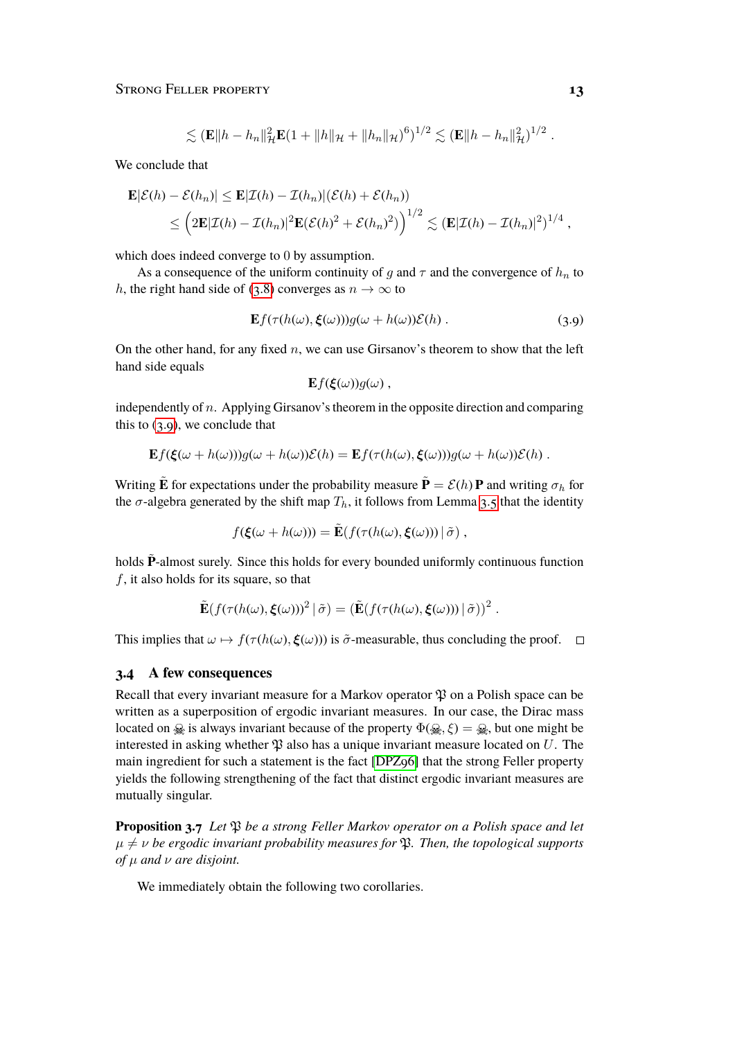$$\lesssim (\mathbf{E}\|h - h_n\|_{\mathcal{H}}^2 \mathbf{E}(1 + \|h\|_{\mathcal{H}} + \|h_n\|_{\mathcal{H}})^6)^{1/2} \lesssim (\mathbf{E}\|h - h_n\|_{\mathcal{H}}^2)^{1/2} .$$

We conclude that

$$\begin{aligned}\mathbf{E}|\mathcal{E}(h) - \mathcal{E}(h_n)| &\leq \mathbf{E}|\mathcal{I}(h) - \mathcal{I}(h_n)|(\mathcal{E}(h) + \mathcal{E}(h_n)) \\ &\leq \Big(2\mathbf{E}|\mathcal{I}(h) - \mathcal{I}(h_n)|^2 \mathbf{E}(\mathcal{E}(h)^2 + \mathcal{E}(h_n)^2)\Big)^{1/2} \lesssim (\mathbf{E}|\mathcal{I}(h) - \mathcal{I}(h_n)|^2)^{1/4} ,\end{aligned}$$

which does indeed converge to 0 by assumption.

As a consequence of the uniform continuity of $g$ and $\tau$ and the convergence of $h_n$ to $h$, the right hand side of (3.8) converges as $n \to \infty$ to

$$\mathbf{E} f(\tau(h(\omega), \boldsymbol{\xi}(\omega))) g(\omega + h(\omega)) \mathcal{E}(h) . \tag{3.9}$$

On the other hand, for any fixed $n$, we can use Girsanov's theorem to show that the left hand side equals

$$\mathbf{E} f(\boldsymbol{\xi}(\omega)) g(\omega) ,$$

independently of $n$. Applying Girsanov's theorem in the opposite direction and comparing this to (3.9), we conclude that

$$\mathbf{E} f(\boldsymbol{\xi}(\omega + h(\omega))) g(\omega + h(\omega)) \mathcal{E}(h) = \mathbf{E} f(\tau(h(\omega), \boldsymbol{\xi}(\omega))) g(\omega + h(\omega)) \mathcal{E}(h) .$$

Writing $\tilde{\mathbf{E}}$ for expectations under the probability measure $\tilde{\mathbf{P}} = \mathcal{E}(h)\, \mathbf{P}$ and writing $\sigma_h$ for the $\sigma$-algebra generated by the shift map $T_h$, it follows from Lemma 3.5 that the identity

$$f(\boldsymbol{\xi}(\omega + h(\omega))) = \tilde{\mathbf{E}}(f(\tau(h(\omega), \boldsymbol{\xi}(\omega))) \,|\, \tilde{\sigma}) ,$$

holds $\tilde{\mathbf{P}}$-almost surely. Since this holds for every bounded uniformly continuous function $f$, it also holds for its square, so that

$$\tilde{\mathbf{E}}(f(\tau(h(\omega), \boldsymbol{\xi}(\omega)))^2 \,|\, \tilde{\sigma}) = (\tilde{\mathbf{E}}(f(\tau(h(\omega), \boldsymbol{\xi}(\omega))) \,|\, \tilde{\sigma}))^2 .$$

This implies that $\omega \mapsto f(\tau(h(\omega), \boldsymbol{\xi}(\omega)))$ is $\tilde{\sigma}$-measurable, thus concluding the proof. □

### 3.4 A few consequences

Recall that every invariant measure for a Markov operator $\mathfrak{P}$ on a Polish space can be written as a superposition of ergodic invariant measures. In our case, the Dirac mass located on ☠ is always invariant because of the property $\Phi(☠, \xi) = ☠$, but one might be interested in asking whether $\mathfrak{P}$ also has a unique invariant measure located on $U$. The main ingredient for such a statement is the fact [DPZ96] that the strong Feller property yields the following strengthening of the fact that distinct ergodic invariant measures are mutually singular.

**Proposition 3.7** *Let $\mathfrak{P}$ be a strong Feller Markov operator on a Polish space and let $\mu \neq \nu$ be ergodic invariant probability measures for $\mathfrak{P}$. Then, the topological supports of $\mu$ and $\nu$ are disjoint.*

We immediately obtain the following two corollaries.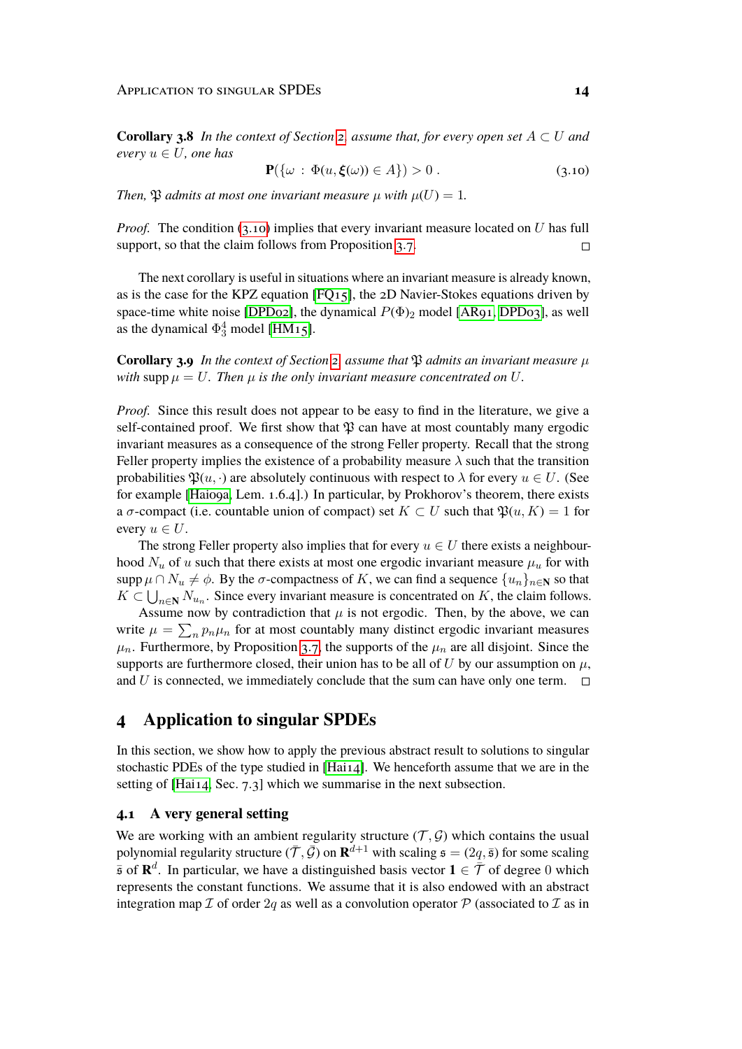**Corollary 3.8** *In the context of Section 2, assume that, for every open set $A \subset U$ and every $u \in U$, one has*

$$\mathbf{P}(\{\omega : \Phi(u, \boldsymbol{\xi}(\omega)) \in A\}) > 0 . \tag{3.10}$$

*Then, $\mathfrak{P}$ admits at most one invariant measure $\mu$ with $\mu(U) = 1$.*

*Proof.* The condition (3.10) implies that every invariant measure located on $U$ has full support, so that the claim follows from Proposition 3.7. □

The next corollary is useful in situations where an invariant measure is already known, as is the case for the KPZ equation [FQ15], the 2D Navier-Stokes equations driven by space-time white noise [DPD02], the dynamical $P(\Phi)_2$ model [AR91, DPD03], as well as the dynamical $\Phi^4_3$ model [HM15].

**Corollary 3.9** *In the context of Section 2, assume that $\mathfrak{P}$ admits an invariant measure $\mu$ with $\operatorname{supp} \mu = U$. Then $\mu$ is the only invariant measure concentrated on $U$.*

*Proof.* Since this result does not appear to be easy to find in the literature, we give a self-contained proof. We first show that $\mathfrak{P}$ can have at most countably many ergodic invariant measures as a consequence of the strong Feller property. Recall that the strong Feller property implies the existence of a probability measure $\lambda$ such that the transition probabilities $\mathfrak{P}(u, \cdot)$ are absolutely continuous with respect to $\lambda$ for every $u \in U$. (See for example [Hai09a, Lem. 1.6.4].) In particular, by Prokhorov's theorem, there exists a $\sigma$-compact (i.e. countable union of compact) set $K \subset U$ such that $\mathfrak{P}(u, K) = 1$ for every $u \in U$.

The strong Feller property also implies that for every $u \in U$ there exists a neighbourhood $N_u$ of $u$ such that there exists at most one ergodic invariant measure $\mu_u$ for with $\operatorname{supp} \mu \cap N_u \neq \phi$. By the $\sigma$-compactness of $K$, we can find a sequence $\{u_n\}_{n\in\mathbf{N}}$ so that $K \subset \bigcup_{n\in\mathbf{N}} N_{u_n}$. Since every invariant measure is concentrated on $K$, the claim follows.

Assume now by contradiction that $\mu$ is not ergodic. Then, by the above, we can write $\mu = \sum_n p_n \mu_n$ for at most countably many distinct ergodic invariant measures $\mu_n$. Furthermore, by Proposition 3.7, the supports of the $\mu_n$ are all disjoint. Since the supports are furthermore closed, their union has to be all of $U$ by our assumption on $\mu$, and $U$ is connected, we immediately conclude that the sum can have only one term. □

# 4 Application to singular SPDEs

In this section, we show how to apply the previous abstract result to solutions to singular stochastic PDEs of the type studied in [Hai14]. We henceforth assume that we are in the setting of [Hai14, Sec. 7.3] which we summarise in the next subsection.

## 4.1 A very general setting

We are working with an ambient regularity structure $(\mathcal{T}, \mathcal{G})$ which contains the usual polynomial regularity structure $(\bar{\mathcal{T}}, \bar{\mathcal{G}})$ on $\mathbf{R}^{d+1}$ with scaling $\mathfrak{s} = (2q, \bar{\mathfrak{s}})$ for some scaling $\bar{\mathfrak{s}}$ of $\mathbf{R}^d$. In particular, we have a distinguished basis vector $\mathbf{1} \in \bar{\mathcal{T}}$ of degree $0$ which represents the constant functions. We assume that it is also endowed with an abstract integration map $\mathcal{I}$ of order $2q$ as well as a convolution operator $\mathcal{P}$ (associated to $\mathcal{I}$ as in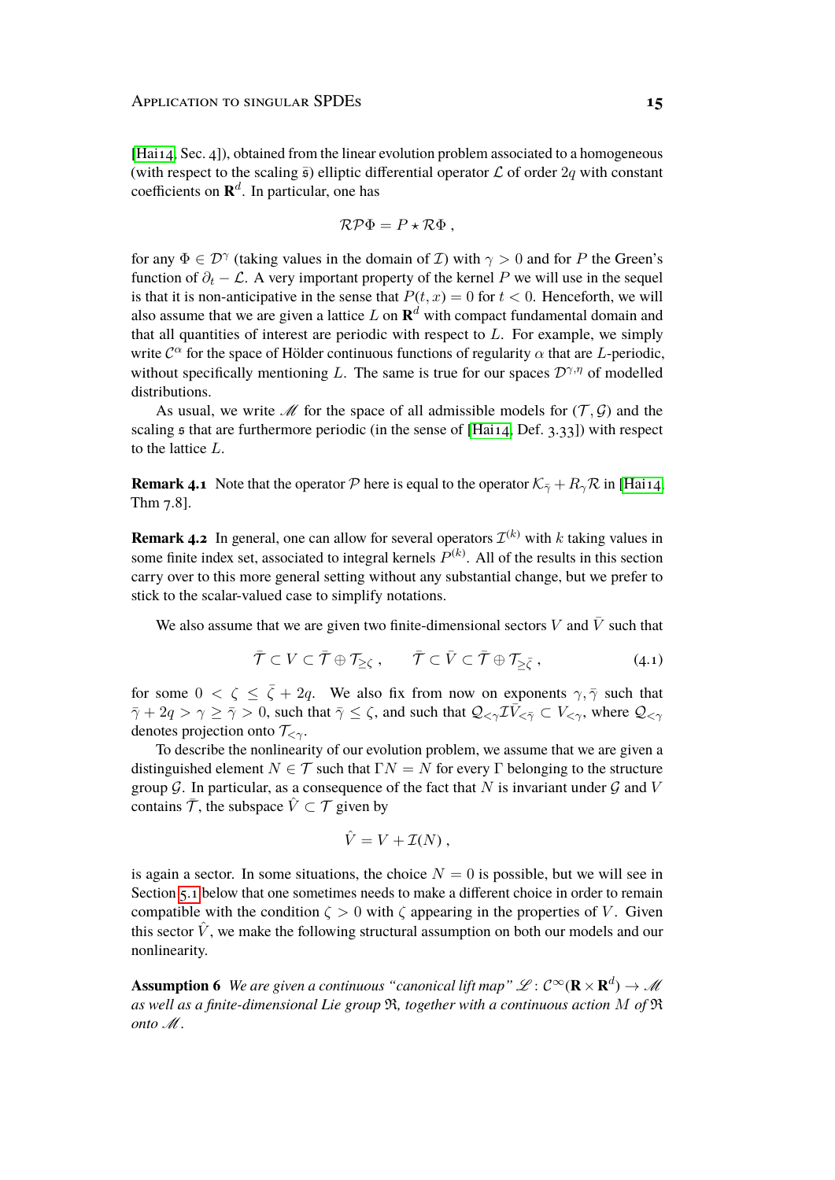[Hai14, Sec. 4]), obtained from the linear evolution problem associated to a homogeneous (with respect to the scaling $\bar{\mathfrak{s}}$) elliptic differential operator $\mathcal{L}$ of order $2q$ with constant coefficients on $\mathbf{R}^d$. In particular, one has

$$\mathcal{R}\mathcal{P}\Phi = P \star \mathcal{R}\Phi \;,$$

for any $\Phi \in \mathcal{D}^\gamma$ (taking values in the domain of $\mathcal{I}$) with $\gamma > 0$ and for $P$ the Green's function of $\partial_t - \mathcal{L}$. A very important property of the kernel $P$ we will use in the sequel is that it is non-anticipative in the sense that $P(t,x) = 0$ for $t < 0$. Henceforth, we will also assume that we are given a lattice $L$ on $\mathbf{R}^d$ with compact fundamental domain and that all quantities of interest are periodic with respect to $L$. For example, we simply write $\mathcal{C}^\alpha$ for the space of Hölder continuous functions of regularity $\alpha$ that are $L$-periodic, without specifically mentioning $L$. The same is true for our spaces $\mathcal{D}^{\gamma,\eta}$ of modelled distributions.

As usual, we write $\mathscr{M}$ for the space of all admissible models for $(\mathcal{T},\mathcal{G})$ and the scaling $\mathfrak{s}$ that are furthermore periodic (in the sense of [Hai14, Def. 3.33]) with respect to the lattice $L$.

**Remark 4.1** Note that the operator $\mathcal{P}$ here is equal to the operator $\mathcal{K}_{\bar\gamma} + R_\gamma \mathcal{R}$ in [Hai14, Thm 7.8].

**Remark 4.2** In general, one can allow for several operators $\mathcal{I}^{(k)}$ with $k$ taking values in some finite index set, associated to integral kernels $P^{(k)}$. All of the results in this section carry over to this more general setting without any substantial change, but we prefer to stick to the scalar-valued case to simplify notations.

We also assume that we are given two finite-dimensional sectors $V$ and $\bar V$ such that

$$\bar{\mathcal{T}} \subset V \subset \bar{\mathcal{T}} \oplus \mathcal{T}_{\ge \zeta} \;, \qquad \bar{\mathcal{T}} \subset \bar V \subset \bar{\mathcal{T}} \oplus \mathcal{T}_{\ge \bar\zeta} \;, \tag{4.1}$$

for some $0 < \zeta \le \bar\zeta + 2q$. We also fix from now on exponents $\gamma, \bar\gamma$ such that $\bar\gamma + 2q > \gamma \ge \bar\gamma > 0$, such that $\bar\gamma \le \zeta$, and such that $\mathcal{Q}_{<\gamma}\mathcal{I}\bar V_{<\bar\gamma} \subset V_{<\gamma}$, where $\mathcal{Q}_{<\gamma}$ denotes projection onto $\mathcal{T}_{<\gamma}$.

To describe the nonlinearity of our evolution problem, we assume that we are given a distinguished element $N \in \mathcal{T}$ such that $\Gamma N = N$ for every $\Gamma$ belonging to the structure group $\mathcal{G}$. In particular, as a consequence of the fact that $N$ is invariant under $\mathcal{G}$ and $V$ contains $\bar{\mathcal{T}}$, the subspace $\hat V \subset \mathcal{T}$ given by

$$\hat V = V + \mathcal{I}(N) \;,$$

is again a sector. In some situations, the choice $N = 0$ is possible, but we will see in Section 5.1 below that one sometimes needs to make a different choice in order to remain compatible with the condition $\zeta > 0$ with $\zeta$ appearing in the properties of $V$. Given this sector $\hat V$, we make the following structural assumption on both our models and our nonlinearity.

**Assumption 6** *We are given a continuous "canonical lift map" $\mathscr{L} \colon \mathcal{C}^\infty(\mathbf{R} \times \mathbf{R}^d) \to \mathscr{M}$ as well as a finite-dimensional Lie group $\mathfrak{R}$, together with a continuous action $M$ of $\mathfrak{R}$ onto $\mathscr{M}$.*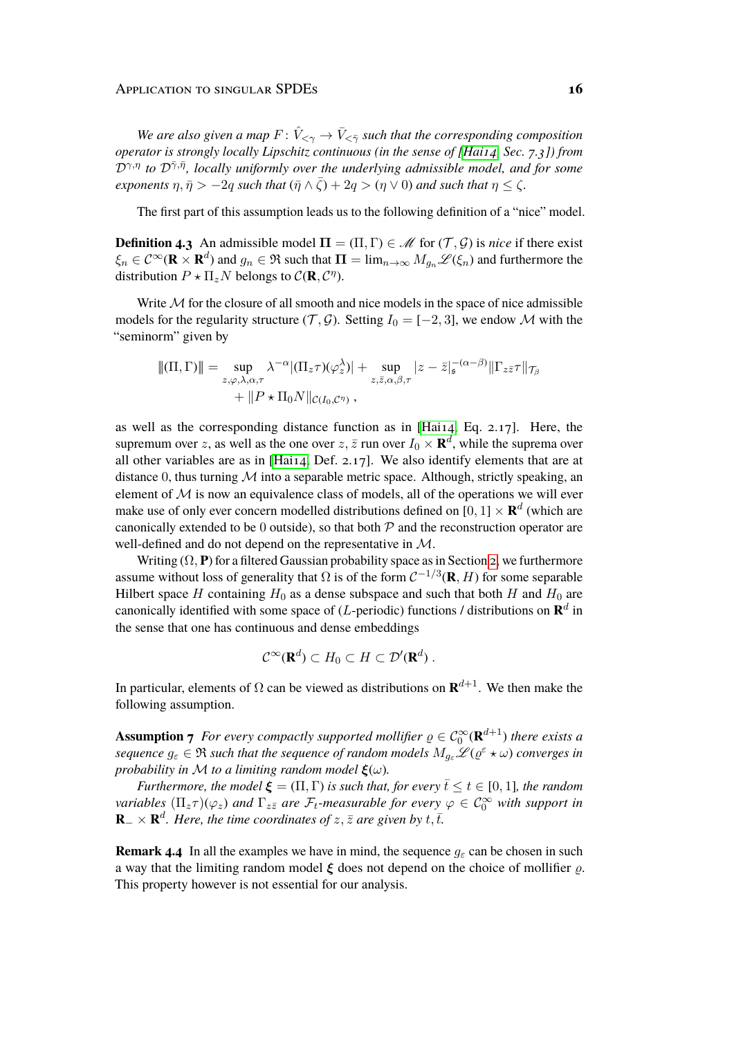*We are also given a map $F \colon \hat{V}_{<\gamma} \to \bar{V}_{<\bar{\gamma}}$ such that the corresponding composition operator is strongly locally Lipschitz continuous (in the sense of [Hai14, Sec. 7.3]) from $\mathcal{D}^{\gamma,\eta}$ to $\mathcal{D}^{\bar{\gamma},\bar{\eta}}$, locally uniformly over the underlying admissible model, and for some exponents $\eta, \bar{\eta} > -2q$ such that $(\bar{\eta} \wedge \bar{\zeta}) + 2q > (\eta \vee 0)$ and such that $\eta \leq \zeta$.*

The first part of this assumption leads us to the following definition of a "nice" model.

**Definition 4.3** An admissible model $\mathbf{\Pi} = (\Pi, \Gamma) \in \mathscr{M}$ for $(\mathcal{T}, \mathcal{G})$ is *nice* if there exist $\xi_n \in \mathcal{C}^\infty(\mathbf{R} \times \mathbf{R}^d)$ and $g_n \in \mathfrak{R}$ such that $\mathbf{\Pi} = \lim_{n\to\infty} M_{g_n}\mathscr{L}(\xi_n)$ and furthermore the distribution $P \star \Pi_z N$ belongs to $\mathcal{C}(\mathbf{R}, \mathcal{C}^\eta)$.

Write $\mathcal{M}$ for the closure of all smooth and nice models in the space of nice admissible models for the regularity structure $(\mathcal{T}, \mathcal{G})$. Setting $I_0 = [-2, 3]$, we endow $\mathcal{M}$ with the "seminorm" given by

$$
\begin{aligned}
\|\!|(\Pi, \Gamma)|\!\| = \sup_{z,\varphi,\lambda,\alpha,\tau} \lambda^{-\alpha} |(\Pi_z \tau)(\varphi_z^\lambda)| + \sup_{z,\bar{z},\alpha,\beta,\tau} |z - \bar{z}|_{\mathfrak{s}}^{-(\alpha-\beta)} \|\Gamma_{z\bar{z}}\tau\|_{\mathcal{T}_\beta} \\
+ \|P \star \Pi_0 N\|_{\mathcal{C}(I_0, \mathcal{C}^\eta)} ,
\end{aligned}
$$

as well as the corresponding distance function as in [Hai14, Eq. 2.17]. Here, the supremum over $z$, as well as the one over $z, \bar{z}$ run over $I_0 \times \mathbf{R}^d$, while the suprema over all other variables are as in [Hai14, Def. 2.17]. We also identify elements that are at distance $0$, thus turning $\mathcal{M}$ into a separable metric space. Although, strictly speaking, an element of $\mathcal{M}$ is now an equivalence class of models, all of the operations we will ever make use of only ever concern modelled distributions defined on $[0, 1] \times \mathbf{R}^d$ (which are canonically extended to be $0$ outside), so that both $\mathcal{P}$ and the reconstruction operator are well-defined and do not depend on the representative in $\mathcal{M}$.

Writing $(\Omega, \mathbf{P})$ for a filtered Gaussian probability space as in Section 2, we furthermore assume without loss of generality that $\Omega$ is of the form $\mathcal{C}^{-1/3}(\mathbf{R}, H)$ for some separable Hilbert space $H$ containing $H_0$ as a dense subspace and such that both $H$ and $H_0$ are canonically identified with some space of ($L$-periodic) functions / distributions on $\mathbf{R}^d$ in the sense that one has continuous and dense embeddings

$$
\mathcal{C}^\infty(\mathbf{R}^d) \subset H_0 \subset H \subset \mathcal{D}'(\mathbf{R}^d) .
$$

In particular, elements of $\Omega$ can be viewed as distributions on $\mathbf{R}^{d+1}$. We then make the following assumption.

**Assumption 7** *For every compactly supported mollifier $\varrho \in \mathcal{C}_0^\infty(\mathbf{R}^{d+1})$ there exists a sequence $g_\varepsilon \in \mathfrak{R}$ such that the sequence of random models $M_{g_\varepsilon}\mathscr{L}(\varrho^\varepsilon \star \omega)$ converges in probability in $\mathcal{M}$ to a limiting random model $\boldsymbol{\xi}(\omega)$.*

*Furthermore, the model $\boldsymbol{\xi} = (\Pi, \Gamma)$ is such that, for every $\bar{t} \leq t \in [0, 1]$, the random variables $(\Pi_z \tau)(\varphi_z)$ and $\Gamma_{z\bar{z}}$ are $\mathcal{F}_t$-measurable for every $\varphi \in \mathcal{C}_0^\infty$ with support in $\mathbf{R}_- \times \mathbf{R}^d$. Here, the time coordinates of $z, \bar{z}$ are given by $t, \bar{t}$.*

**Remark 4.4** In all the examples we have in mind, the sequence $g_\varepsilon$ can be chosen in such a way that the limiting random model $\boldsymbol{\xi}$ does not depend on the choice of mollifier $\varrho$. This property however is not essential for our analysis.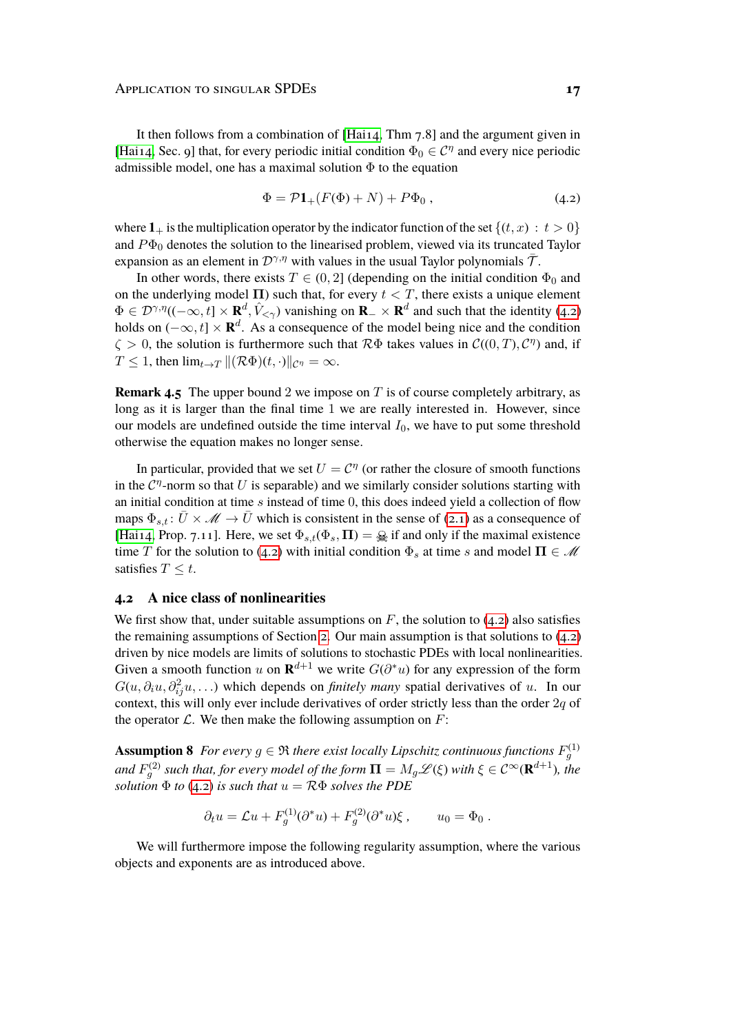It then follows from a combination of [Hai14, Thm 7.8] and the argument given in [Hai14, Sec. 9] that, for every periodic initial condition $\Phi_0 \in \mathcal{C}^\eta$ and every nice periodic admissible model, one has a maximal solution $\Phi$ to the equation

$$\Phi = \mathcal{P}\mathbf{1}_+(F(\Phi) + N) + P\Phi_0 \;, \tag{4.2}$$

where $\mathbf{1}_+$ is the multiplication operator by the indicator function of the set $\{(t,x)\,:\, t > 0\}$ and $P\Phi_0$ denotes the solution to the linearised problem, viewed via its truncated Taylor expansion as an element in $\mathcal{D}^{\gamma,\eta}$ with values in the usual Taylor polynomials $\bar{\mathcal{T}}$.

In other words, there exists $T \in (0,2]$ (depending on the initial condition $\Phi_0$ and on the underlying model $\mathbf{\Pi}$) such that, for every $t < T$, there exists a unique element $\Phi \in \mathcal{D}^{\gamma,\eta}((-\infty,t] \times \mathbf{R}^d, \hat{V}_{<\gamma})$ vanishing on $\mathbf{R}_- \times \mathbf{R}^d$ and such that the identity (4.2) holds on $(-\infty,t] \times \mathbf{R}^d$. As a consequence of the model being nice and the condition $\zeta > 0$, the solution is furthermore such that $\mathcal{R}\Phi$ takes values in $\mathcal{C}((0,T),\mathcal{C}^\eta)$ and, if $T \le 1$, then $\lim_{t\to T} \|(\mathcal{R}\Phi)(t,\cdot)\|_{\mathcal{C}^\eta} = \infty$.

**Remark 4.5** The upper bound 2 we impose on $T$ is of course completely arbitrary, as long as it is larger than the final time 1 we are really interested in. However, since our models are undefined outside the time interval $I_0$, we have to put some threshold otherwise the equation makes no longer sense.

In particular, provided that we set $U = \mathcal{C}^\eta$ (or rather the closure of smooth functions in the $\mathcal{C}^\eta$-norm so that $U$ is separable) and we similarly consider solutions starting with an initial condition at time $s$ instead of time 0, this does indeed yield a collection of flow maps $\Phi_{s,t}\colon \bar{U} \times \mathscr{M} \to \bar{U}$ which is consistent in the sense of (2.1) as a consequence of [Hai14, Prop. 7.11]. Here, we set $\Phi_{s,t}(\Phi_s, \mathbf{\Pi}) = ☠$ if and only if the maximal existence time $T$ for the solution to (4.2) with initial condition $\Phi_s$ at time $s$ and model $\mathbf{\Pi} \in \mathscr{M}$ satisfies $T \le t$.

### 4.2 A nice class of nonlinearities

We first show that, under suitable assumptions on $F$, the solution to (4.2) also satisfies the remaining assumptions of Section 2. Our main assumption is that solutions to (4.2) driven by nice models are limits of solutions to stochastic PDEs with local nonlinearities. Given a smooth function $u$ on $\mathbf{R}^{d+1}$ we write $G(\partial^* u)$ for any expression of the form $G(u, \partial_i u, \partial_{ij}^2 u, \ldots)$ which depends on *finitely many* spatial derivatives of $u$. In our context, this will only ever include derivatives of order strictly less than the order $2q$ of the operator $\mathcal{L}$. We then make the following assumption on $F$:

**Assumption 8** *For every $g \in \mathfrak{R}$ there exist locally Lipschitz continuous functions $F_g^{(1)}$ and $F_g^{(2)}$ such that, for every model of the form $\mathbf{\Pi} = M_g \mathscr{L}(\xi)$ with $\xi \in \mathcal{C}^\infty(\mathbf{R}^{d+1})$, the solution $\Phi$ to (4.2) is such that $u = \mathcal{R}\Phi$ solves the PDE*

$$\partial_t u = \mathcal{L}u + F_g^{(1)}(\partial^* u) + F_g^{(2)}(\partial^* u)\xi \;, \qquad u_0 = \Phi_0 \;.$$

We will furthermore impose the following regularity assumption, where the various objects and exponents are as introduced above.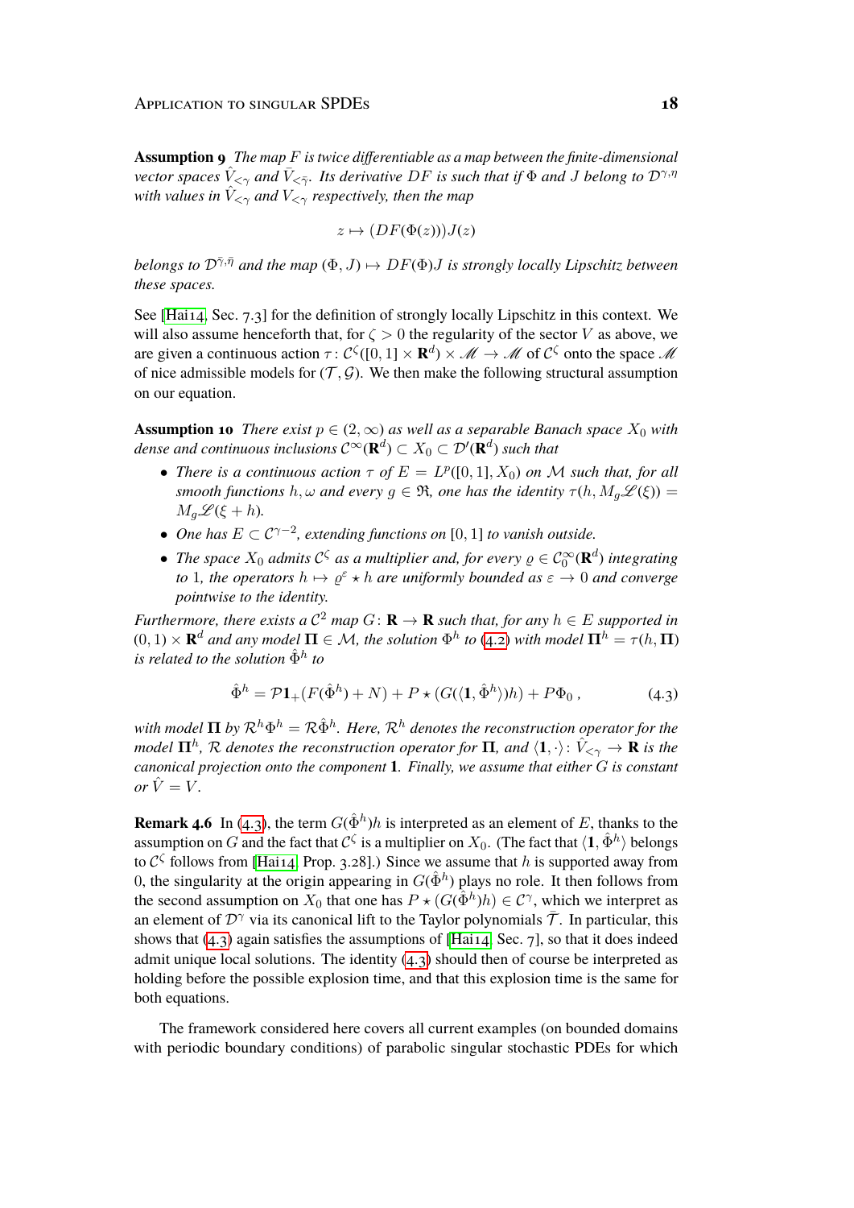**Assumption 9** *The map $F$ is twice differentiable as a map between the finite-dimensional vector spaces $\hat{V}_{<\gamma}$ and $\bar{V}_{<\bar{\gamma}}$. Its derivative $DF$ is such that if $\Phi$ and $J$ belong to $\mathcal{D}^{\gamma,\eta}$ with values in $\hat{V}_{<\gamma}$ and $V_{<\gamma}$ respectively, then the map*

$$z \mapsto (DF(\Phi(z)))J(z)$$

*belongs to $\mathcal{D}^{\bar{\gamma},\bar{\eta}}$ and the map $(\Phi, J) \mapsto DF(\Phi)J$ is strongly locally Lipschitz between these spaces.*

See [Hai14, Sec. 7.3] for the definition of strongly locally Lipschitz in this context. We will also assume henceforth that, for $\zeta > 0$ the regularity of the sector $V$ as above, we are given a continuous action $\tau \colon \mathcal{C}^\zeta([0,1] \times \mathbf{R}^d) \times \mathscr{M} \to \mathscr{M}$ of $\mathcal{C}^\zeta$ onto the space $\mathscr{M}$ of nice admissible models for $(\mathcal{T}, \mathcal{G})$. We then make the following structural assumption on our equation.

**Assumption 10** *There exist $p \in (2, \infty)$ as well as a separable Banach space $X_0$ with dense and continuous inclusions $\mathcal{C}^\infty(\mathbf{R}^d) \subset X_0 \subset \mathcal{D}'(\mathbf{R}^d)$ such that*

- *There is a continuous action $\tau$ of $E = L^p([0,1], X_0)$ on $\mathcal{M}$ such that, for all smooth functions $h, \omega$ and every $g \in \mathfrak{R}$, one has the identity $\tau(h, M_g \mathscr{L}(\xi)) = M_g \mathscr{L}(\xi + h)$.*
- *One has $E \subset \mathcal{C}^{\gamma-2}$, extending functions on $[0,1]$ to vanish outside.*
- *The space $X_0$ admits $\mathcal{C}^\zeta$ as a multiplier and, for every $\varrho \in \mathcal{C}_0^\infty(\mathbf{R}^d)$ integrating to $1$, the operators $h \mapsto \varrho^\varepsilon \star h$ are uniformly bounded as $\varepsilon \to 0$ and converge pointwise to the identity.*

*Furthermore, there exists a $\mathcal{C}^2$ map $G \colon \mathbf{R} \to \mathbf{R}$ such that, for any $h \in E$ supported in $(0,1) \times \mathbf{R}^d$ and any model $\mathbf{\Pi} \in \mathcal{M}$, the solution $\Phi^h$ to (4.2) with model $\mathbf{\Pi}^h = \tau(h, \mathbf{\Pi})$ is related to the solution $\hat{\Phi}^h$ to*

$$\hat{\Phi}^h = \mathcal{P}\mathbf{1}_+(F(\hat{\Phi}^h) + N) + P \star (G(\langle \mathbf{1}, \hat{\Phi}^h \rangle) h) + P\Phi_0\,, \tag{4.3}$$

*with model $\mathbf{\Pi}$ by $\mathcal{R}^h \Phi^h = \mathcal{R}\hat{\Phi}^h$. Here, $\mathcal{R}^h$ denotes the reconstruction operator for the model $\mathbf{\Pi}^h$, $\mathcal{R}$ denotes the reconstruction operator for $\mathbf{\Pi}$, and $\langle \mathbf{1}, \cdot \rangle \colon \hat{V}_{<\gamma} \to \mathbf{R}$ is the canonical projection onto the component $\mathbf{1}$. Finally, we assume that either $G$ is constant or $\hat{V} = V$.*

**Remark 4.6** In (4.3), the term $G(\hat{\Phi}^h)h$ is interpreted as an element of $E$, thanks to the assumption on $G$ and the fact that $\mathcal{C}^\zeta$ is a multiplier on $X_0$. (The fact that $\langle \mathbf{1}, \hat{\Phi}^h \rangle$ belongs to $\mathcal{C}^\zeta$ follows from [Hai14, Prop. 3.28].) Since we assume that $h$ is supported away from $0$, the singularity at the origin appearing in $G(\hat{\Phi}^h)$ plays no role. It then follows from the second assumption on $X_0$ that one has $P \star (G(\hat{\Phi}^h)h) \in \mathcal{C}^\gamma$, which we interpret as an element of $\mathcal{D}^\gamma$ via its canonical lift to the Taylor polynomials $\bar{\mathcal{T}}$. In particular, this shows that (4.3) again satisfies the assumptions of [Hai14, Sec. 7], so that it does indeed admit unique local solutions. The identity (4.3) should then of course be interpreted as holding before the possible explosion time, and that this explosion time is the same for both equations.

The framework considered here covers all current examples (on bounded domains with periodic boundary conditions) of parabolic singular stochastic PDEs for which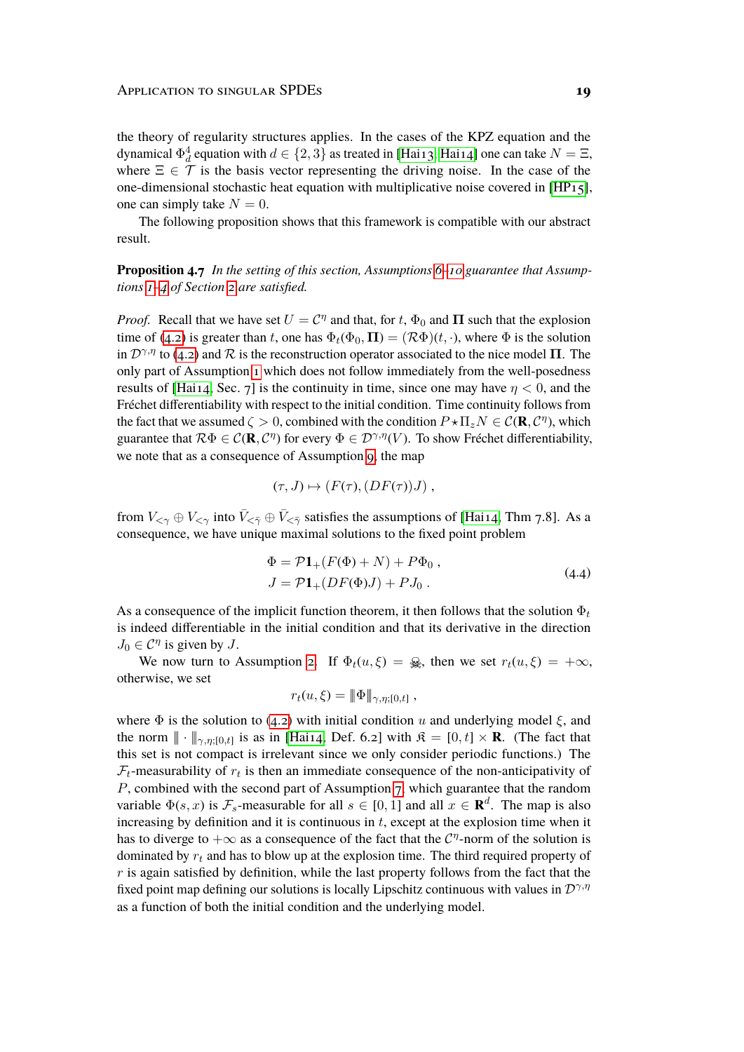the theory of regularity structures applies. In the cases of the KPZ equation and the dynamical $\Phi^4_d$ equation with $d \in \{2,3\}$ as treated in [Hai13, Hai14] one can take $N = \Xi$, where $\Xi \in \mathcal{T}$ is the basis vector representing the driving noise. In the case of the one-dimensional stochastic heat equation with multiplicative noise covered in [HP15], one can simply take $N = 0$.

The following proposition shows that this framework is compatible with our abstract result.

**Proposition 4.7** *In the setting of this section, Assumptions 6–10 guarantee that Assumptions 1–4 of Section 2 are satisfied.*

*Proof.* Recall that we have set $U = \mathcal{C}^\eta$ and that, for $t$, $\Phi_0$ and $\mathbf{\Pi}$ such that the explosion time of (4.2) is greater than $t$, one has $\Phi_t(\Phi_0, \mathbf{\Pi}) = (\mathcal{R}\Phi)(t, \cdot)$, where $\Phi$ is the solution in $\mathcal{D}^{\gamma,\eta}$ to (4.2) and $\mathcal{R}$ is the reconstruction operator associated to the nice model $\mathbf{\Pi}$. The only part of Assumption 1 which does not follow immediately from the well-posedness results of [Hai14, Sec. 7] is the continuity in time, since one may have $\eta < 0$, and the Fréchet differentiability with respect to the initial condition. Time continuity follows from the fact that we assumed $\zeta > 0$, combined with the condition $P \star \Pi_z N \in \mathcal{C}(\mathbf{R}, \mathcal{C}^\eta)$, which guarantee that $\mathcal{R}\Phi \in \mathcal{C}(\mathbf{R}, \mathcal{C}^\eta)$ for every $\Phi \in \mathcal{D}^{\gamma,\eta}(V)$. To show Fréchet differentiability, we note that as a consequence of Assumption 9, the map

$$(\tau, J) \mapsto (F(\tau), (DF(\tau))J) ,$$

from $V_{<\gamma} \oplus V_{<\gamma}$ into $\bar{V}_{<\bar{\gamma}} \oplus \bar{V}_{<\bar{\gamma}}$ satisfies the assumptions of [Hai14, Thm 7.8]. As a consequence, we have unique maximal solutions to the fixed point problem

$$\begin{aligned} \Phi &= \mathcal{P}\mathbf{1}_+(F(\Phi) + N) + P\Phi_0 , \\ J &= \mathcal{P}\mathbf{1}_+(DF(\Phi)J) + PJ_0 . \end{aligned} \tag{4.4}$$

As a consequence of the implicit function theorem, it then follows that the solution $\Phi_t$ is indeed differentiable in the initial condition and that its derivative in the direction $J_0 \in \mathcal{C}^\eta$ is given by $J$.

We now turn to Assumption 2. If $\Phi_t(u, \xi) = ☠$, then we set $r_t(u, \xi) = +\infty$, otherwise, we set

$$r_t(u, \xi) = \|\Phi\|_{\gamma,\eta;[0,t]} ,$$

where $\Phi$ is the solution to (4.2) with initial condition $u$ and underlying model $\xi$, and the norm $\|\cdot\|_{\gamma,\eta;[0,t]}$ is as in [Hai14, Def. 6.2] with $\mathfrak{K} = [0,t] \times \mathbf{R}$. (The fact that this set is not compact is irrelevant since we only consider periodic functions.) The $\mathcal{F}_t$-measurability of $r_t$ is then an immediate consequence of the non-anticipativity of $P$, combined with the second part of Assumption 7, which guarantee that the random variable $\Phi(s, x)$ is $\mathcal{F}_s$-measurable for all $s \in [0, 1]$ and all $x \in \mathbf{R}^d$. The map is also increasing by definition and it is continuous in $t$, except at the explosion time when it has to diverge to $+\infty$ as a consequence of the fact that the $\mathcal{C}^\eta$-norm of the solution is dominated by $r_t$ and has to blow up at the explosion time. The third required property of $r$ is again satisfied by definition, while the last property follows from the fact that the fixed point map defining our solutions is locally Lipschitz continuous with values in $\mathcal{D}^{\gamma,\eta}$ as a function of both the initial condition and the underlying model.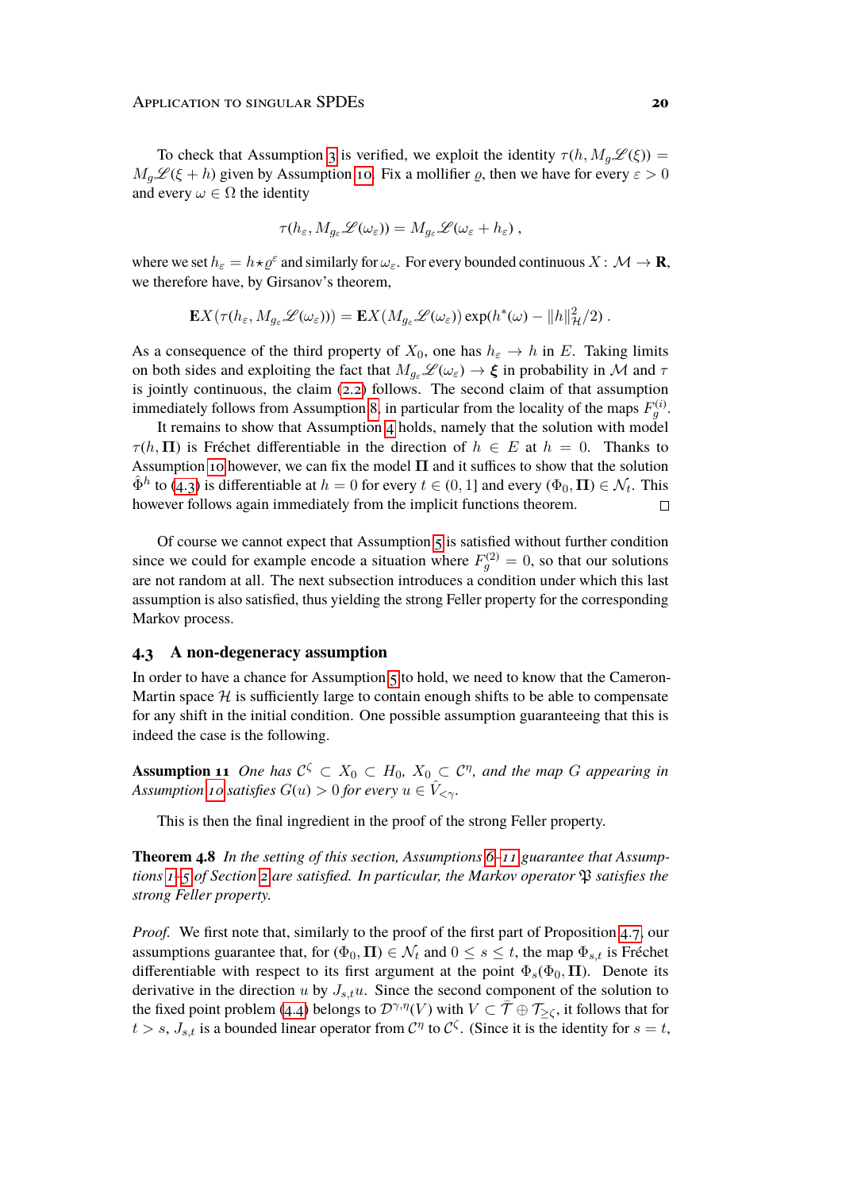To check that Assumption 3 is verified, we exploit the identity $\tau(h, M_g\mathscr{L}(\xi)) = M_g\mathscr{L}(\xi + h)$ given by Assumption 10. Fix a mollifier $\varrho$, then we have for every $\varepsilon > 0$ and every $\omega \in \Omega$ the identity

$$\tau(h_\varepsilon, M_{g_\varepsilon}\mathscr{L}(\omega_\varepsilon)) = M_{g_\varepsilon}\mathscr{L}(\omega_\varepsilon + h_\varepsilon) ,$$

where we set $h_\varepsilon = h \star \varrho^\varepsilon$ and similarly for $\omega_\varepsilon$. For every bounded continuous $X : \mathcal{M} \to \mathbf{R}$, we therefore have, by Girsanov's theorem,

$$\mathbf{E}X(\tau(h_\varepsilon, M_{g_\varepsilon}\mathscr{L}(\omega_\varepsilon))) = \mathbf{E}X(M_{g_\varepsilon}\mathscr{L}(\omega_\varepsilon)) \exp(h^*(\omega) - \|h\|_{\mathcal{H}}^2/2) .$$

As a consequence of the third property of $X_0$, one has $h_\varepsilon \to h$ in $E$. Taking limits on both sides and exploiting the fact that $M_{g_\varepsilon}\mathscr{L}(\omega_\varepsilon) \to \boldsymbol{\xi}$ in probability in $\mathcal{M}$ and $\tau$ is jointly continuous, the claim (2.2) follows. The second claim of that assumption immediately follows from Assumption 8, in particular from the locality of the maps $F_g^{(i)}$.

It remains to show that Assumption 4 holds, namely that the solution with model $\tau(h, \mathbf{\Pi})$ is Fréchet differentiable in the direction of $h \in E$ at $h = 0$. Thanks to Assumption 10 however, we can fix the model $\mathbf{\Pi}$ and it suffices to show that the solution $\hat{\Phi}^h$ to (4.3) is differentiable at $h = 0$ for every $t \in (0, 1]$ and every $(\Phi_0, \mathbf{\Pi}) \in \mathcal{N}_t$. This however follows again immediately from the implicit functions theorem. $\square$

Of course we cannot expect that Assumption 5 is satisfied without further condition since we could for example encode a situation where $F_g^{(2)} = 0$, so that our solutions are not random at all. The next subsection introduces a condition under which this last assumption is also satisfied, thus yielding the strong Feller property for the corresponding Markov process.

### 4.3 A non-degeneracy assumption

In order to have a chance for Assumption 5 to hold, we need to know that the Cameron-Martin space $\mathcal{H}$ is sufficiently large to contain enough shifts to be able to compensate for any shift in the initial condition. One possible assumption guaranteeing that this is indeed the case is the following.

**Assumption 11** *One has $\mathcal{C}^\zeta \subset X_0 \subset H_0$, $X_0 \subset \mathcal{C}^\eta$, and the map $G$ appearing in Assumption 10 satisfies $G(u) > 0$ for every $u \in \hat{V}_{<\gamma}$.*

This is then the final ingredient in the proof of the strong Feller property.

**Theorem 4.8** *In the setting of this section, Assumptions 6–11 guarantee that Assumptions 1–5 of Section 2 are satisfied. In particular, the Markov operator $\mathfrak{P}$ satisfies the strong Feller property.*

*Proof.* We first note that, similarly to the proof of the first part of Proposition 4.7, our assumptions guarantee that, for $(\Phi_0, \mathbf{\Pi}) \in \mathcal{N}_t$ and $0 \le s \le t$, the map $\Phi_{s,t}$ is Fréchet differentiable with respect to its first argument at the point $\Phi_s(\Phi_0, \mathbf{\Pi})$. Denote its derivative in the direction $u$ by $J_{s,t}u$. Since the second component of the solution to the fixed point problem (4.4) belongs to $\mathcal{D}^{\gamma,\eta}(V)$ with $V \subset \bar{\mathcal{T}} \oplus \mathcal{T}_{\ge\zeta}$, it follows that for $t > s$, $J_{s,t}$ is a bounded linear operator from $\mathcal{C}^\eta$ to $\mathcal{C}^\zeta$. (Since it is the identity for $s = t$,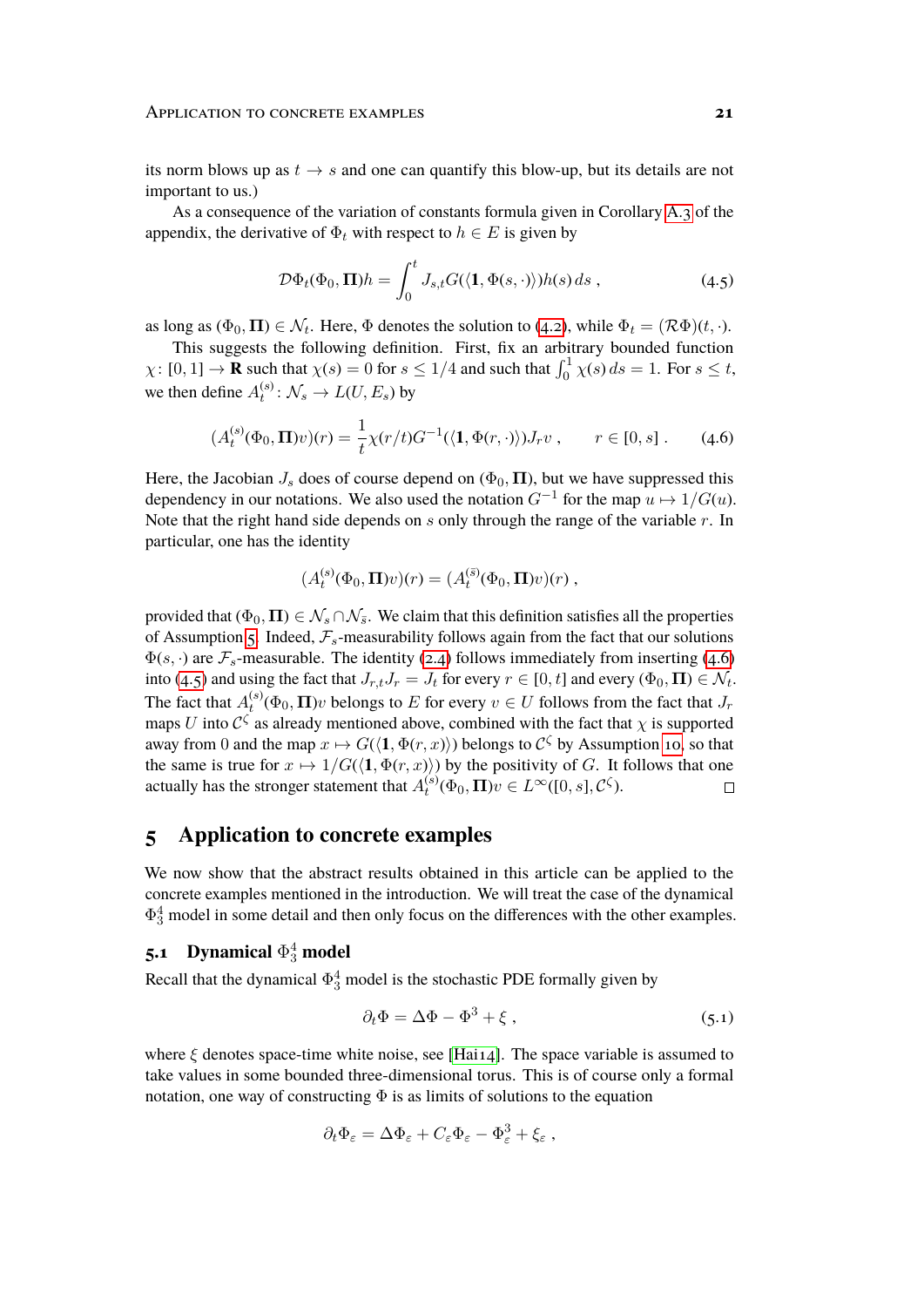its norm blows up as $t \to s$ and one can quantify this blow-up, but its details are not important to us.)

As a consequence of the variation of constants formula given in Corollary A.3 of the appendix, the derivative of $\Phi_t$ with respect to $h \in E$ is given by

$$\mathcal{D}\Phi_t(\Phi_0, \mathbf{\Pi})h = \int_0^t J_{s,t} G(\langle \mathbf{1}, \Phi(s,\cdot)\rangle) h(s)\, ds\;, \tag{4.5}$$

as long as $(\Phi_0, \mathbf{\Pi}) \in \mathcal{N}_t$. Here, $\Phi$ denotes the solution to (4.2), while $\Phi_t = (\mathcal{R}\Phi)(t,\cdot)$.

This suggests the following definition. First, fix an arbitrary bounded function $\chi \colon [0,1] \to \mathbf{R}$ such that $\chi(s) = 0$ for $s \le 1/4$ and such that $\int_0^1 \chi(s)\, ds = 1$. For $s \le t$, we then define $A_t^{(s)} \colon \mathcal{N}_s \to L(U, E_s)$ by

$$(A_t^{(s)}(\Phi_0, \mathbf{\Pi})v)(r) = \frac{1}{t}\chi(r/t) G^{-1}(\langle \mathbf{1}, \Phi(r,\cdot)\rangle) J_r v\;, \qquad r \in [0,s]\;. \tag{4.6}$$

Here, the Jacobian $J_s$ does of course depend on $(\Phi_0, \mathbf{\Pi})$, but we have suppressed this dependency in our notations. We also used the notation $G^{-1}$ for the map $u \mapsto 1/G(u)$. Note that the right hand side depends on $s$ only through the range of the variable $r$. In particular, one has the identity

$$(A_t^{(s)}(\Phi_0, \mathbf{\Pi})v)(r) = (A_t^{(\bar s)}(\Phi_0, \mathbf{\Pi})v)(r)\;,$$

provided that $(\Phi_0, \mathbf{\Pi}) \in \mathcal{N}_s \cap \mathcal{N}_{\bar s}$. We claim that this definition satisfies all the properties of Assumption 5. Indeed, $\mathcal{F}_s$-measurability follows again from the fact that our solutions $\Phi(s,\cdot)$ are $\mathcal{F}_s$-measurable. The identity (2.4) follows immediately from inserting (4.6) into (4.5) and using the fact that $J_{r,t} J_r = J_t$ for every $r \in [0,t]$ and every $(\Phi_0, \mathbf{\Pi}) \in \mathcal{N}_t$. The fact that $A_t^{(s)}(\Phi_0, \mathbf{\Pi})v$ belongs to $E$ for every $v \in U$ follows from the fact that $J_r$ maps $U$ into $\mathcal{C}^\zeta$ as already mentioned above, combined with the fact that $\chi$ is supported away from $0$ and the map $x \mapsto G(\langle \mathbf{1}, \Phi(r,x)\rangle)$ belongs to $\mathcal{C}^\zeta$ by Assumption 10, so that the same is true for $x \mapsto 1/G(\langle \mathbf{1}, \Phi(r,x)\rangle)$ by the positivity of $G$. It follows that one actually has the stronger statement that $A_t^{(s)}(\Phi_0, \mathbf{\Pi})v \in L^\infty([0,s], \mathcal{C}^\zeta)$. □

# 5 Application to concrete examples

We now show that the abstract results obtained in this article can be applied to the concrete examples mentioned in the introduction. We will treat the case of the dynamical $\Phi^4_3$ model in some detail and then only focus on the differences with the other examples.

## 5.1 Dynamical $\Phi^4_3$ model

Recall that the dynamical $\Phi^4_3$ model is the stochastic PDE formally given by

$$\partial_t \Phi = \Delta\Phi - \Phi^3 + \xi\;, \tag{5.1}$$

where $\xi$ denotes space-time white noise, see [Hai14]. The space variable is assumed to take values in some bounded three-dimensional torus. This is of course only a formal notation, one way of constructing $\Phi$ is as limits of solutions to the equation

$$\partial_t \Phi_\varepsilon = \Delta\Phi_\varepsilon + C_\varepsilon \Phi_\varepsilon - \Phi_\varepsilon^3 + \xi_\varepsilon\;,$$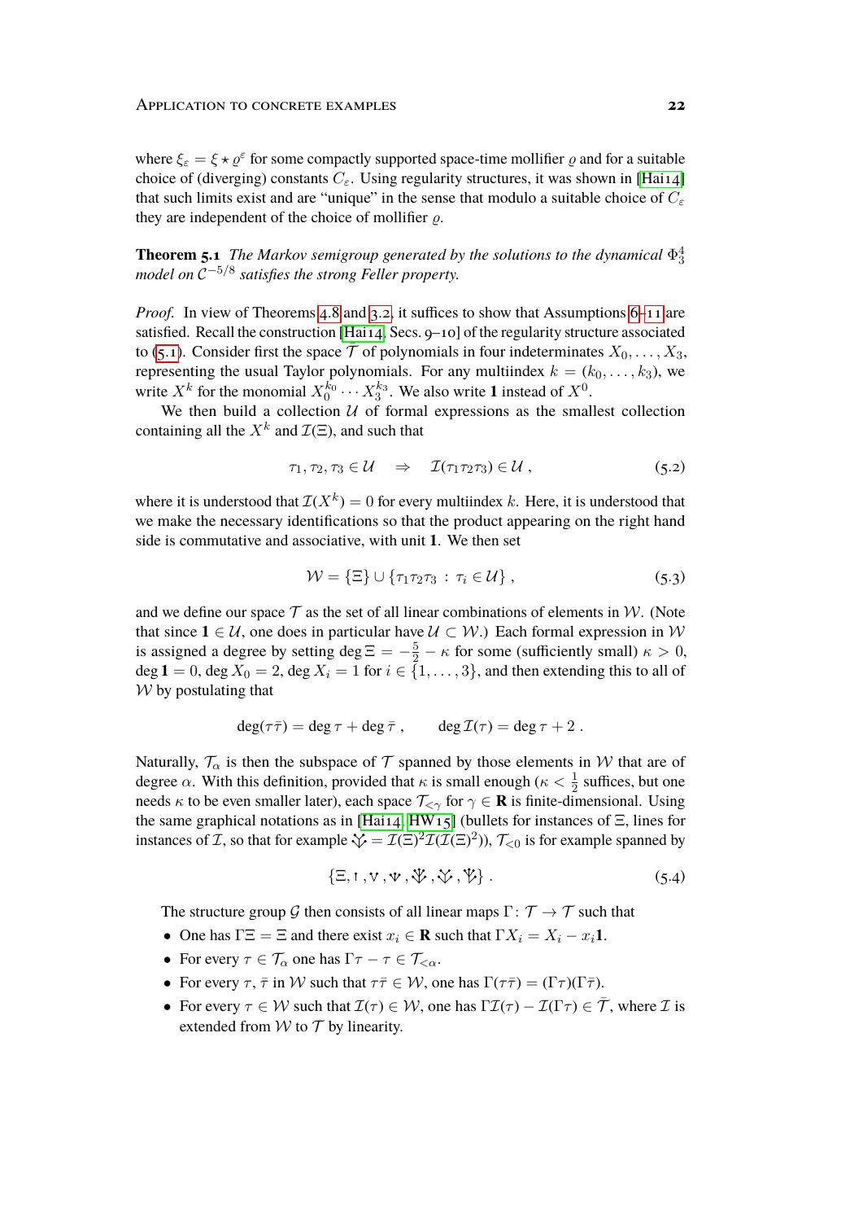where $\xi_\varepsilon = \xi \star \varrho^\varepsilon$ for some compactly supported space-time mollifier $\varrho$ and for a suitable choice of (diverging) constants $C_\varepsilon$. Using regularity structures, it was shown in [Hai14] that such limits exist and are "unique" in the sense that modulo a suitable choice of $C_\varepsilon$ they are independent of the choice of mollifier $\varrho$.

**Theorem 5.1** *The Markov semigroup generated by the solutions to the dynamical $\Phi^4_3$ model on $\mathcal{C}^{-5/8}$ satisfies the strong Feller property.*

*Proof.* In view of Theorems 4.8 and 3.2, it suffices to show that Assumptions 6–11 are satisfied. Recall the construction [Hai14, Secs. 9–10] of the regularity structure associated to (5.1). Consider first the space $\bar{\mathcal{T}}$ of polynomials in four indeterminates $X_0, \ldots, X_3$, representing the usual Taylor polynomials. For any multiindex $k = (k_0, \ldots, k_3)$, we write $X^k$ for the monomial $X_0^{k_0} \cdots X_3^{k_3}$. We also write $\mathbf{1}$ instead of $X^0$.

We then build a collection $\mathcal{U}$ of formal expressions as the smallest collection containing all the $X^k$ and $\mathcal{I}(\Xi)$, and such that

$$\tau_1, \tau_2, \tau_3 \in \mathcal{U} \quad \Rightarrow \quad \mathcal{I}(\tau_1 \tau_2 \tau_3) \in \mathcal{U} , \tag{5.2}$$

where it is understood that $\mathcal{I}(X^k) = 0$ for every multiindex $k$. Here, it is understood that we make the necessary identifications so that the product appearing on the right hand side is commutative and associative, with unit $\mathbf{1}$. We then set

$$\mathcal{W} = \{\Xi\} \cup \{\tau_1 \tau_2 \tau_3 \,:\, \tau_i \in \mathcal{U}\} , \tag{5.3}$$

and we define our space $\mathcal{T}$ as the set of all linear combinations of elements in $\mathcal{W}$. (Note that since $\mathbf{1} \in \mathcal{U}$, one does in particular have $\mathcal{U} \subset \mathcal{W}$.) Each formal expression in $\mathcal{W}$ is assigned a degree by setting $\deg \Xi = -\frac{5}{2} - \kappa$ for some (sufficiently small) $\kappa > 0$, $\deg \mathbf{1} = 0$, $\deg X_0 = 2$, $\deg X_i = 1$ for $i \in \{1, \ldots, 3\}$, and then extending this to all of $\mathcal{W}$ by postulating that

$$\deg(\tau \bar\tau) = \deg \tau + \deg \bar\tau , \qquad \deg \mathcal{I}(\tau) = \deg \tau + 2 .$$

Naturally, $\mathcal{T}_\alpha$ is then the subspace of $\mathcal{T}$ spanned by those elements in $\mathcal{W}$ that are of degree $\alpha$. With this definition, provided that $\kappa$ is small enough ($\kappa < \frac{1}{2}$ suffices, but one needs $\kappa$ to be even smaller later), each space $\mathcal{T}_{<\gamma}$ for $\gamma \in \mathbf{R}$ is finite-dimensional. Using the same graphical notations as in [Hai14, HW15] (bullets for instances of $\Xi$, lines for instances of $\mathcal{I}$, so that for example $\mathcal{I}(\Xi)^2\mathcal{I}(\mathcal{I}(\Xi)^2))$, $\mathcal{T}_{<0}$ is for example spanned by

$$\{\Xi, \mathcal{I}(\Xi), \mathcal{I}(\Xi)^2, \mathcal{I}(\Xi)^3, \ldots\} . \tag{5.4}$$

The structure group $\mathcal{G}$ then consists of all linear maps $\Gamma\colon \mathcal{T} \to \mathcal{T}$ such that

- One has $\Gamma\Xi = \Xi$ and there exist $x_i \in \mathbf{R}$ such that $\Gamma X_i = X_i - x_i \mathbf{1}$.
- For every $\tau \in \mathcal{T}_\alpha$ one has $\Gamma\tau - \tau \in \mathcal{T}_{<\alpha}$.
- For every $\tau$, $\bar\tau$ in $\mathcal{W}$ such that $\tau\bar\tau \in \mathcal{W}$, one has $\Gamma(\tau\bar\tau) = (\Gamma\tau)(\Gamma\bar\tau)$.
- For every $\tau \in \mathcal{W}$ such that $\mathcal{I}(\tau) \in \mathcal{W}$, one has $\Gamma\mathcal{I}(\tau) - \mathcal{I}(\Gamma\tau) \in \bar{\mathcal{T}}$, where $\mathcal{I}$ is extended from $\mathcal{W}$ to $\mathcal{T}$ by linearity.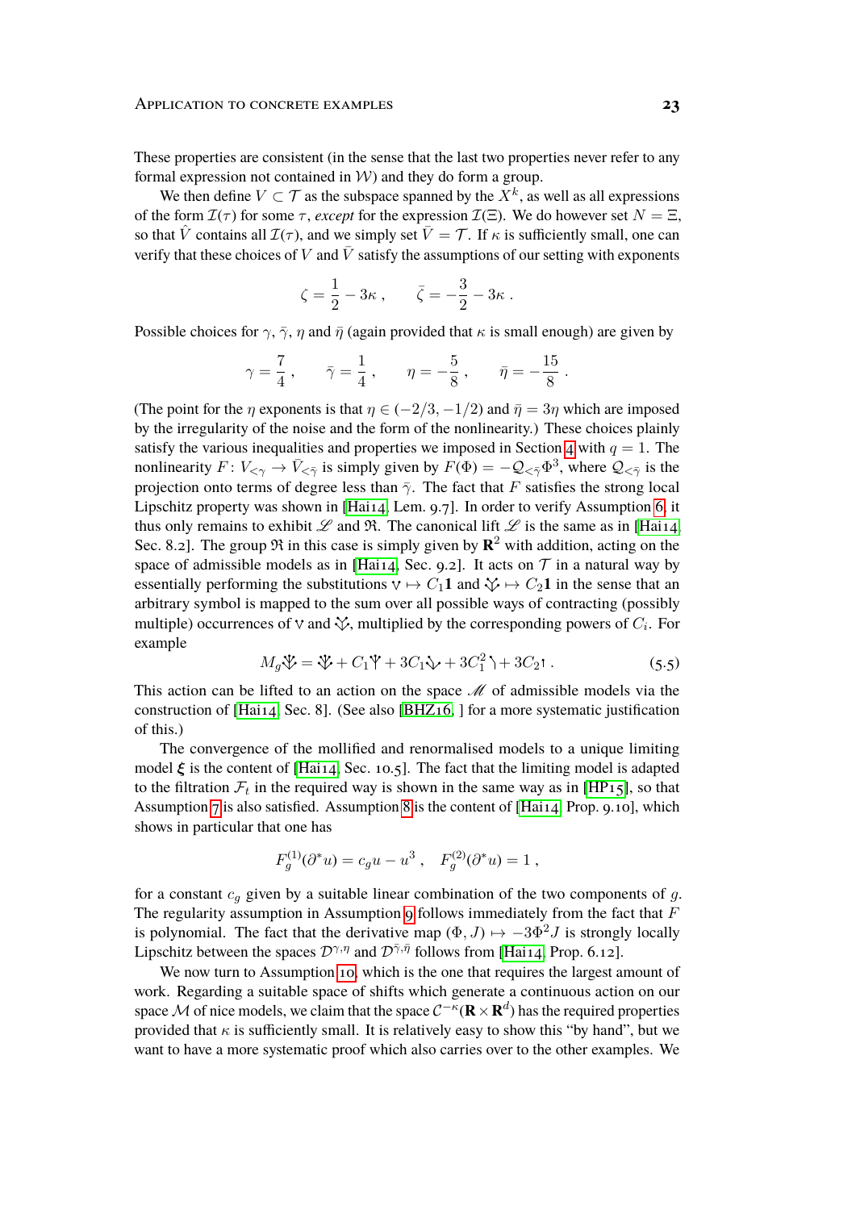These properties are consistent (in the sense that the last two properties never refer to any formal expression not contained in $\mathcal{W}$) and they do form a group.

We then define $V \subset \mathcal{T}$ as the subspace spanned by the $X^k$, as well as all expressions of the form $\mathcal{I}(\tau)$ for some $\tau$, *except* for the expression $\mathcal{I}(\Xi)$. We do however set $N = \Xi$, so that $\hat{V}$ contains all $\mathcal{I}(\tau)$, and we simply set $\bar{V} = \mathcal{T}$. If $\kappa$ is sufficiently small, one can verify that these choices of $V$ and $\bar{V}$ satisfy the assumptions of our setting with exponents

$$\zeta = \frac{1}{2} - 3\kappa \;, \qquad \bar{\zeta} = -\frac{3}{2} - 3\kappa \;.$$

Possible choices for $\gamma$, $\bar{\gamma}$, $\eta$ and $\bar{\eta}$ (again provided that $\kappa$ is small enough) are given by

$$\gamma = \frac{7}{4} \;, \qquad \bar{\gamma} = \frac{1}{4} \;, \qquad \eta = -\frac{5}{8} \;, \qquad \bar{\eta} = -\frac{15}{8} \;.$$

(The point for the $\eta$ exponents is that $\eta \in (-2/3, -1/2)$ and $\bar{\eta} = 3\eta$ which are imposed by the irregularity of the noise and the form of the nonlinearity.) These choices plainly satisfy the various inequalities and properties we imposed in Section 4 with $q = 1$. The nonlinearity $F \colon V_{<\gamma} \to \bar{V}_{<\bar{\gamma}}$ is simply given by $F(\Phi) = -\mathcal{Q}_{<\bar{\gamma}}\Phi^3$, where $\mathcal{Q}_{<\bar{\gamma}}$ is the projection onto terms of degree less than $\bar{\gamma}$. The fact that $F$ satisfies the strong local Lipschitz property was shown in [Hai14, Lem. 9.7]. In order to verify Assumption 6, it thus only remains to exhibit $\mathscr{L}$ and $\mathfrak{R}$. The canonical lift $\mathscr{L}$ is the same as in [Hai14, Sec. 8.2]. The group $\mathfrak{R}$ in this case is simply given by $\mathbf{R}^2$ with addition, acting on the space of admissible models as in [Hai14, Sec. 9.2]. It acts on $\mathcal{T}$ in a natural way by essentially performing the substitutions $\vee \mapsto C_1\mathbf{1}$ and $\Psi^{\vee} \mapsto C_2\mathbf{1}$ in the sense that an arbitrary symbol is mapped to the sum over all possible ways of contracting (possibly multiple) occurrences of $\vee$ and $\Psi^{\vee}$, multiplied by the corresponding powers of $C_i$. For example

$$M_g \Psi^{\Psi} = \Psi^{\Psi} + C_1 \Psi + 3C_1 \vee + 3C_1^2 \,\backslash + 3C_2 \uparrow \;. \tag{5.5}$$

This action can be lifted to an action on the space $\mathscr{M}$ of admissible models via the construction of [Hai14, Sec. 8]. (See also [BHZ16, ] for a more systematic justification of this.)

The convergence of the mollified and renormalised models to a unique limiting model $\boldsymbol{\xi}$ is the content of [Hai14, Sec. 10.5]. The fact that the limiting model is adapted to the filtration $\mathcal{F}_t$ in the required way is shown in the same way as in [HP15], so that Assumption 7 is also satisfied. Assumption 8 is the content of [Hai14, Prop. 9.10], which shows in particular that one has

$$F_g^{(1)}(\partial^* u) = c_g u - u^3 \;, \quad F_g^{(2)}(\partial^* u) = 1 \;,$$

for a constant $c_g$ given by a suitable linear combination of the two components of $g$. The regularity assumption in Assumption 9 follows immediately from the fact that $F$ is polynomial. The fact that the derivative map $(\Phi, J) \mapsto -3\Phi^2 J$ is strongly locally Lipschitz between the spaces $\mathcal{D}^{\gamma,\eta}$ and $\mathcal{D}^{\bar{\gamma},\bar{\eta}}$ follows from [Hai14, Prop. 6.12].

We now turn to Assumption 10, which is the one that requires the largest amount of work. Regarding a suitable space of shifts which generate a continuous action on our space $\mathcal{M}$ of nice models, we claim that the space $\mathcal{C}^{-\kappa}(\mathbf{R} \times \mathbf{R}^d)$ has the required properties provided that $\kappa$ is sufficiently small. It is relatively easy to show this "by hand", but we want to have a more systematic proof which also carries over to the other examples. We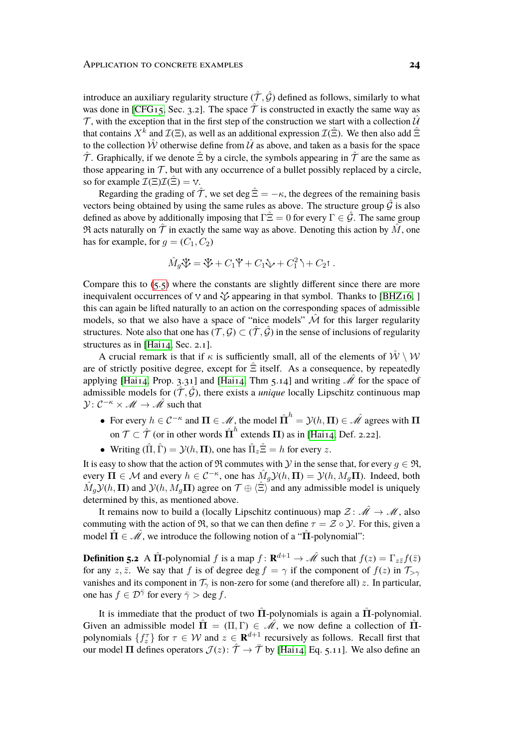introduce an auxiliary regularity structure $(\hat{\mathcal{T}}, \hat{\mathcal{G}})$ defined as follows, similarly to what was done in [CFG15, Sec. 3.2]. The space $\hat{\mathcal{T}}$ is constructed in exactly the same way as $\mathcal{T}$, with the exception that in the first step of the construction we start with a collection $\hat{\mathcal{U}}$ that contains $X^k$ and $\mathcal{I}(\Xi)$, as well as an additional expression $\mathcal{I}(\hat{\Xi})$. We then also add $\hat{\Xi}$ to the collection $\hat{\mathcal{W}}$ otherwise define from $\hat{\mathcal{U}}$ as above, and taken as a basis for the space $\hat{\mathcal{T}}$. Graphically, if we denote $\hat{\Xi}$ by a circle, the symbols appearing in $\hat{\mathcal{T}}$ are the same as those appearing in $\mathcal{T}$, but with any occurrence of a bullet possibly replaced by a circle, so for example $\mathcal{I}(\Xi)\mathcal{I}(\hat{\Xi}) = \vee$.

Regarding the grading of $\hat{\mathcal{T}}$, we set $\deg \hat{\Xi} = -\kappa$, the degrees of the remaining basis vectors being obtained by using the same rules as above. The structure group $\hat{\mathcal{G}}$ is also defined as above by additionally imposing that $\Gamma\hat{\Xi} = 0$ for every $\Gamma \in \hat{\mathcal{G}}$. The same group $\mathfrak{R}$ acts naturally on $\hat{\mathcal{T}}$ in exactly the same way as above. Denoting this action by $\hat{M}$, one has for example, for $g = (C_1, C_2)$

$$\hat{M}_g \tau = \tau + C_1 \tau_1 + C_1 \tau_2 + C_1^2 \tau_3 + C_2 \tau_4 \;.$$

Compare this to (5.5) where the constants are slightly different since there are more inequivalent occurrences of $\vee$ and $\tau_2$ appearing in that symbol. Thanks to [BHZ16, ] this can again be lifted naturally to an action on the corresponding spaces of admissible models, so that we also have a space of "nice models" $\hat{\mathcal{M}}$ for this larger regularity structures. Note also that one has $(\mathcal{T}, \mathcal{G}) \subset (\hat{\mathcal{T}}, \hat{\mathcal{G}})$ in the sense of inclusions of regularity structures as in [Hai14, Sec. 2.1].

A crucial remark is that if $\kappa$ is sufficiently small, all of the elements of $\hat{\mathcal{W}} \setminus \mathcal{W}$ are of strictly positive degree, except for $\hat{\Xi}$ itself. As a consequence, by repeatedly applying [Hai14, Prop. 3.31] and [Hai14, Thm 5.14] and writing $\hat{\mathscr{M}}$ for the space of admissible models for $(\hat{\mathcal{T}}, \hat{\mathcal{G}})$, there exists a *unique* locally Lipschitz continuous map $\mathcal{Y} \colon \mathcal{C}^{-\kappa} \times \mathscr{M} \to \hat{\mathscr{M}}$ such that

- For every $h \in \mathcal{C}^{-\kappa}$ and $\mathbf{\Pi} \in \mathscr{M}$, the model $\hat{\mathbf{\Pi}}^h = \mathcal{Y}(h, \mathbf{\Pi}) \in \hat{\mathscr{M}}$ agrees with $\mathbf{\Pi}$ on $\mathcal{T} \subset \hat{\mathcal{T}}$ (or in other words $\hat{\mathbf{\Pi}}^h$ extends $\mathbf{\Pi}$) as in [Hai14, Def. 2.22].
- Writing $(\hat{\Pi}, \hat{\Gamma}) = \mathcal{Y}(h, \mathbf{\Pi})$, one has $\hat{\Pi}_z \hat{\Xi} = h$ for every $z$.

It is easy to show that the action of $\mathfrak{R}$ commutes with $\mathcal{Y}$ in the sense that, for every $g \in \mathfrak{R}$, every $\mathbf{\Pi} \in \mathcal{M}$ and every $h \in \mathcal{C}^{-\kappa}$, one has $\hat{M}_g \mathcal{Y}(h, \mathbf{\Pi}) = \mathcal{Y}(h, M_g \mathbf{\Pi})$. Indeed, both $\hat{M}_g \mathcal{Y}(h, \mathbf{\Pi})$ and $\mathcal{Y}(h, M_g \mathbf{\Pi})$ agree on $\mathcal{T} \oplus \langle \hat{\Xi} \rangle$ and any admissible model is uniquely determined by this, as mentioned above.

It remains now to build a (locally Lipschitz continuous) map $\mathcal{Z} \colon \hat{\mathscr{M}} \to \mathscr{M}$, also commuting with the action of $\mathfrak{R}$, so that we can then define $\tau = \mathcal{Z} \circ \mathcal{Y}$. For this, given a model $\hat{\mathbf{\Pi}} \in \hat{\mathscr{M}}$, we introduce the following notion of a "$\hat{\mathbf{\Pi}}$-polynomial":

**Definition 5.2** A $\hat{\mathbf{\Pi}}$-polynomial $f$ is a map $f \colon \mathbf{R}^{d+1} \to \hat{\mathscr{M}}$ such that $f(z) = \Gamma_{z\bar{z}} f(\bar{z})$ for any $z, \bar{z}$. We say that $f$ is of degree $\deg f = \gamma$ if the component of $f(z)$ in $\mathcal{T}_{>\gamma}$ vanishes and its component in $\mathcal{T}_\gamma$ is non-zero for some (and therefore all) $z$. In particular, one has $f \in \mathcal{D}^{\bar{\gamma}}$ for every $\bar{\gamma} > \deg f$.

It is immediate that the product of two $\hat{\mathbf{\Pi}}$-polynomials is again a $\hat{\mathbf{\Pi}}$-polynomial. Given an admissible model $\hat{\mathbf{\Pi}} = (\Pi, \Gamma) \in \hat{\mathscr{M}}$, we now define a collection of $\hat{\mathbf{\Pi}}$-polynomials $\{f_z^\tau\}$ for $\tau \in \mathcal{W}$ and $z \in \mathbf{R}^{d+1}$ recursively as follows. Recall first that our model $\mathbf{\Pi}$ defines operators $\mathcal{J}(z) \colon \hat{\mathcal{T}} \to \bar{\mathcal{T}}$ by [Hai14, Eq. 5.11]. We also define an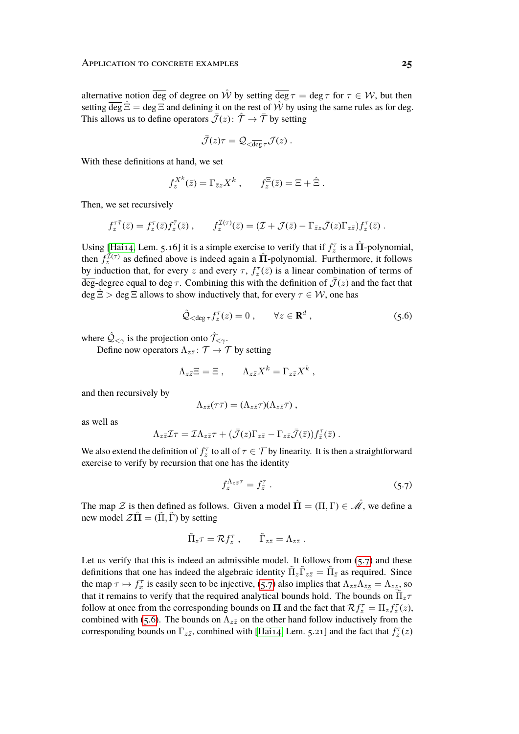alternative notion $\overline{\deg}$ of degree on $\hat{\mathcal{W}}$ by setting $\overline{\deg}\,\tau = \deg\tau$ for $\tau \in \mathcal{W}$, but then setting $\overline{\deg}\,\hat{\Xi} = \deg\Xi$ and defining it on the rest of $\hat{\mathcal{W}}$ by using the same rules as for deg. This allows us to define operators $\bar{\mathcal{J}}(z)\colon \hat{\mathcal{T}} \to \bar{\mathcal{T}}$ by setting

$$\bar{\mathcal{J}}(z)\tau = \mathcal{Q}_{<\overline{\deg}\,\tau}\mathcal{J}(z) \,.$$

With these definitions at hand, we set

$$f_z^{X^k}(\bar{z}) = \Gamma_{\bar{z}z}X^k \,, \qquad f_z^{\Xi}(\bar{z}) = \Xi + \hat{\Xi} \,.$$

Then, we set recursively

$$f_z^{\tau\bar{\tau}}(\bar{z}) = f_z^{\tau}(\bar{z})f_z^{\bar{\tau}}(\bar{z}) \,, \qquad f_z^{\mathcal{I}(\tau)}(\bar{z}) = (\mathcal{I} + \mathcal{J}(\bar{z}) - \Gamma_{\bar{z}z}\bar{\mathcal{J}}(z)\Gamma_{z\bar{z}})f_z^{\tau}(\bar{z}) \,.$$

Using [Hai14, Lem. 5.16] it is a simple exercise to verify that if $f_z^\tau$ is a $\hat{\mathbf{\Pi}}$-polynomial, then $f_z^{\mathcal{I}(\tau)}$ as defined above is indeed again a $\hat{\mathbf{\Pi}}$-polynomial. Furthermore, it follows by induction that, for every $z$ and every $\tau$, $f_z^\tau(\bar{z})$ is a linear combination of terms of $\overline{\deg}$-degree equal to $\deg\tau$. Combining this with the definition of $\bar{\mathcal{J}}(z)$ and the fact that $\deg\hat{\Xi} > \deg\Xi$ allows to show inductively that, for every $\tau \in \mathcal{W}$, one has

$$\hat{\mathcal{Q}}_{<\deg\tau}f_z^\tau(z) = 0 \,, \qquad \forall z \in \mathbf{R}^d \,, \tag{5.6}$$

where $\hat{\mathcal{Q}}_{<\gamma}$ is the projection onto $\hat{\mathcal{T}}_{<\gamma}$.

Define now operators $\Lambda_{z\bar{z}}\colon \mathcal{T} \to \mathcal{T}$ by setting

$$\Lambda_{z\bar{z}}\Xi = \Xi \,, \qquad \Lambda_{z\bar{z}}X^k = \Gamma_{z\bar{z}}X^k \,,$$

and then recursively by

$$\Lambda_{z\bar{z}}(\tau\bar{\tau}) = (\Lambda_{z\bar{z}}\tau)(\Lambda_{z\bar{z}}\bar{\tau}) \,,$$

as well as

$$\Lambda_{z\bar{z}}\mathcal{I}\tau = \mathcal{I}\Lambda_{z\bar{z}}\tau + (\bar{\mathcal{J}}(z)\Gamma_{z\bar{z}} - \Gamma_{z\bar{z}}\bar{\mathcal{J}}(\bar{z}))f_{\bar{z}}^\tau(\bar{z}) \,.$$

We also extend the definition of $f_z^\tau$ to all of $\tau \in \mathcal{T}$ by linearity. It is then a straightforward exercise to verify by recursion that one has the identity

$$f_z^{\Lambda_{z\bar{z}}\tau} = f_{\bar{z}}^\tau \,. \tag{5.7}$$

The map $\mathcal{Z}$ is then defined as follows. Given a model $\hat{\mathbf{\Pi}} = (\Pi, \Gamma) \in \hat{\mathscr{M}}$, we define a new model $\mathcal{Z}\hat{\mathbf{\Pi}} = (\tilde{\Pi}, \tilde{\Gamma})$ by setting

$$\tilde{\Pi}_z\tau = \mathcal{R}f_z^\tau \,, \qquad \tilde{\Gamma}_{z\bar{z}} = \Lambda_{z\bar{z}} \,.$$

Let us verify that this is indeed an admissible model. It follows from (5.7) and these definitions that one has indeed the algebraic identity $\tilde{\Pi}_z\tilde{\Gamma}_{z\bar{z}} = \tilde{\Pi}_{\bar{z}}$ as required. Since the map $\tau \mapsto f_x^\tau$ is easily seen to be injective, (5.7) also implies that $\Lambda_{z\bar{z}}\Lambda_{\bar{z}\underline{z}} = \Lambda_{z\underline{z}}$, so that it remains to verify that the required analytical bounds hold. The bounds on $\tilde{\Pi}_z\tau$ follow at once from the corresponding bounds on $\mathbf{\Pi}$ and the fact that $\mathcal{R}f_z^\tau = \Pi_z f_z^\tau(z)$, combined with (5.6). The bounds on $\Lambda_{z\bar{z}}$ on the other hand follow inductively from the corresponding bounds on $\Gamma_{z\bar{z}}$, combined with [Hai14, Lem. 5.21] and the fact that $f_z^\tau(z)$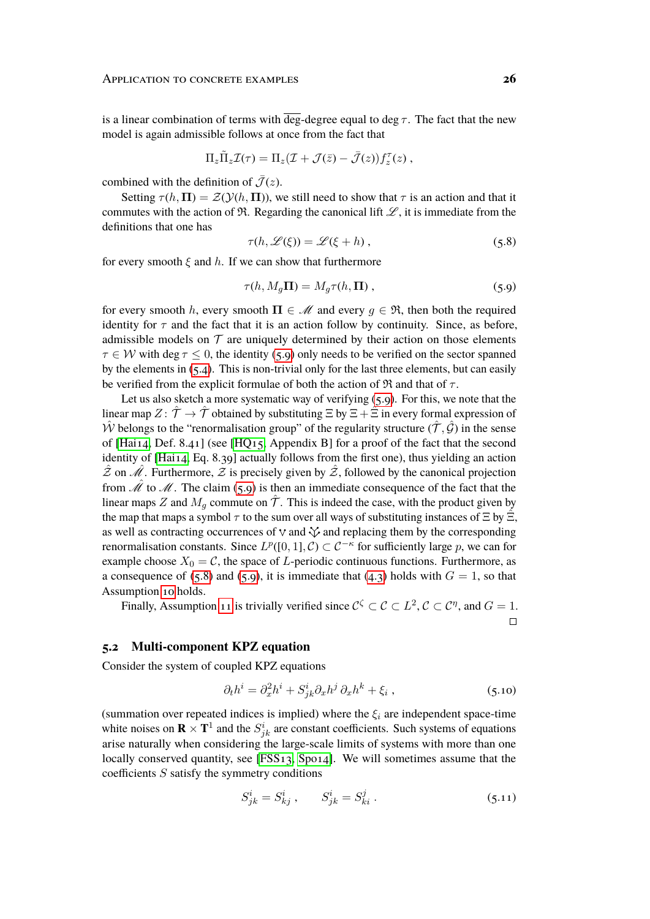is a linear combination of terms with $\overline{\deg}$-degree equal to $\deg \tau$. The fact that the new model is again admissible follows at once from the fact that

$$\Pi_z \tilde{\Pi}_z \mathcal{I}(\tau) = \Pi_z (\mathcal{I} + \mathcal{J}(\bar{z}) - \bar{\mathcal{J}}(z)) f_z^\tau(z) ,$$

combined with the definition of $\bar{\mathcal{J}}(z)$.

Setting $\tau(h, \mathbf{\Pi}) = \mathcal{Z}(\mathcal{Y}(h, \mathbf{\Pi}))$, we still need to show that $\tau$ is an action and that it commutes with the action of $\mathfrak{R}$. Regarding the canonical lift $\mathscr{L}$, it is immediate from the definitions that one has

$$\tau(h, \mathscr{L}(\xi)) = \mathscr{L}(\xi + h) , \tag{5.8}$$

for every smooth $\xi$ and $h$. If we can show that furthermore

$$\tau(h, M_g \mathbf{\Pi}) = M_g \tau(h, \mathbf{\Pi}) , \tag{5.9}$$

for every smooth $h$, every smooth $\mathbf{\Pi} \in \mathscr{M}$ and every $g \in \mathfrak{R}$, then both the required identity for $\tau$ and the fact that it is an action follow by continuity. Since, as before, admissible models on $\mathcal{T}$ are uniquely determined by their action on those elements $\tau \in \mathcal{W}$ with $\deg \tau \leq 0$, the identity (5.9) only needs to be verified on the sector spanned by the elements in (5.4). This is non-trivial only for the last three elements, but can easily be verified from the explicit formulae of both the action of $\mathfrak{R}$ and that of $\tau$.

Let us also sketch a more systematic way of verifying (5.9). For this, we note that the linear map $Z \colon \hat{\mathcal{T}} \to \hat{\mathcal{T}}$ obtained by substituting $\Xi$ by $\Xi + \bar{\Xi}$ in every formal expression of $\hat{\mathcal{W}}$ belongs to the "renormalisation group" of the regularity structure $(\hat{\mathcal{T}}, \hat{\mathcal{G}})$ in the sense of [Hai14, Def. 8.41] (see [HQ15, Appendix B] for a proof of the fact that the second identity of [Hai14, Eq. 8.39] actually follows from the first one), thus yielding an action $\hat{\mathcal{Z}}$ on $\hat{\mathscr{M}}$. Furthermore, $\mathcal{Z}$ is precisely given by $\hat{\mathcal{Z}}$, followed by the canonical projection from $\hat{\mathscr{M}}$ to $\mathscr{M}$. The claim (5.9) is then an immediate consequence of the fact that the linear maps $Z$ and $M_g$ commute on $\hat{\mathcal{T}}$. This is indeed the case, with the product given by the map that maps a symbol $\tau$ to the sum over all ways of substituting instances of $\Xi$ by $\bar{\Xi}$, as well as contracting occurrences of ∨ and ∵ and replacing them by the corresponding renormalisation constants. Since $L^p([0,1], \mathcal{C}) \subset \mathcal{C}^{-\kappa}$ for sufficiently large $p$, we can for example choose $X_0 = \mathcal{C}$, the space of $L$-periodic continuous functions. Furthermore, as a consequence of (5.8) and (5.9), it is immediate that (4.3) holds with $G = 1$, so that Assumption 10 holds.

Finally, Assumption 11 is trivially verified since $\mathcal{C}^\zeta \subset \mathcal{C} \subset L^2$, $\mathcal{C} \subset \mathcal{C}^\eta$, and $G = 1$. □

## 5.2 Multi-component KPZ equation

Consider the system of coupled KPZ equations

$$\partial_t h^i = \partial_x^2 h^i + S^i_{jk} \partial_x h^j \, \partial_x h^k + \xi_i , \tag{5.10}$$

(summation over repeated indices is implied) where the $\xi_i$ are independent space-time white noises on $\mathbf{R} \times \mathbf{T}^1$ and the $S^i_{jk}$ are constant coefficients. Such systems of equations arise naturally when considering the large-scale limits of systems with more than one locally conserved quantity, see [FSS13, Spo14]. We will sometimes assume that the coefficients $S$ satisfy the symmetry conditions

$$S^i_{jk} = S^i_{kj} , \qquad S^i_{jk} = S^j_{ki} . \tag{5.11}$$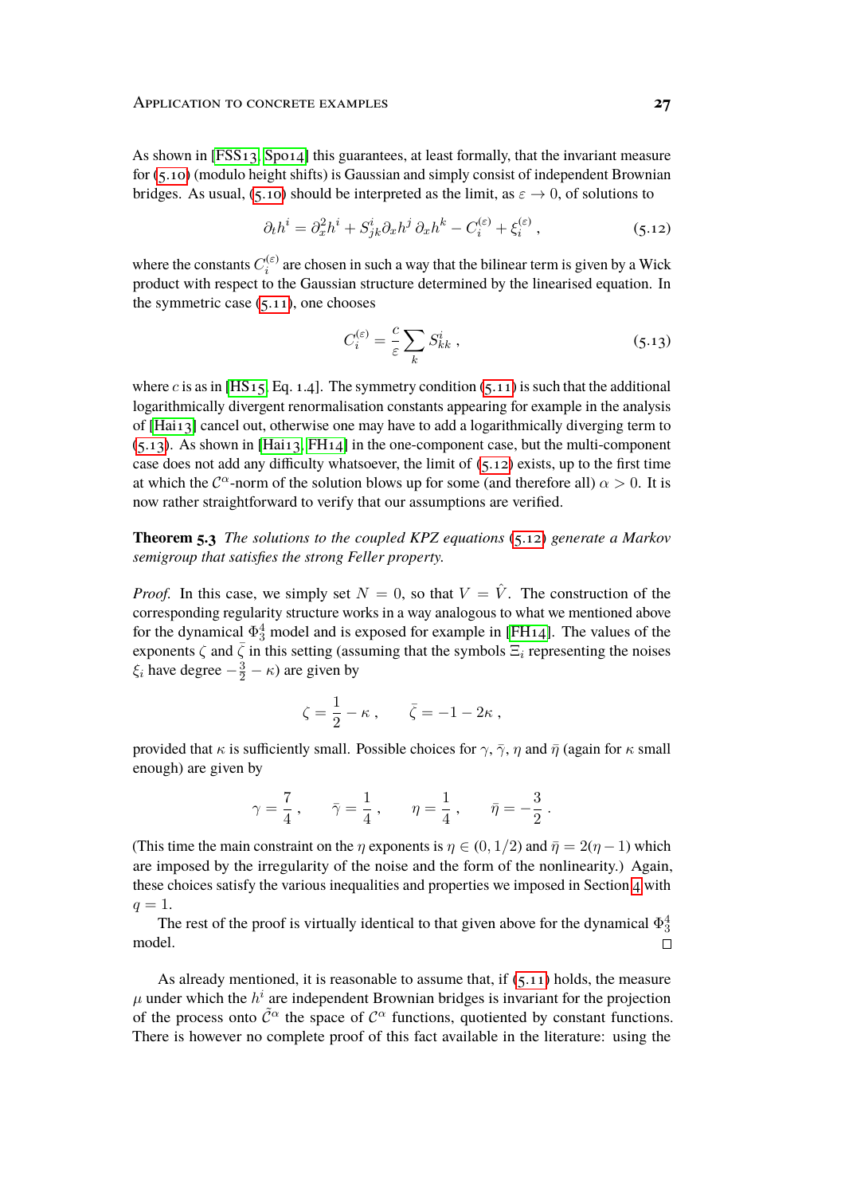As shown in [FSS13, Spo14] this guarantees, at least formally, that the invariant measure for (5.10) (modulo height shifts) is Gaussian and simply consist of independent Brownian bridges. As usual, (5.10) should be interpreted as the limit, as $\varepsilon \to 0$, of solutions to

$$\partial_t h^i = \partial_x^2 h^i + S^i_{jk} \partial_x h^j \, \partial_x h^k - C_i^{(\varepsilon)} + \xi_i^{(\varepsilon)} \;, \tag{5.12}$$

where the constants $C_i^{(\varepsilon)}$ are chosen in such a way that the bilinear term is given by a Wick product with respect to the Gaussian structure determined by the linearised equation. In the symmetric case (5.11), one chooses

$$C_i^{(\varepsilon)} = \frac{c}{\varepsilon} \sum_k S^i_{kk} \;, \tag{5.13}$$

where $c$ is as in [HS15, Eq. 1.4]. The symmetry condition (5.11) is such that the additional logarithmically divergent renormalisation constants appearing for example in the analysis of [Hai13] cancel out, otherwise one may have to add a logarithmically diverging term to (5.13). As shown in [Hai13, FH14] in the one-component case, but the multi-component case does not add any difficulty whatsoever, the limit of (5.12) exists, up to the first time at which the $\mathcal{C}^\alpha$-norm of the solution blows up for some (and therefore all) $\alpha > 0$. It is now rather straightforward to verify that our assumptions are verified.

**Theorem 5.3** *The solutions to the coupled KPZ equations (5.12) generate a Markov semigroup that satisfies the strong Feller property.*

*Proof.* In this case, we simply set $N = 0$, so that $V = \hat{V}$. The construction of the corresponding regularity structure works in a way analogous to what we mentioned above for the dynamical $\Phi^4_3$ model and is exposed for example in [FH14]. The values of the exponents $\zeta$ and $\bar{\zeta}$ in this setting (assuming that the symbols $\Xi_i$ representing the noises $\xi_i$ have degree $-\frac{3}{2} - \kappa$) are given by

$$\zeta = \frac{1}{2} - \kappa \;, \qquad \bar{\zeta} = -1 - 2\kappa \;,$$

provided that $\kappa$ is sufficiently small. Possible choices for $\gamma$, $\bar{\gamma}$, $\eta$ and $\bar{\eta}$ (again for $\kappa$ small enough) are given by

$$\gamma = \frac{7}{4} \;, \qquad \bar{\gamma} = \frac{1}{4} \;, \qquad \eta = \frac{1}{4} \;, \qquad \bar{\eta} = -\frac{3}{2} \;.$$

(This time the main constraint on the $\eta$ exponents is $\eta \in (0, 1/2)$ and $\bar{\eta} = 2(\eta - 1)$ which are imposed by the irregularity of the noise and the form of the nonlinearity.) Again, these choices satisfy the various inequalities and properties we imposed in Section 4 with $q = 1$.

The rest of the proof is virtually identical to that given above for the dynamical $\Phi^4_3$ model. $\square$

As already mentioned, it is reasonable to assume that, if (5.11) holds, the measure $\mu$ under which the $h^i$ are independent Brownian bridges is invariant for the projection of the process onto $\tilde{\mathcal{C}}^\alpha$ the space of $\mathcal{C}^\alpha$ functions, quotiented by constant functions. There is however no complete proof of this fact available in the literature: using the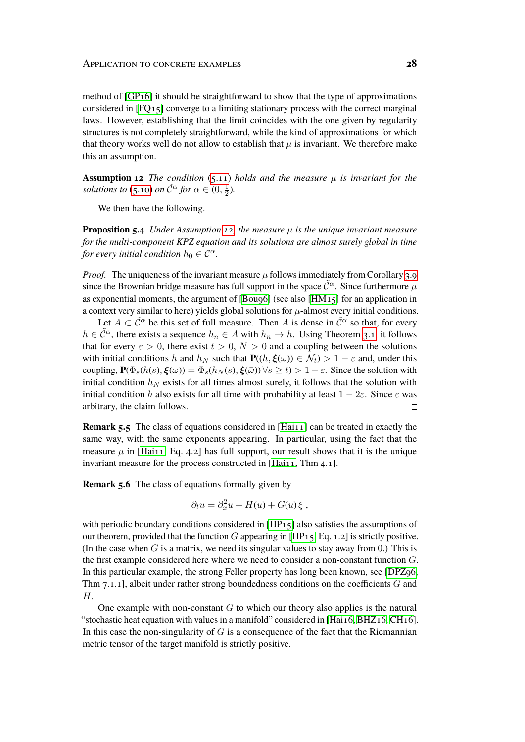method of [GP16] it should be straightforward to show that the type of approximations considered in [FQ15] converge to a limiting stationary process with the correct marginal laws. However, establishing that the limit coincides with the one given by regularity structures is not completely straightforward, while the kind of approximations for which that theory works well do not allow to establish that $\mu$ is invariant. We therefore make this an assumption.

**Assumption 12** *The condition (5.11) holds and the measure $\mu$ is invariant for the solutions to (5.10) on $\tilde{\mathcal{C}}^\alpha$ for $\alpha \in (0, \frac{1}{2})$.*

We then have the following.

**Proposition 5.4** *Under Assumption 12 the measure $\mu$ is the unique invariant measure for the multi-component KPZ equation and its solutions are almost surely global in time for every initial condition $h_0 \in \mathcal{C}^\alpha$.*

*Proof.* The uniqueness of the invariant measure $\mu$ follows immediately from Corollary 3.9 since the Brownian bridge measure has full support in the space $\tilde{\mathcal{C}}^\alpha$. Since furthermore $\mu$ as exponential moments, the argument of [Bou96] (see also [HM15] for an application in a context very similar to here) yields global solutions for $\mu$-almost every initial conditions.

Let $A \subset \tilde{\mathcal{C}}^\alpha$ be this set of full measure. Then $A$ is dense in $\tilde{\mathcal{C}}^\alpha$ so that, for every $h \in \tilde{\mathcal{C}}^\alpha$, there exists a sequence $h_n \in A$ with $h_n \to h$. Using Theorem 3.1, it follows that for every $\varepsilon > 0$, there exist $t > 0$, $N > 0$ and a coupling between the solutions with initial conditions $h$ and $h_N$ such that $\mathbf{P}((h, \boldsymbol{\xi}(\omega)) \in \mathcal{N}_t) > 1 - \varepsilon$ and, under this coupling, $\mathbf{P}(\Phi_s(h(s), \boldsymbol{\xi}(\omega)) = \Phi_s(h_N(s), \boldsymbol{\xi}(\bar{\omega}))\, \forall s \geq t) > 1 - \varepsilon$. Since the solution with initial condition $h_N$ exists for all times almost surely, it follows that the solution with initial condition $h$ also exists for all time with probability at least $1 - 2\varepsilon$. Since $\varepsilon$ was arbitrary, the claim follows. $\square$

**Remark 5.5** The class of equations considered in [Hai11] can be treated in exactly the same way, with the same exponents appearing. In particular, using the fact that the measure $\mu$ in [Hai11, Eq. 4.2] has full support, our result shows that it is the unique invariant measure for the process constructed in [Hai11, Thm 4.1].

**Remark 5.6** The class of equations formally given by

$$\partial_t u = \partial_x^2 u + H(u) + G(u)\,\xi\;,$$

with periodic boundary conditions considered in [HP15] also satisfies the assumptions of our theorem, provided that the function $G$ appearing in [HP15, Eq. 1.2] is strictly positive. (In the case when $G$ is a matrix, we need its singular values to stay away from 0.) This is the first example considered here where we need to consider a non-constant function $G$. In this particular example, the strong Feller property has long been known, see [DPZ96, Thm 7.1.1], albeit under rather strong boundedness conditions on the coefficients $G$ and $H$.

One example with non-constant $G$ to which our theory also applies is the natural "stochastic heat equation with values in a manifold" considered in [Hai16, BHZ16, CH16]. In this case the non-singularity of $G$ is a consequence of the fact that the Riemannian metric tensor of the target manifold is strictly positive.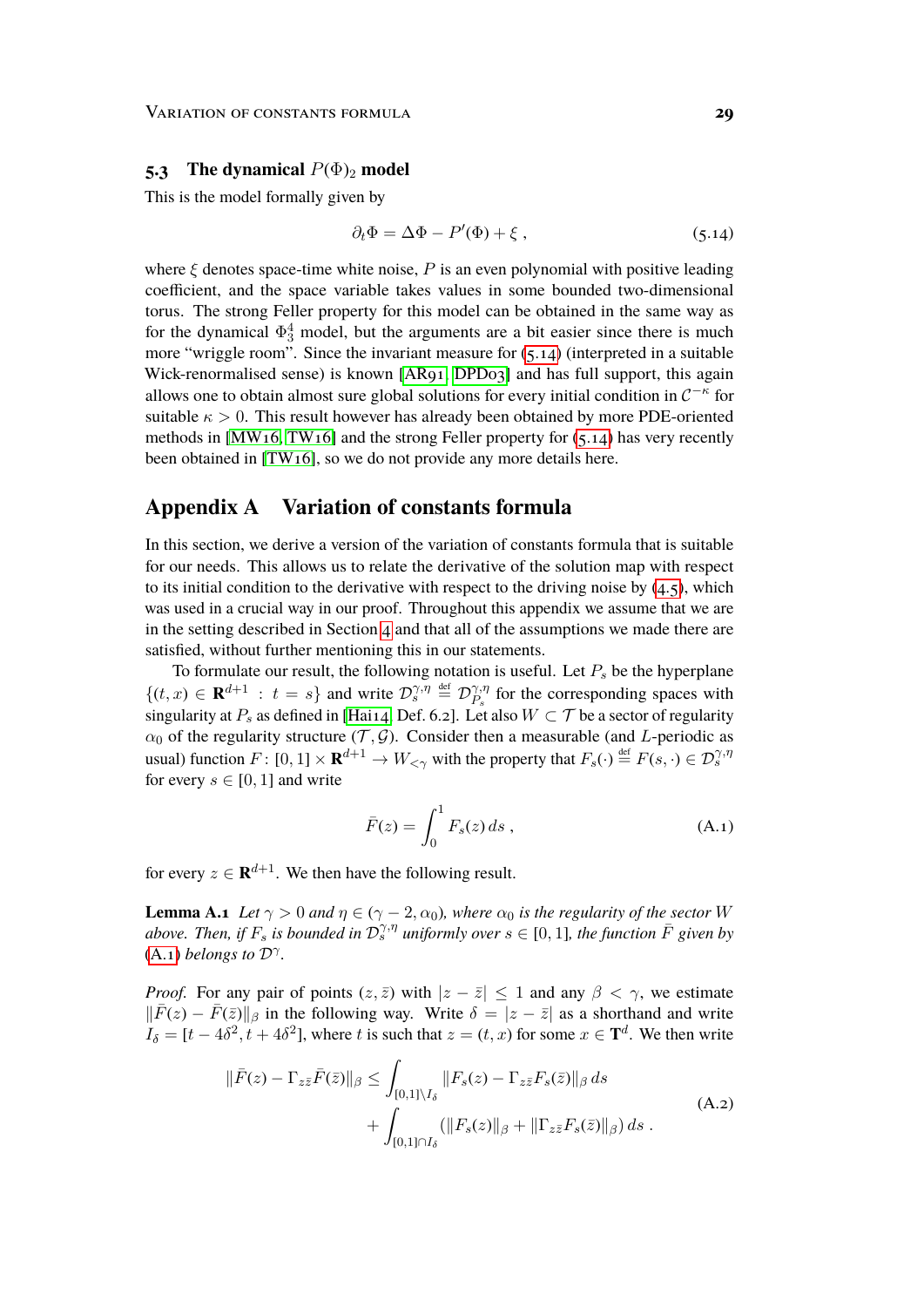### 5.3 The dynamical $P(\Phi)_2$ model

This is the model formally given by

$$\partial_t \Phi = \Delta \Phi - P'(\Phi) + \xi \;, \tag{5.14}$$

where $\xi$ denotes space-time white noise, $P$ is an even polynomial with positive leading coefficient, and the space variable takes values in some bounded two-dimensional torus. The strong Feller property for this model can be obtained in the same way as for the dynamical $\Phi^4_3$ model, but the arguments are a bit easier since there is much more "wriggle room". Since the invariant measure for (5.14) (interpreted in a suitable Wick-renormalised sense) is known [AR91, DPD03] and has full support, this again allows one to obtain almost sure global solutions for every initial condition in $\mathcal{C}^{-\kappa}$ for suitable $\kappa > 0$. This result however has already been obtained by more PDE-oriented methods in [MW16, TW16] and the strong Feller property for (5.14) has very recently been obtained in [TW16], so we do not provide any more details here.

## Appendix A Variation of constants formula

In this section, we derive a version of the variation of constants formula that is suitable for our needs. This allows us to relate the derivative of the solution map with respect to its initial condition to the derivative with respect to the driving noise by (4.5), which was used in a crucial way in our proof. Throughout this appendix we assume that we are in the setting described in Section 4 and that all of the assumptions we made there are satisfied, without further mentioning this in our statements.

To formulate our result, the following notation is useful. Let $P_s$ be the hyperplane $\{(t,x) \in \mathbf{R}^{d+1} \,:\, t = s\}$ and write $\mathcal{D}^{\gamma,\eta}_s \stackrel{\text{def}}{=} \mathcal{D}^{\gamma,\eta}_{P_s}$ for the corresponding spaces with singularity at $P_s$ as defined in [Hai14, Def. 6.2]. Let also $W \subset \mathcal{T}$ be a sector of regularity $\alpha_0$ of the regularity structure $(\mathcal{T}, \mathcal{G})$. Consider then a measurable (and $L$-periodic as usual) function $F \colon [0,1] \times \mathbf{R}^{d+1} \to W_{<\gamma}$ with the property that $F_s(\cdot) \stackrel{\text{def}}{=} F(s,\cdot) \in \mathcal{D}^{\gamma,\eta}_s$ for every $s \in [0,1]$ and write

$$\bar F(z) = \int_0^1 F_s(z)\, ds \;, \tag{A.1}$$

for every $z \in \mathbf{R}^{d+1}$. We then have the following result.

**Lemma A.1** *Let $\gamma > 0$ and $\eta \in (\gamma - 2, \alpha_0)$, where $\alpha_0$ is the regularity of the sector $W$ above. Then, if $F_s$ is bounded in $\mathcal{D}^{\gamma,\eta}_s$ uniformly over $s \in [0,1]$, the function $\bar F$ given by (A.1) belongs to $\mathcal{D}^\gamma$.*

*Proof.* For any pair of points $(z, \bar z)$ with $|z - \bar z| \le 1$ and any $\beta < \gamma$, we estimate $\|\bar F(z) - \bar F(\bar z)\|_\beta$ in the following way. Write $\delta = |z - \bar z|$ as a shorthand and write $I_\delta = [t - 4\delta^2, t + 4\delta^2]$, where $t$ is such that $z = (t,x)$ for some $x \in \mathbf{T}^d$. We then write

$$\begin{aligned}\|\bar F(z) - \Gamma_{z\bar z}\bar F(\bar z)\|_\beta &\le \int_{[0,1]\setminus I_\delta} \|F_s(z) - \Gamma_{z\bar z} F_s(\bar z)\|_\beta \, ds \\ &\quad + \int_{[0,1]\cap I_\delta} \bigl(\|F_s(z)\|_\beta + \|\Gamma_{z\bar z} F_s(\bar z)\|_\beta\bigr)\, ds \;.\end{aligned} \tag{A.2}$$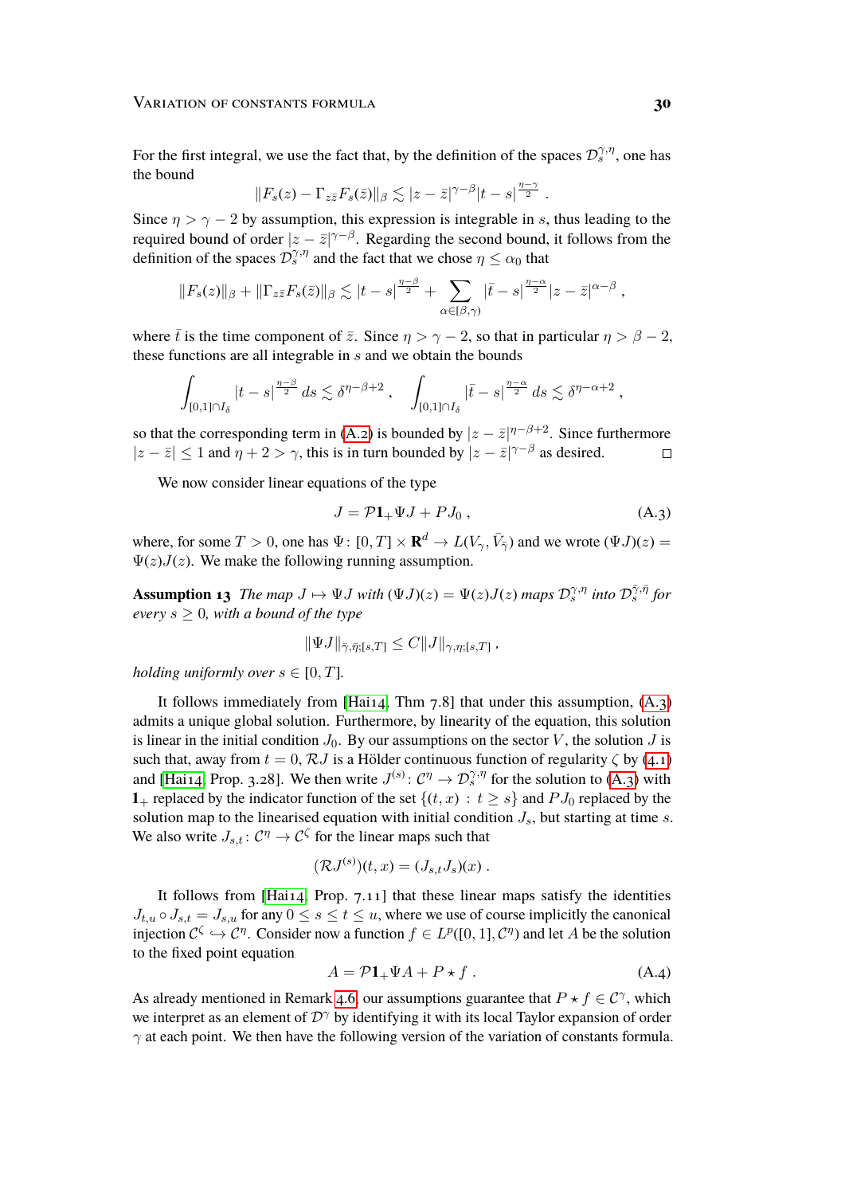For the first integral, we use the fact that, by the definition of the spaces $\mathcal{D}_s^{\gamma,\eta}$, one has the bound

$$\|F_s(z) - \Gamma_{z\bar{z}} F_s(\bar{z})\|_\beta \lesssim |z-\bar{z}|^{\gamma-\beta} |t-s|^{\frac{\eta-\gamma}{2}} .$$

Since $\eta > \gamma - 2$ by assumption, this expression is integrable in $s$, thus leading to the required bound of order $|z-\bar{z}|^{\gamma-\beta}$. Regarding the second bound, it follows from the definition of the spaces $\mathcal{D}_s^{\gamma,\eta}$ and the fact that we chose $\eta \le \alpha_0$ that

$$\|F_s(z)\|_\beta + \|\Gamma_{z\bar{z}} F_s(\bar{z})\|_\beta \lesssim |t-s|^{\frac{\eta-\beta}{2}} + \sum_{\alpha \in [\beta,\gamma)} |\bar{t}-s|^{\frac{\eta-\alpha}{2}} |z-\bar{z}|^{\alpha-\beta} ,$$

where $\bar{t}$ is the time component of $\bar{z}$. Since $\eta > \gamma - 2$, so that in particular $\eta > \beta - 2$, these functions are all integrable in $s$ and we obtain the bounds

$$\int_{[0,1]\cap I_\delta} |t-s|^{\frac{\eta-\beta}{2}} \, ds \lesssim \delta^{\eta-\beta+2} , \quad \int_{[0,1]\cap I_\delta} |\bar{t}-s|^{\frac{\eta-\alpha}{2}} \, ds \lesssim \delta^{\eta-\alpha+2} ,$$

so that the corresponding term in (A.2) is bounded by $|z-\bar{z}|^{\eta-\beta+2}$. Since furthermore $|z-\bar{z}| \le 1$ and $\eta + 2 > \gamma$, this is in turn bounded by $|z-\bar{z}|^{\gamma-\beta}$ as desired. $\square$

We now consider linear equations of the type

$$J = \mathcal{P}\mathbf{1}_+ \Psi J + P J_0 , \tag{A.3}$$

where, for some $T > 0$, one has $\Psi \colon [0,T] \times \mathbf{R}^d \to L(V_\gamma, \bar{V}_{\bar{\gamma}})$ and we wrote $(\Psi J)(z) = \Psi(z) J(z)$. We make the following running assumption.

**Assumption 13** *The map $J \mapsto \Psi J$ with $(\Psi J)(z) = \Psi(z) J(z)$ maps $\mathcal{D}_s^{\gamma,\eta}$ into $\mathcal{D}_s^{\bar{\gamma},\bar{\eta}}$ for every $s \ge 0$, with a bound of the type*

$$\|\Psi J\|_{\bar{\gamma},\bar{\eta};[s,T]} \le C \|J\|_{\gamma,\eta;[s,T]} ,$$

*holding uniformly over $s \in [0,T]$.*

It follows immediately from [Hai14, Thm 7.8] that under this assumption, (A.3) admits a unique global solution. Furthermore, by linearity of the equation, this solution is linear in the initial condition $J_0$. By our assumptions on the sector $V$, the solution $J$ is such that, away from $t = 0$, $\mathcal{R}J$ is a Hölder continuous function of regularity $\zeta$ by (4.1) and [Hai14, Prop. 3.28]. We then write $J^{(s)} \colon \mathcal{C}^\eta \to \mathcal{D}_s^{\gamma,\eta}$ for the solution to (A.3) with $\mathbf{1}_+$ replaced by the indicator function of the set $\{(t,x) \,:\, t \ge s\}$ and $PJ_0$ replaced by the solution map to the linearised equation with initial condition $J_s$, but starting at time $s$. We also write $J_{s,t} \colon \mathcal{C}^\eta \to \mathcal{C}^\zeta$ for the linear maps such that

$$(\mathcal{R}J^{(s)})(t,x) = (J_{s,t} J_s)(x) .$$

It follows from [Hai14, Prop. 7.11] that these linear maps satisfy the identities $J_{t,u} \circ J_{s,t} = J_{s,u}$ for any $0 \le s \le t \le u$, where we use of course implicitly the canonical injection $\mathcal{C}^\zeta \hookrightarrow \mathcal{C}^\eta$. Consider now a function $f \in L^p([0,1], \mathcal{C}^\eta)$ and let $A$ be the solution to the fixed point equation

$$A = \mathcal{P}\mathbf{1}_+ \Psi A + P \star f . \tag{A.4}$$

As already mentioned in Remark 4.6, our assumptions guarantee that $P \star f \in \mathcal{C}^\gamma$, which we interpret as an element of $\mathcal{D}^\gamma$ by identifying it with its local Taylor expansion of order $\gamma$ at each point. We then have the following version of the variation of constants formula.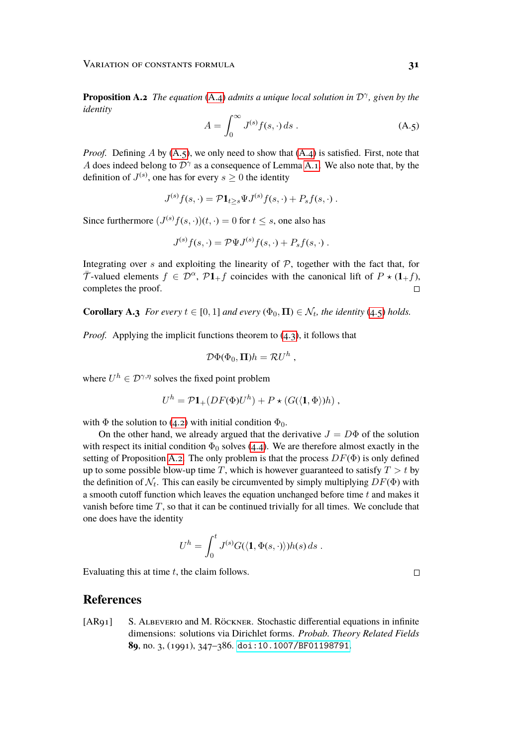**Proposition A.2** *The equation* (A.4) *admits a unique local solution in $\mathcal{D}^\gamma$, given by the identity*

$$A = \int_0^\infty J^{(s)} f(s,\cdot)\, ds\;. \tag{A.5}$$

*Proof.* Defining $A$ by (A.5), we only need to show that (A.4) is satisfied. First, note that $A$ does indeed belong to $\mathcal{D}^\gamma$ as a consequence of Lemma A.1. We also note that, by the definition of $J^{(s)}$, one has for every $s \geq 0$ the identity

$$J^{(s)} f(s,\cdot) = \mathcal{P}\mathbf{1}_{t\geq s} \Psi J^{(s)} f(s,\cdot) + P_s f(s,\cdot)\;.$$

Since furthermore $(J^{(s)} f(s,\cdot))(t,\cdot) = 0$ for $t \leq s$, one also has

$$J^{(s)} f(s,\cdot) = \mathcal{P}\Psi J^{(s)} f(s,\cdot) + P_s f(s,\cdot)\;.$$

Integrating over $s$ and exploiting the linearity of $\mathcal{P}$, together with the fact that, for $\bar{\mathcal{T}}$-valued elements $f \in \mathcal{D}^\alpha$, $\mathcal{P}\mathbf{1}_+ f$ coincides with the canonical lift of $P \star (\mathbf{1}_+ f)$, completes the proof. □

**Corollary A.3** *For every $t \in [0,1]$ and every $(\Phi_0, \mathbf{\Pi}) \in \mathcal{N}_t$, the identity* (4.5) *holds.*

*Proof.* Applying the implicit functions theorem to (4.3), it follows that

$$\mathcal{D}\Phi(\Phi_0, \mathbf{\Pi})h = \mathcal{R}U^h\;,$$

where $U^h \in \mathcal{D}^{\gamma,\eta}$ solves the fixed point problem

$$U^h = \mathcal{P}\mathbf{1}_+ (DF(\Phi) U^h) + P \star (G(\langle \mathbf{1}, \Phi\rangle)h)\;,$$

with $\Phi$ the solution to (4.2) with initial condition $\Phi_0$.

On the other hand, we already argued that the derivative $J = D\Phi$ of the solution with respect its initial condition $\Phi_0$ solves (4.4). We are therefore almost exactly in the setting of Proposition A.2. The only problem is that the process $DF(\Phi)$ is only defined up to some possible blow-up time $T$, which is however guaranteed to satisfy $T > t$ by the definition of $\mathcal{N}_t$. This can easily be circumvented by simply multiplying $DF(\Phi)$ with a smooth cutoff function which leaves the equation unchanged before time $t$ and makes it vanish before time $T$, so that it can be continued trivially for all times. We conclude that one does have the identity

$$U^h = \int_0^t J^{(s)} G(\langle \mathbf{1}, \Phi(s,\cdot)\rangle) h(s)\, ds\;.$$

Evaluating this at time $t$, the claim follows. □

## References

[AR91] S. Albeverio and M. Röckner. Stochastic differential equations in infinite dimensions: solutions via Dirichlet forms. *Probab. Theory Related Fields* **89**, no. 3, (1991), 347–386. doi:10.1007/BF01198791.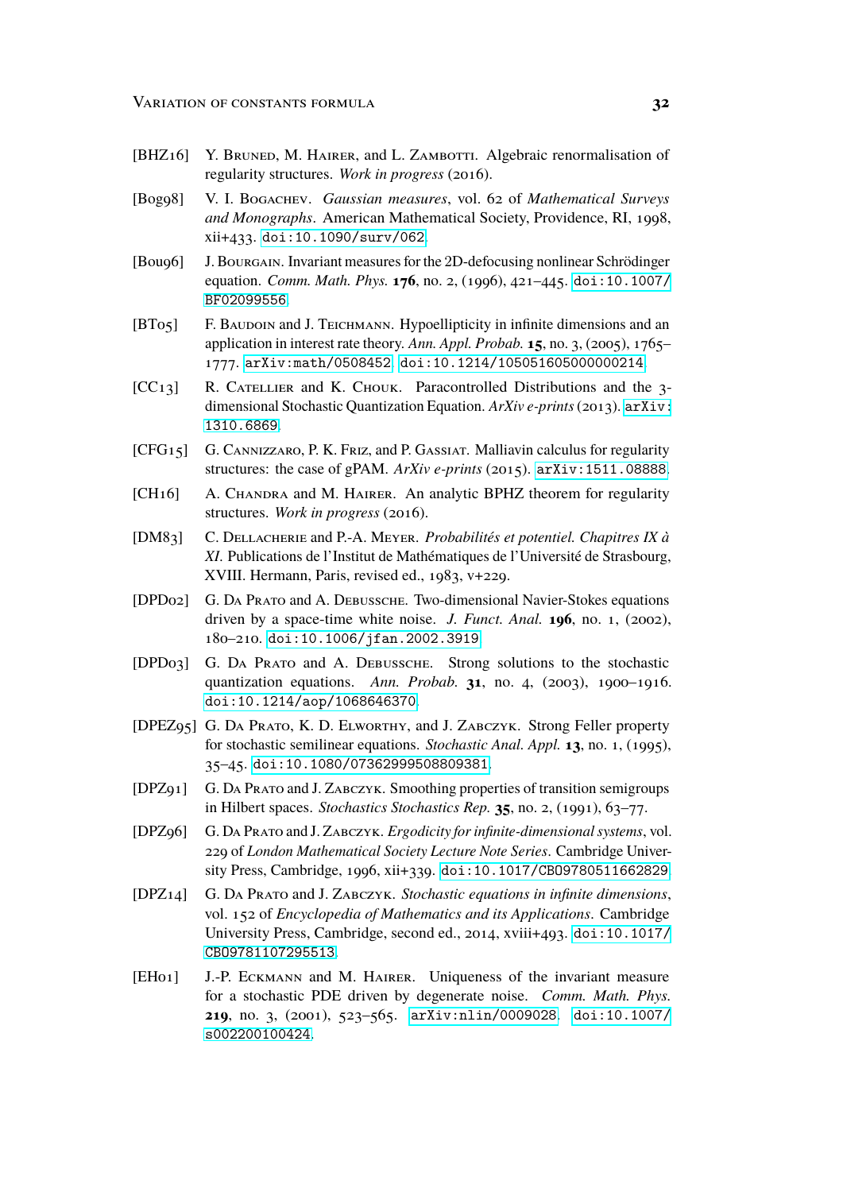[BHZ16] Y. Bruned, M. Hairer, and L. Zambotti. Algebraic renormalisation of regularity structures. *Work in progress* (2016).

[Bog98] V. I. Bogachev. *Gaussian measures*, vol. 62 of *Mathematical Surveys and Monographs*. American Mathematical Society, Providence, RI, 1998, xii+433. doi:10.1090/surv/062.

[Bou96] J. Bourgain. Invariant measures for the 2D-defocusing nonlinear Schrödinger equation. *Comm. Math. Phys.* **176**, no. 2, (1996), 421–445. doi:10.1007/BF02099556.

[BT05] F. Baudoin and J. Teichmann. Hypoellipticity in infinite dimensions and an application in interest rate theory. *Ann. Appl. Probab.* **15**, no. 3, (2005), 1765–1777. arXiv:math/0508452. doi:10.1214/105051605000000214.

[CC13] R. Catellier and K. Chouk. Paracontrolled Distributions and the 3-dimensional Stochastic Quantization Equation. *ArXiv e-prints* (2013). arXiv:1310.6869.

[CFG15] G. Cannizzaro, P. K. Friz, and P. Gassiat. Malliavin calculus for regularity structures: the case of gPAM. *ArXiv e-prints* (2015). arXiv:1511.08888.

[CH16] A. Chandra and M. Hairer. An analytic BPHZ theorem for regularity structures. *Work in progress* (2016).

[DM83] C. Dellacherie and P.-A. Meyer. *Probabilités et potentiel. Chapitres IX à XI*. Publications de l'Institut de Mathématiques de l'Université de Strasbourg, XVIII. Hermann, Paris, revised ed., 1983, v+229.

[DPD02] G. Da Prato and A. Debussche. Two-dimensional Navier-Stokes equations driven by a space-time white noise. *J. Funct. Anal.* **196**, no. 1, (2002), 180–210. doi:10.1006/jfan.2002.3919.

[DPD03] G. Da Prato and A. Debussche. Strong solutions to the stochastic quantization equations. *Ann. Probab.* **31**, no. 4, (2003), 1900–1916. doi:10.1214/aop/1068646370.

[DPEZ95] G. Da Prato, K. D. Elworthy, and J. Zabczyk. Strong Feller property for stochastic semilinear equations. *Stochastic Anal. Appl.* **13**, no. 1, (1995), 35–45. doi:10.1080/07362999508809381.

[DPZ91] G. Da Prato and J. Zabczyk. Smoothing properties of transition semigroups in Hilbert spaces. *Stochastics Stochastics Rep.* **35**, no. 2, (1991), 63–77.

[DPZ96] G. Da Prato and J. Zabczyk. *Ergodicity for infinite-dimensional systems*, vol. 229 of *London Mathematical Society Lecture Note Series*. Cambridge University Press, Cambridge, 1996, xii+339. doi:10.1017/CBO9780511662829.

[DPZ14] G. Da Prato and J. Zabczyk. *Stochastic equations in infinite dimensions*, vol. 152 of *Encyclopedia of Mathematics and its Applications*. Cambridge University Press, Cambridge, second ed., 2014, xviii+493. doi:10.1017/CBO9781107295513.

[EH01] J.-P. Eckmann and M. Hairer. Uniqueness of the invariant measure for a stochastic PDE driven by degenerate noise. *Comm. Math. Phys.* **219**, no. 3, (2001), 523–565. arXiv:nlin/0009028. doi:10.1007/s002200100424.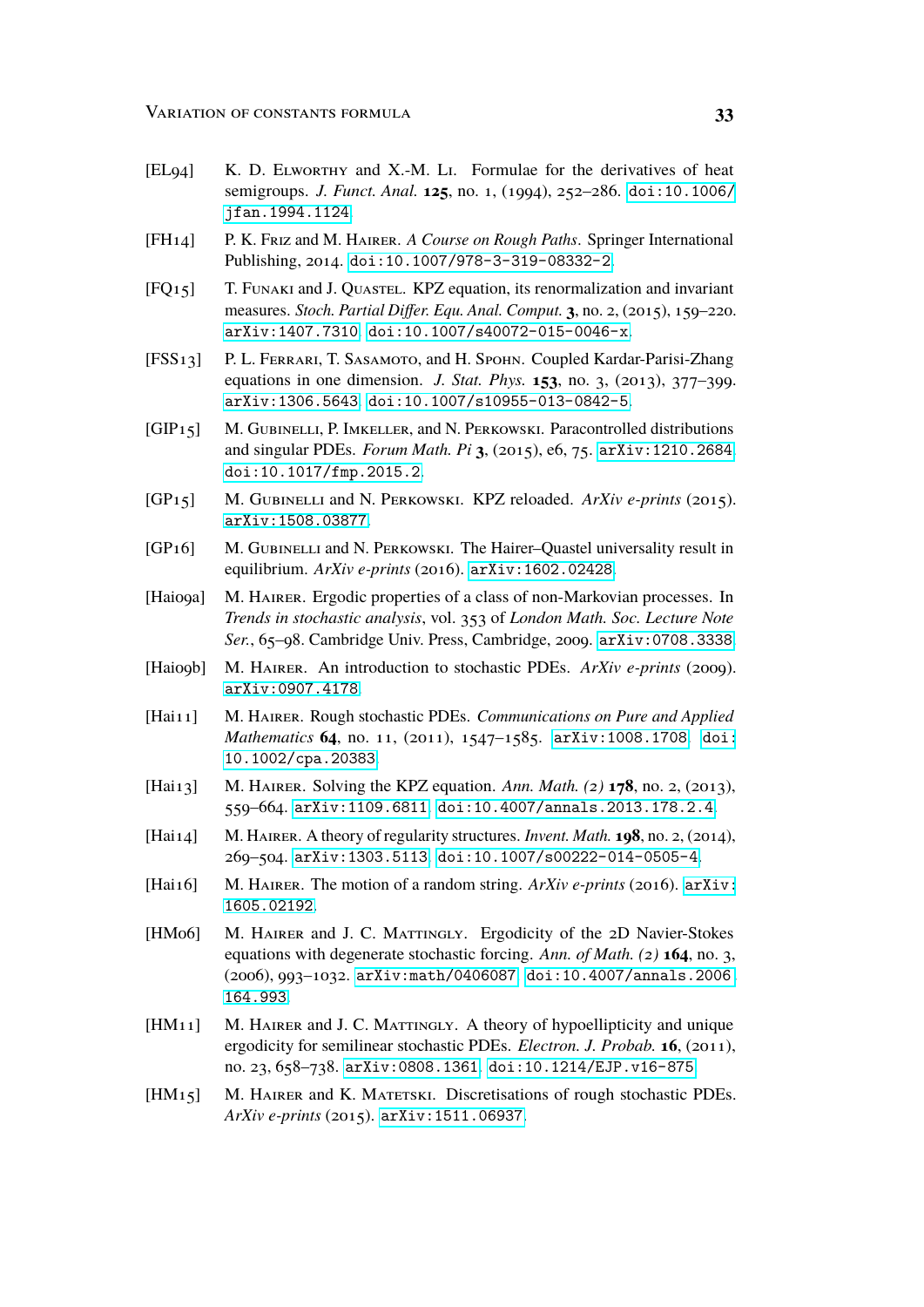[EL94] K. D. Elworthy and X.-M. Li. Formulae for the derivatives of heat semigroups. *J. Funct. Anal.* **125**, no. 1, (1994), 252–286. doi:10.1006/jfan.1994.1124.

[FH14] P. K. Friz and M. Hairer. *A Course on Rough Paths*. Springer International Publishing, 2014. doi:10.1007/978-3-319-08332-2.

[FQ15] T. Funaki and J. Quastel. KPZ equation, its renormalization and invariant measures. *Stoch. Partial Differ. Equ. Anal. Comput.* **3**, no. 2, (2015), 159–220. arXiv:1407.7310. doi:10.1007/s40072-015-0046-x.

[FSS13] P. L. Ferrari, T. Sasamoto, and H. Spohn. Coupled Kardar-Parisi-Zhang equations in one dimension. *J. Stat. Phys.* **153**, no. 3, (2013), 377–399. arXiv:1306.5643. doi:10.1007/s10955-013-0842-5.

[GIP15] M. Gubinelli, P. Imkeller, and N. Perkowski. Paracontrolled distributions and singular PDEs. *Forum Math. Pi* **3**, (2015), e6, 75. arXiv:1210.2684. doi:10.1017/fmp.2015.2.

[GP15] M. Gubinelli and N. Perkowski. KPZ reloaded. *ArXiv e-prints* (2015). arXiv:1508.03877.

[GP16] M. Gubinelli and N. Perkowski. The Hairer–Quastel universality result in equilibrium. *ArXiv e-prints* (2016). arXiv:1602.02428.

[Hai09a] M. Hairer. Ergodic properties of a class of non-Markovian processes. In *Trends in stochastic analysis*, vol. 353 of *London Math. Soc. Lecture Note Ser.*, 65–98. Cambridge Univ. Press, Cambridge, 2009. arXiv:0708.3338.

[Hai09b] M. Hairer. An introduction to stochastic PDEs. *ArXiv e-prints* (2009). arXiv:0907.4178.

[Hai11] M. Hairer. Rough stochastic PDEs. *Communications on Pure and Applied Mathematics* **64**, no. 11, (2011), 1547–1585. arXiv:1008.1708. doi:10.1002/cpa.20383.

[Hai13] M. Hairer. Solving the KPZ equation. *Ann. Math. (2)* **178**, no. 2, (2013), 559–664. arXiv:1109.6811. doi:10.4007/annals.2013.178.2.4.

[Hai14] M. Hairer. A theory of regularity structures. *Invent. Math.* **198**, no. 2, (2014), 269–504. arXiv:1303.5113. doi:10.1007/s00222-014-0505-4.

[Hai16] M. Hairer. The motion of a random string. *ArXiv e-prints* (2016). arXiv:1605.02192.

[HM06] M. Hairer and J. C. Mattingly. Ergodicity of the 2D Navier-Stokes equations with degenerate stochastic forcing. *Ann. of Math. (2)* **164**, no. 3, (2006), 993–1032. arXiv:math/0406087. doi:10.4007/annals.2006.164.993.

[HM11] M. Hairer and J. C. Mattingly. A theory of hypoellipticity and unique ergodicity for semilinear stochastic PDEs. *Electron. J. Probab.* **16**, (2011), no. 23, 658–738. arXiv:0808.1361. doi:10.1214/EJP.v16-875.

[HM15] M. Hairer and K. Matetski. Discretisations of rough stochastic PDEs. *ArXiv e-prints* (2015). arXiv:1511.06937.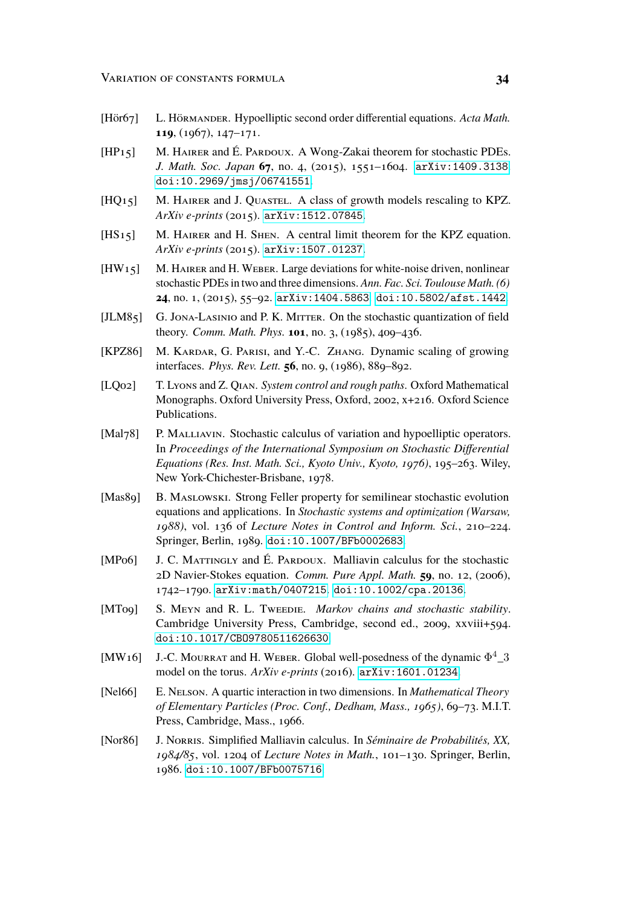[Hör67] L. Hörmander. Hypoelliptic second order differential equations. *Acta Math.* **119**, (1967), 147–171.

[HP15] M. Hairer and É. Pardoux. A Wong-Zakai theorem for stochastic PDEs. *J. Math. Soc. Japan* **67**, no. 4, (2015), 1551–1604. arXiv:1409.3138. doi:10.2969/jmsj/06741551.

[HQ15] M. Hairer and J. Quastel. A class of growth models rescaling to KPZ. *ArXiv e-prints* (2015). arXiv:1512.07845.

[HS15] M. Hairer and H. Shen. A central limit theorem for the KPZ equation. *ArXiv e-prints* (2015). arXiv:1507.01237.

[HW15] M. Hairer and H. Weber. Large deviations for white-noise driven, nonlinear stochastic PDEs in two and three dimensions. *Ann. Fac. Sci. Toulouse Math. (6)* **24**, no. 1, (2015), 55–92. arXiv:1404.5863. doi:10.5802/afst.1442.

[JLM85] G. Jona-Lasinio and P. K. Mitter. On the stochastic quantization of field theory. *Comm. Math. Phys.* **101**, no. 3, (1985), 409–436.

[KPZ86] M. Kardar, G. Parisi, and Y.-C. Zhang. Dynamic scaling of growing interfaces. *Phys. Rev. Lett.* **56**, no. 9, (1986), 889–892.

[LQ02] T. Lyons and Z. Qian. *System control and rough paths*. Oxford Mathematical Monographs. Oxford University Press, Oxford, 2002, x+216. Oxford Science Publications.

[Mal78] P. Malliavin. Stochastic calculus of variation and hypoelliptic operators. In *Proceedings of the International Symposium on Stochastic Differential Equations (Res. Inst. Math. Sci., Kyoto Univ., Kyoto, 1976)*, 195–263. Wiley, New York-Chichester-Brisbane, 1978.

[Mas89] B. Maslowski. Strong Feller property for semilinear stochastic evolution equations and applications. In *Stochastic systems and optimization (Warsaw, 1988)*, vol. 136 of *Lecture Notes in Control and Inform. Sci.*, 210–224. Springer, Berlin, 1989. doi:10.1007/BFb0002683.

[MP06] J. C. Mattingly and É. Pardoux. Malliavin calculus for the stochastic 2D Navier-Stokes equation. *Comm. Pure Appl. Math.* **59**, no. 12, (2006), 1742–1790. arXiv:math/0407215. doi:10.1002/cpa.20136.

[MT09] S. Meyn and R. L. Tweedie. *Markov chains and stochastic stability*. Cambridge University Press, Cambridge, second ed., 2009, xxviii+594. doi:10.1017/CBO9780511626630.

[MW16] J.-C. Mourrat and H. Weber. Global well-posedness of the dynamic $\Phi^4$_3 model on the torus. *ArXiv e-prints* (2016). arXiv:1601.01234.

[Nel66] E. Nelson. A quartic interaction in two dimensions. In *Mathematical Theory of Elementary Particles (Proc. Conf., Dedham, Mass., 1965)*, 69–73. M.I.T. Press, Cambridge, Mass., 1966.

[Nor86] J. Norris. Simplified Malliavin calculus. In *Séminaire de Probabilités, XX, 1984/85*, vol. 1204 of *Lecture Notes in Math.*, 101–130. Springer, Berlin, 1986. doi:10.1007/BFb0075716.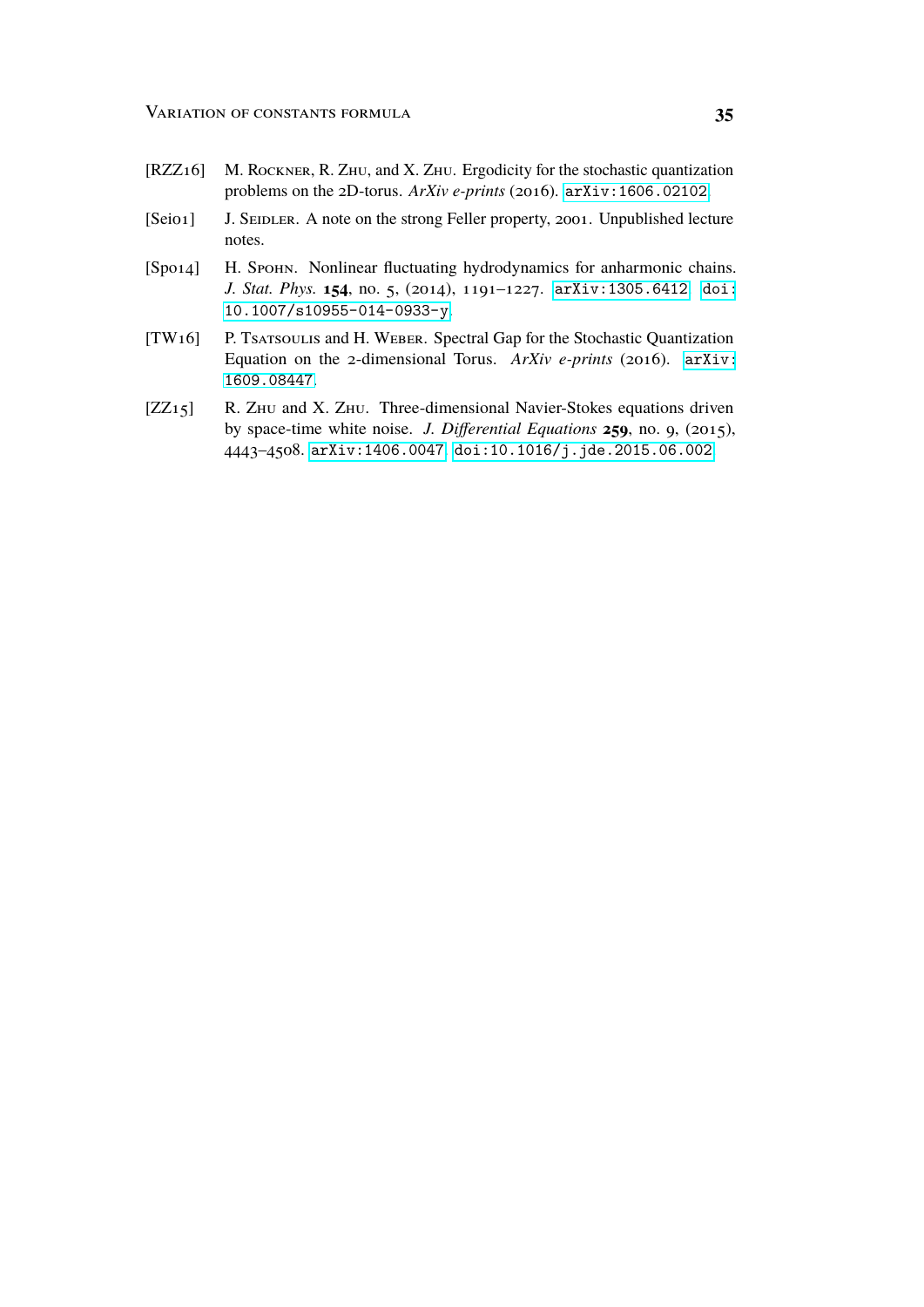- [RZZ16] M. Rockner, R. Zhu, and X. Zhu. Ergodicity for the stochastic quantization problems on the 2D-torus. *ArXiv e-prints* (2016). arXiv:1606.02102.
- [Sei01] J. Seidler. A note on the strong Feller property, 2001. Unpublished lecture notes.
- [Spo14] H. Spohn. Nonlinear fluctuating hydrodynamics for anharmonic chains. *J. Stat. Phys.* **154**, no. 5, (2014), 1191–1227. arXiv:1305.6412. doi:10.1007/s10955-014-0933-y.
- [TW16] P. Tsatsoulis and H. Weber. Spectral Gap for the Stochastic Quantization Equation on the 2-dimensional Torus. *ArXiv e-prints* (2016). arXiv:1609.08447.
- [ZZ15] R. Zhu and X. Zhu. Three-dimensional Navier-Stokes equations driven by space-time white noise. *J. Differential Equations* **259**, no. 9, (2015), 4443–4508. arXiv:1406.0047. doi:10.1016/j.jde.2015.06.002.